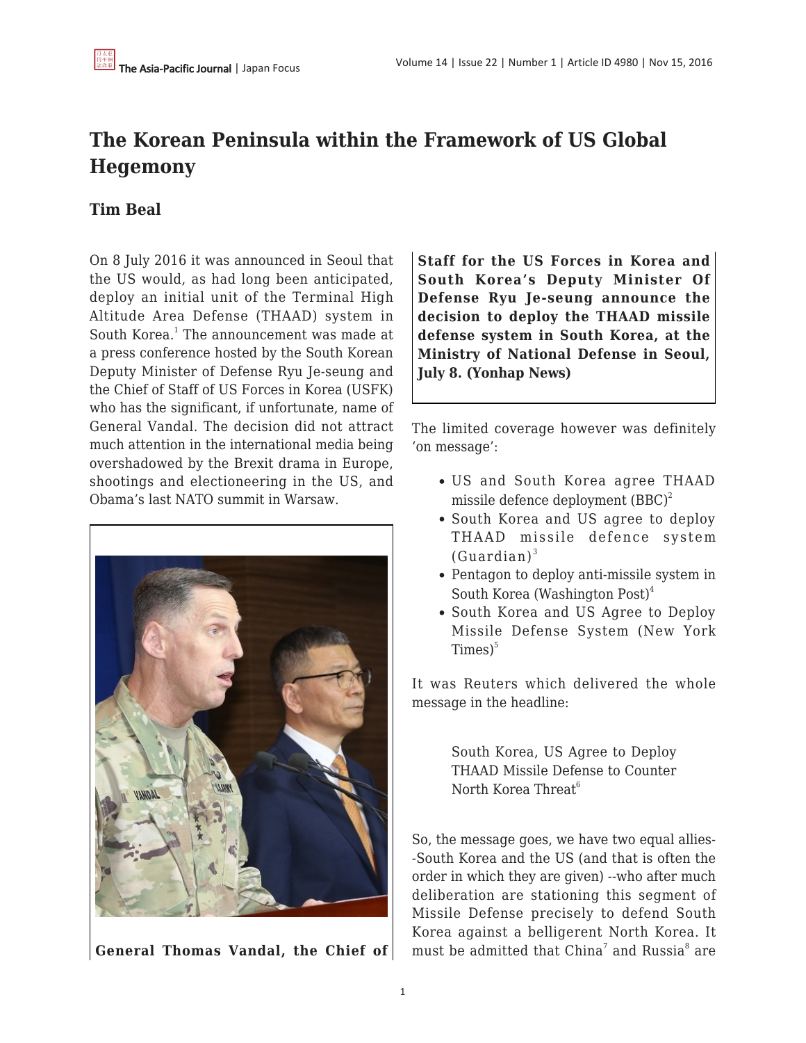# The Korean Peninsula within the Framework of US Global Hegemony

## Tim Beal

On 8 July 2016 it was announced in Seoul that the US would, as had long been anticipated, deploy an initial unit of the Terminal High Altitude Area Defense (THAAD) system in South Korea.[1] The announcement was made at a press conference hosted by the South Korean Deputy Minister of Defense Ryu Je-seung and the Chief of Staff of US Forces in Korea (USFK) who has the significant, if unfortunate, name of General Vandal. The decision did not attract much attention in the international media being overshadowed by the Brexit drama in Europe, shootings and electioneering in the US, and Obama's last NATO summit in Warsaw.

**General Thomas Vandal, the Chief of Staff for the US Forces in Korea and South Korea's Deputy Minister Of Defense Ryu Je-seung announce the decision to deploy the THAAD missile defense system in South Korea, at the Ministry of National Defense in Seoul, July 8. (Yonhap News)**

The limited coverage however was definitely 'on message':

- US and South Korea agree THAAD missile defence deployment (BBC)[2]
- South Korea and US agree to deploy THAAD missile defence system (Guardian)[3]
- Pentagon to deploy anti-missile system in South Korea (Washington Post)[4]
- South Korea and US Agree to Deploy Missile Defense System (New York Times)[5]

It was Reuters which delivered the whole message in the headline:

> South Korea, US Agree to Deploy THAAD Missile Defense to Counter North Korea Threat[6]

So, the message goes, we have two equal allies--South Korea and the US (and that is often the order in which they are given) --who after much deliberation are stationing this segment of Missile Defense precisely to defend South Korea against a belligerent North Korea. It must be admitted that China[7] and Russia[8] are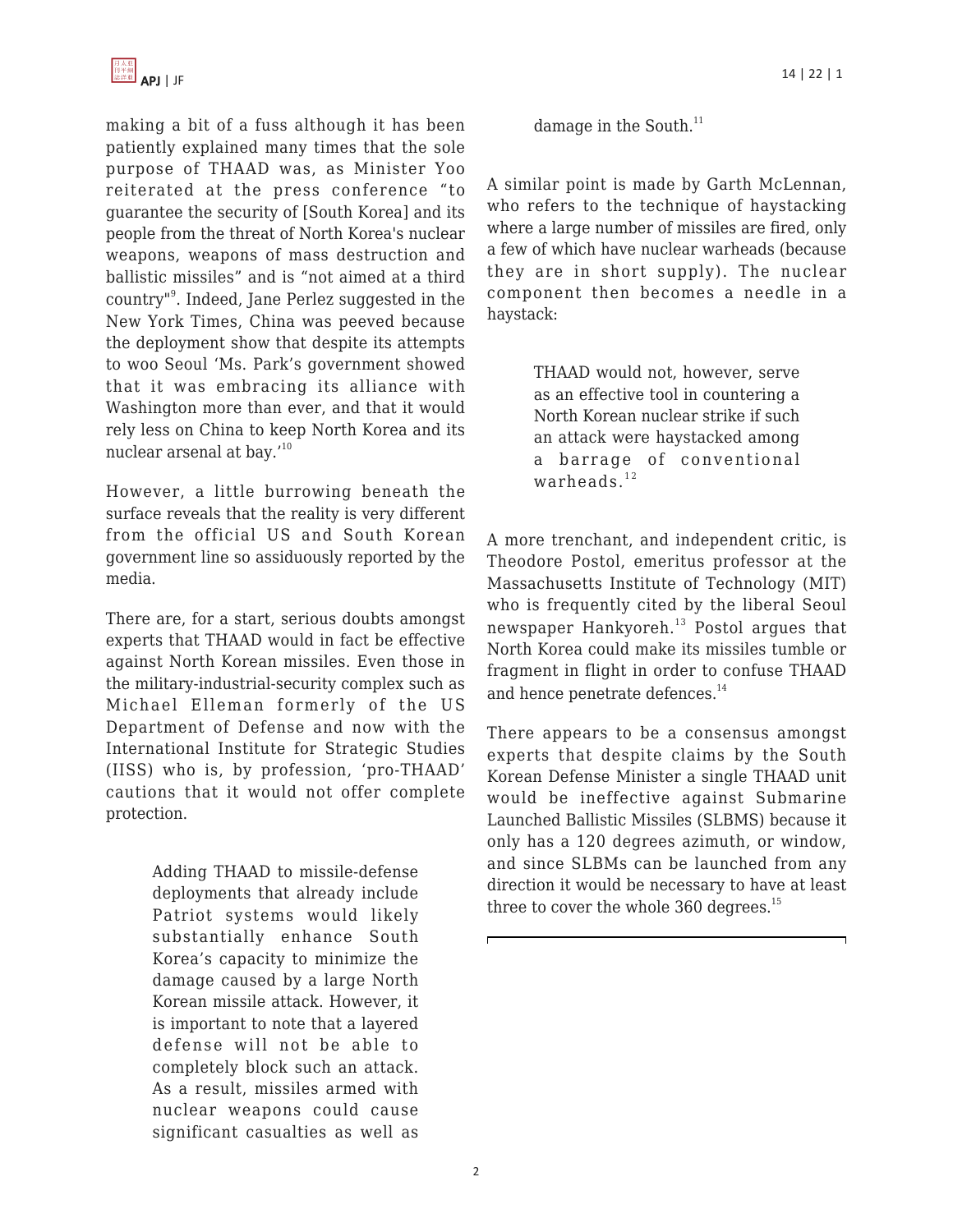making a bit of a fuss although it has been patiently explained many times that the sole purpose of THAAD was, as Minister Yoo reiterated at the press conference "to guarantee the security of [South Korea] and its people from the threat of North Korea's nuclear weapons, weapons of mass destruction and ballistic missiles" and is "not aimed at a third country"[9]. Indeed, Jane Perlez suggested in the New York Times, China was peeved because the deployment show that despite its attempts to woo Seoul 'Ms. Park's government showed that it was embracing its alliance with Washington more than ever, and that it would rely less on China to keep North Korea and its nuclear arsenal at bay.'[10]

However, a little burrowing beneath the surface reveals that the reality is very different from the official US and South Korean government line so assiduously reported by the media.

There are, for a start, serious doubts amongst experts that THAAD would in fact be effective against North Korean missiles. Even those in the military-industrial-security complex such as Michael Elleman formerly of the US Department of Defense and now with the International Institute for Strategic Studies (IISS) who is, by profession, 'pro-THAAD' cautions that it would not offer complete protection.

> Adding THAAD to missile-defense deployments that already include Patriot systems would likely substantially enhance South Korea's capacity to minimize the damage caused by a large North Korean missile attack. However, it is important to note that a layered defense will not be able to completely block such an attack. As a result, missiles armed with nuclear weapons could cause significant casualties as well as damage in the South.[11]

A similar point is made by Garth McLennan, who refers to the technique of haystacking where a large number of missiles are fired, only a few of which have nuclear warheads (because they are in short supply). The nuclear component then becomes a needle in a haystack:

> THAAD would not, however, serve as an effective tool in countering a North Korean nuclear strike if such an attack were haystacked among a barrage of conventional warheads.[12]

A more trenchant, and independent critic, is Theodore Postol, emeritus professor at the Massachusetts Institute of Technology (MIT) who is frequently cited by the liberal Seoul newspaper Hankyoreh.[13] Postol argues that North Korea could make its missiles tumble or fragment in flight in order to confuse THAAD and hence penetrate defences.[14]

There appears to be a consensus amongst experts that despite claims by the South Korean Defense Minister a single THAAD unit would be ineffective against Submarine Launched Ballistic Missiles (SLBMS) because it only has a 120 degrees azimuth, or window, and since SLBMs can be launched from any direction it would be necessary to have at least three to cover the whole 360 degrees.[15]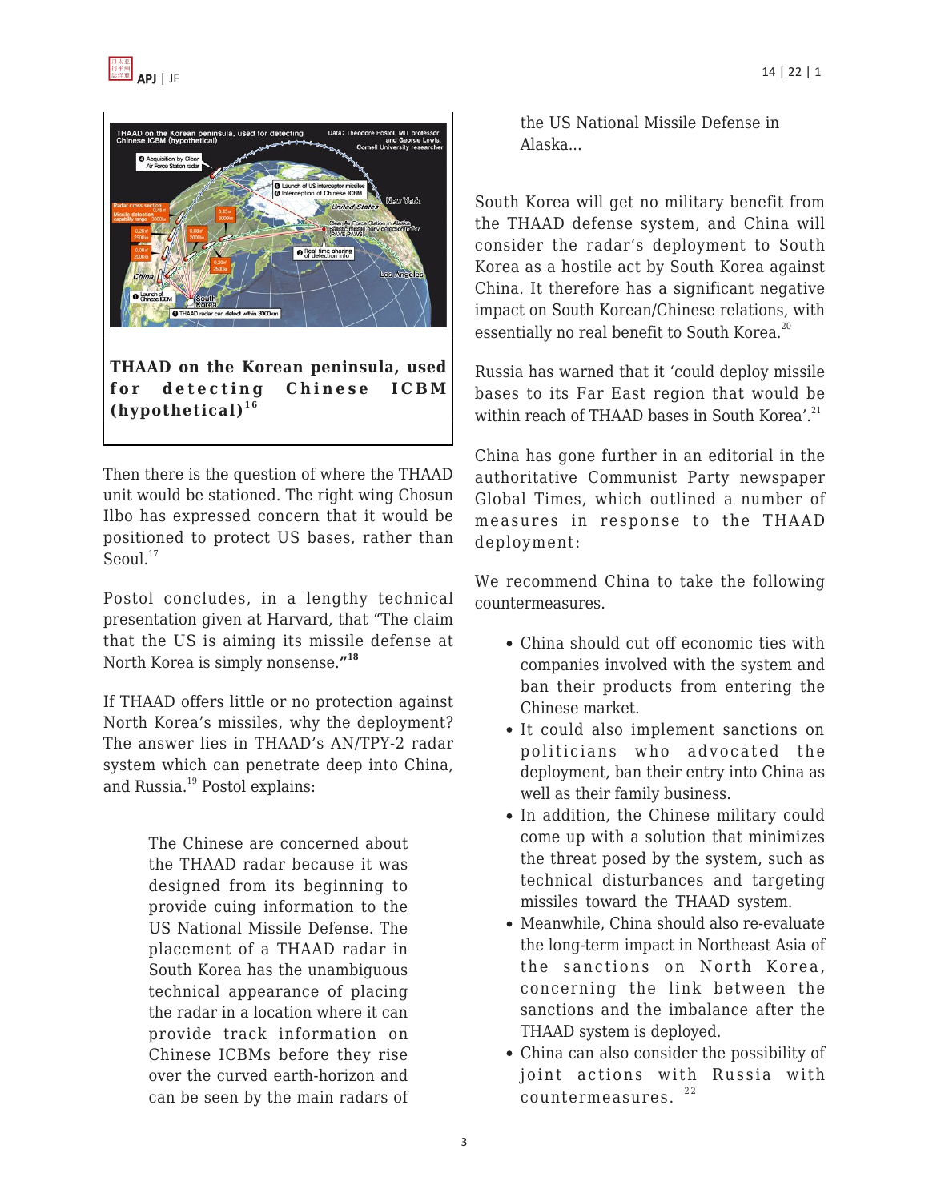**THAAD on the Korean peninsula, used for detecting Chinese ICBM (hypothetical)**[16]

Then there is the question of where the THAAD unit would be stationed. The right wing Chosun Ilbo has expressed concern that it would be positioned to protect US bases, rather than Seoul.[17]

Postol concludes, in a lengthy technical presentation given at Harvard, that "The claim that the US is aiming its missile defense at North Korea is simply nonsense."[18]

If THAAD offers little or no protection against North Korea's missiles, why the deployment? The answer lies in THAAD's AN/TPY-2 radar system which can penetrate deep into China, and Russia.[19] Postol explains:

> The Chinese are concerned about the THAAD radar because it was designed from its beginning to provide cuing information to the US National Missile Defense. The placement of a THAAD radar in South Korea has the unambiguous technical appearance of placing the radar in a location where it can provide track information on Chinese ICBMs before they rise over the curved earth-horizon and can be seen by the main radars of the US National Missile Defense in Alaska…

South Korea will get no military benefit from the THAAD defense system, and China will consider the radar's deployment to South Korea as a hostile act by South Korea against China. It therefore has a significant negative impact on South Korean/Chinese relations, with essentially no real benefit to South Korea.[20]

Russia has warned that it 'could deploy missile bases to its Far East region that would be within reach of THAAD bases in South Korea'.[21]

China has gone further in an editorial in the authoritative Communist Party newspaper Global Times, which outlined a number of measures in response to the THAAD deployment:

> We recommend China to take the following countermeasures.
>
> - China should cut off economic ties with companies involved with the system and ban their products from entering the Chinese market.
> - It could also implement sanctions on politicians who advocated the deployment, ban their entry into China as well as their family business.
> - In addition, the Chinese military could come up with a solution that minimizes the threat posed by the system, such as technical disturbances and targeting missiles toward the THAAD system.
> - Meanwhile, China should also re-evaluate the long-term impact in Northeast Asia of the sanctions on North Korea, concerning the link between the sanctions and the imbalance after the THAAD system is deployed.
> - China can also consider the possibility of joint actions with Russia with countermeasures.[22]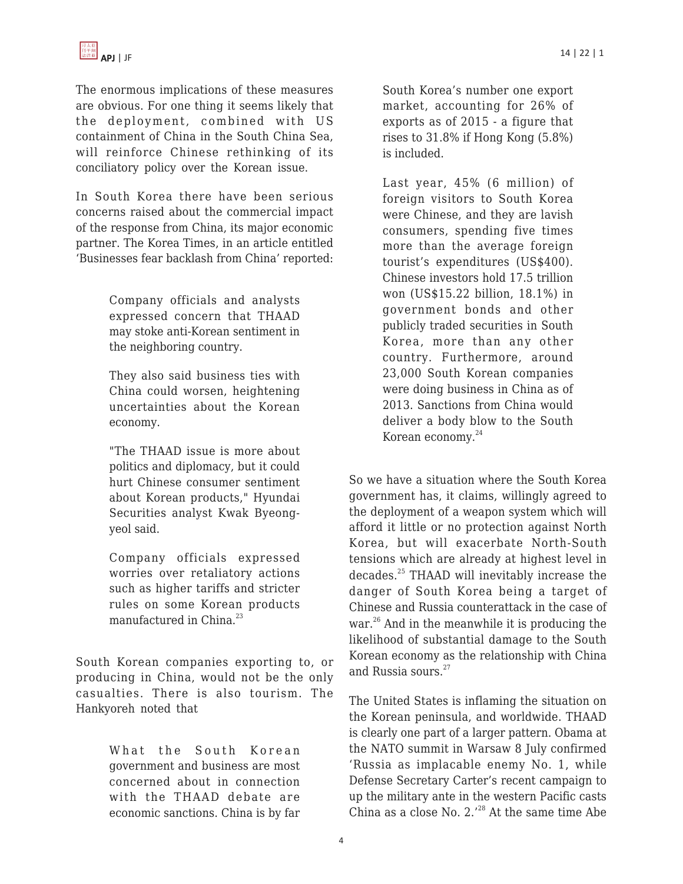The enormous implications of these measures are obvious. For one thing it seems likely that the deployment, combined with US containment of China in the South China Sea, will reinforce Chinese rethinking of its conciliatory policy over the Korean issue.

In South Korea there have been serious concerns raised about the commercial impact of the response from China, its major economic partner. The Korea Times, in an article entitled 'Businesses fear backlash from China' reported:

> Company officials and analysts expressed concern that THAAD may stoke anti-Korean sentiment in the neighboring country.
>
> They also said business ties with China could worsen, heightening uncertainties about the Korean economy.
>
> "The THAAD issue is more about politics and diplomacy, but it could hurt Chinese consumer sentiment about Korean products," Hyundai Securities analyst Kwak Byeong-yeol said.
>
> Company officials expressed worries over retaliatory actions such as higher tariffs and stricter rules on some Korean products manufactured in China.[23]

South Korean companies exporting to, or producing in China, would not be the only casualties. There is also tourism. The Hankyoreh noted that

> What the South Korean government and business are most concerned about in connection with the THAAD debate are economic sanctions. China is by far South Korea's number one export market, accounting for 26% of exports as of 2015 - a figure that rises to 31.8% if Hong Kong (5.8%) is included.
>
> Last year, 45% (6 million) of foreign visitors to South Korea were Chinese, and they are lavish consumers, spending five times more than the average foreign tourist's expenditures (US$400). Chinese investors hold 17.5 trillion won (US$15.22 billion, 18.1%) in government bonds and other publicly traded securities in South Korea, more than any other country. Furthermore, around 23,000 South Korean companies were doing business in China as of 2013. Sanctions from China would deliver a body blow to the South Korean economy.[24]

So we have a situation where the South Korea government has, it claims, willingly agreed to the deployment of a weapon system which will afford it little or no protection against North Korea, but will exacerbate North-South tensions which are already at highest level in decades.[25] THAAD will inevitably increase the danger of South Korea being a target of Chinese and Russia counterattack in the case of war.[26] And in the meanwhile it is producing the likelihood of substantial damage to the South Korean economy as the relationship with China and Russia sours.[27]

The United States is inflaming the situation on the Korean peninsula, and worldwide. THAAD is clearly one part of a larger pattern. Obama at the NATO summit in Warsaw 8 July confirmed 'Russia as implacable enemy No. 1, while Defense Secretary Carter's recent campaign to up the military ante in the western Pacific casts China as a close No. 2.'[28] At the same time Abe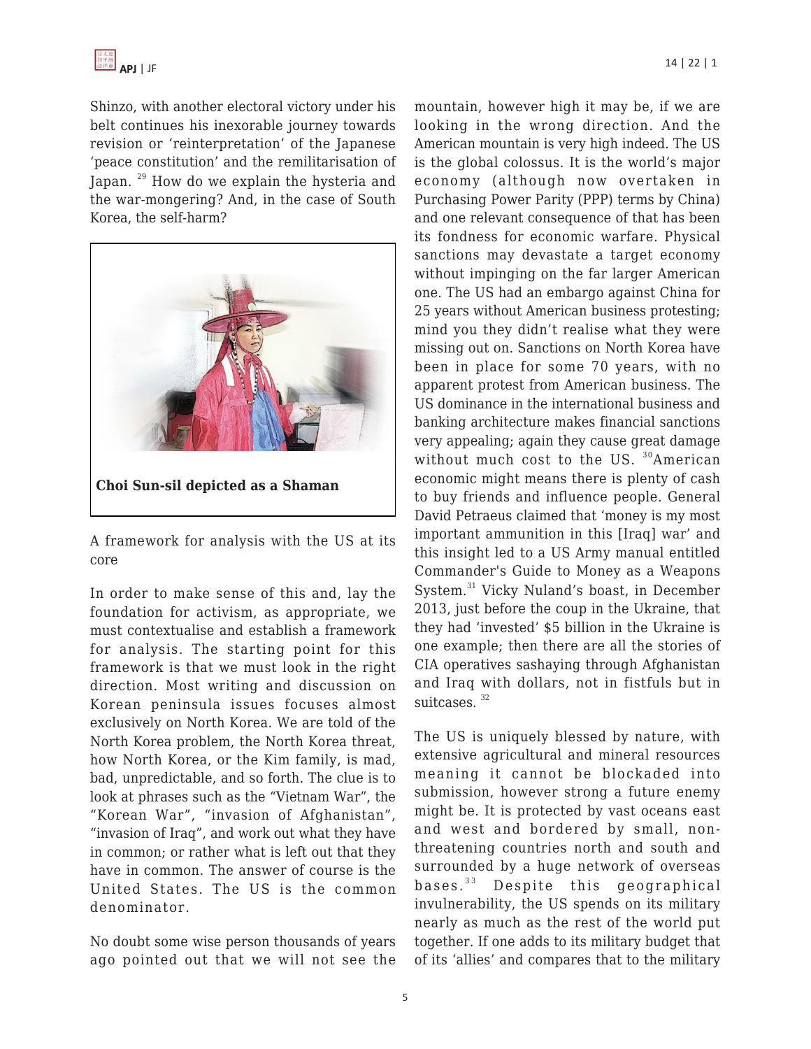Shinzo, with another electoral victory under his belt continues his inexorable journey towards revision or 'reinterpretation' of the Japanese 'peace constitution' and the remilitarisation of Japan. [29] How do we explain the hysteria and the war-mongering? And, in the case of South Korea, the self-harm?

**Choi Sun-sil depicted as a Shaman**

A framework for analysis with the US at its core

In order to make sense of this and, lay the foundation for activism, as appropriate, we must contextualise and establish a framework for analysis. The starting point for this framework is that we must look in the right direction. Most writing and discussion on Korean peninsula issues focuses almost exclusively on North Korea. We are told of the North Korea problem, the North Korea threat, how North Korea, or the Kim family, is mad, bad, unpredictable, and so forth. The clue is to look at phrases such as the "Vietnam War", the "Korean War", "invasion of Afghanistan", "invasion of Iraq", and work out what they have in common; or rather what is left out that they have in common. The answer of course is the United States. The US is the common denominator.

No doubt some wise person thousands of years ago pointed out that we will not see the mountain, however high it may be, if we are looking in the wrong direction. And the American mountain is very high indeed. The US is the global colossus. It is the world's major economy (although now overtaken in Purchasing Power Parity (PPP) terms by China) and one relevant consequence of that has been its fondness for economic warfare. Physical sanctions may devastate a target economy without impinging on the far larger American one. The US had an embargo against China for 25 years without American business protesting; mind you they didn't realise what they were missing out on. Sanctions on North Korea have been in place for some 70 years, with no apparent protest from American business. The US dominance in the international business and banking architecture makes financial sanctions very appealing; again they cause great damage without much cost to the US. [30]American economic might means there is plenty of cash to buy friends and influence people. General David Petraeus claimed that 'money is my most important ammunition in this [Iraq] war' and this insight led to a US Army manual entitled Commander's Guide to Money as a Weapons System.[31] Vicky Nuland's boast, in December 2013, just before the coup in the Ukraine, that they had 'invested' $5 billion in the Ukraine is one example; then there are all the stories of CIA operatives sashaying through Afghanistan and Iraq with dollars, not in fistfuls but in suitcases. [32]

The US is uniquely blessed by nature, with extensive agricultural and mineral resources meaning it cannot be blockaded into submission, however strong a future enemy might be. It is protected by vast oceans east and west and bordered by small, non-threatening countries north and south and surrounded by a huge network of overseas bases.[33] Despite this geographical invulnerability, the US spends on its military nearly as much as the rest of the world put together. If one adds to its military budget that of its 'allies' and compares that to the military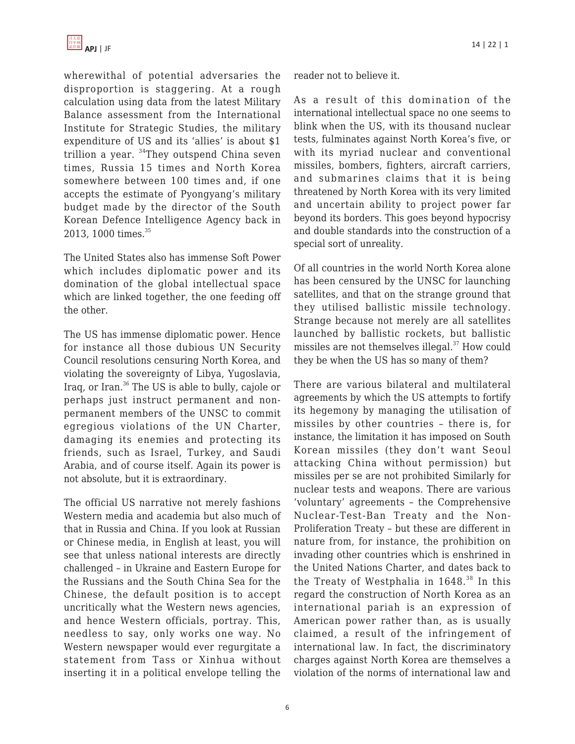wherewithal of potential adversaries the disproportion is staggering. At a rough calculation using data from the latest Military Balance assessment from the International Institute for Strategic Studies, the military expenditure of US and its 'allies' is about $1 trillion a year. [34]They outspend China seven times, Russia 15 times and North Korea somewhere between 100 times and, if one accepts the estimate of Pyongyang's military budget made by the director of the South Korean Defence Intelligence Agency back in 2013, 1000 times.[35]

The United States also has immense Soft Power which includes diplomatic power and its domination of the global intellectual space which are linked together, the one feeding off the other.

The US has immense diplomatic power. Hence for instance all those dubious UN Security Council resolutions censuring North Korea, and violating the sovereignty of Libya, Yugoslavia, Iraq, or Iran.[36] The US is able to bully, cajole or perhaps just instruct permanent and non-permanent members of the UNSC to commit egregious violations of the UN Charter, damaging its enemies and protecting its friends, such as Israel, Turkey, and Saudi Arabia, and of course itself. Again its power is not absolute, but it is extraordinary.

The official US narrative not merely fashions Western media and academia but also much of that in Russia and China. If you look at Russian or Chinese media, in English at least, you will see that unless national interests are directly challenged – in Ukraine and Eastern Europe for the Russians and the South China Sea for the Chinese, the default position is to accept uncritically what the Western news agencies, and hence Western officials, portray. This, needless to say, only works one way. No Western newspaper would ever regurgitate a statement from Tass or Xinhua without inserting it in a political envelope telling the reader not to believe it.

As a result of this domination of the international intellectual space no one seems to blink when the US, with its thousand nuclear tests, fulminates against North Korea's five, or with its myriad nuclear and conventional missiles, bombers, fighters, aircraft carriers, and submarines claims that it is being threatened by North Korea with its very limited and uncertain ability to project power far beyond its borders. This goes beyond hypocrisy and double standards into the construction of a special sort of unreality.

Of all countries in the world North Korea alone has been censured by the UNSC for launching satellites, and that on the strange ground that they utilised ballistic missile technology. Strange because not merely are all satellites launched by ballistic rockets, but ballistic missiles are not themselves illegal.[37] How could they be when the US has so many of them?

There are various bilateral and multilateral agreements by which the US attempts to fortify its hegemony by managing the utilisation of missiles by other countries – there is, for instance, the limitation it has imposed on South Korean missiles (they don't want Seoul attacking China without permission) but missiles per se are not prohibited Similarly for nuclear tests and weapons. There are various 'voluntary' agreements – the Comprehensive Nuclear-Test-Ban Treaty and the Non-Proliferation Treaty – but these are different in nature from, for instance, the prohibition on invading other countries which is enshrined in the United Nations Charter, and dates back to the Treaty of Westphalia in 1648.[38] In this regard the construction of North Korea as an international pariah is an expression of American power rather than, as is usually claimed, a result of the infringement of international law. In fact, the discriminatory charges against North Korea are themselves a violation of the norms of international law and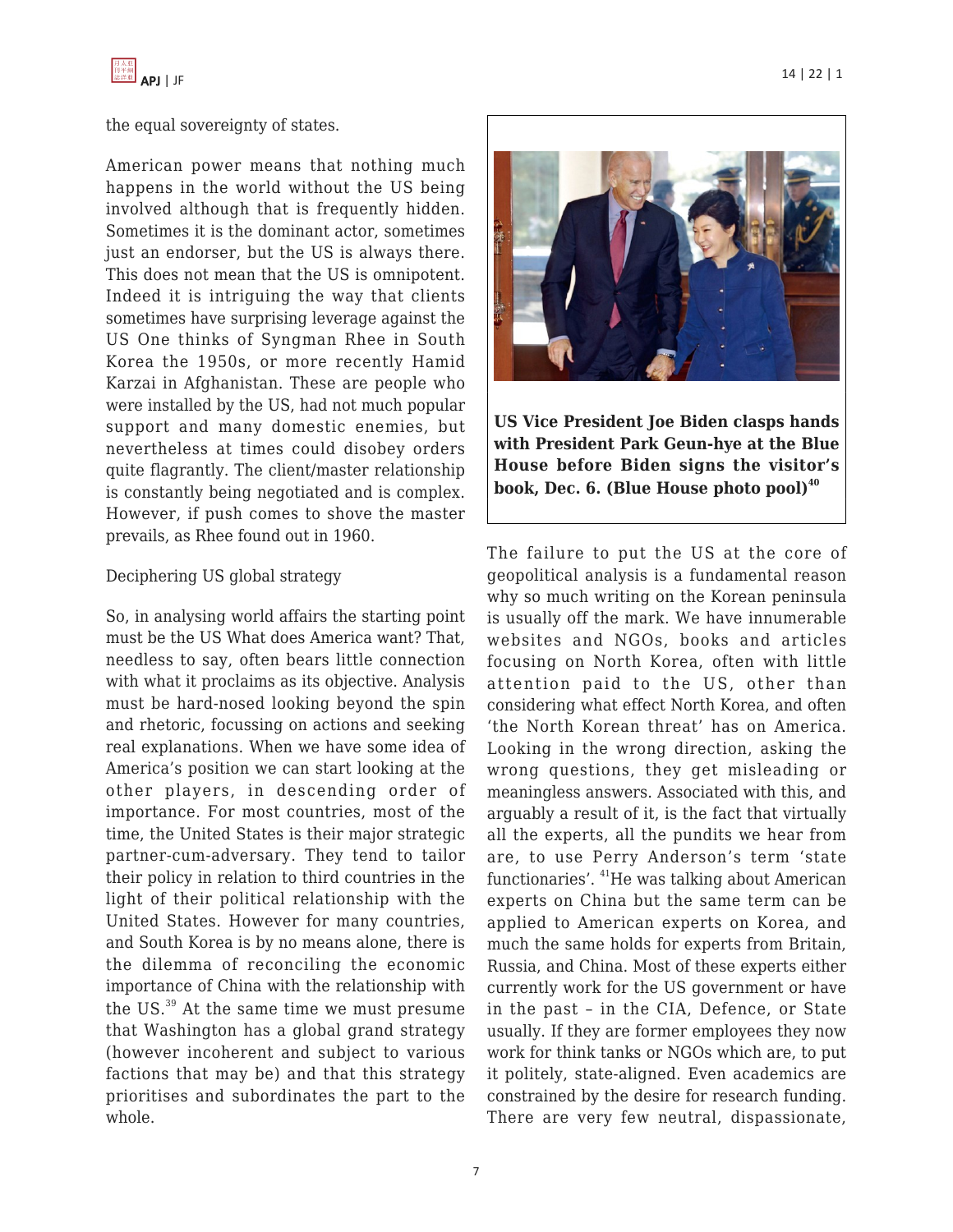the equal sovereignty of states.

American power means that nothing much happens in the world without the US being involved although that is frequently hidden. Sometimes it is the dominant actor, sometimes just an endorser, but the US is always there. This does not mean that the US is omnipotent. Indeed it is intriguing the way that clients sometimes have surprising leverage against the US One thinks of Syngman Rhee in South Korea the 1950s, or more recently Hamid Karzai in Afghanistan. These are people who were installed by the US, had not much popular support and many domestic enemies, but nevertheless at times could disobey orders quite flagrantly. The client/master relationship is constantly being negotiated and is complex. However, if push comes to shove the master prevails, as Rhee found out in 1960.

Deciphering US global strategy

So, in analysing world affairs the starting point must be the US What does America want? That, needless to say, often bears little connection with what it proclaims as its objective. Analysis must be hard-nosed looking beyond the spin and rhetoric, focussing on actions and seeking real explanations. When we have some idea of America's position we can start looking at the other players, in descending order of importance. For most countries, most of the time, the United States is their major strategic partner-cum-adversary. They tend to tailor their policy in relation to third countries in the light of their political relationship with the United States. However for many countries, and South Korea is by no means alone, there is the dilemma of reconciling the economic importance of China with the relationship with the US.[39] At the same time we must presume that Washington has a global grand strategy (however incoherent and subject to various factions that may be) and that this strategy prioritises and subordinates the part to the whole.

**US Vice President Joe Biden clasps hands with President Park Geun-hye at the Blue House before Biden signs the visitor's book, Dec. 6. (Blue House photo pool)[40]**

The failure to put the US at the core of geopolitical analysis is a fundamental reason why so much writing on the Korean peninsula is usually off the mark. We have innumerable websites and NGOs, books and articles focusing on North Korea, often with little attention paid to the US, other than considering what effect North Korea, and often 'the North Korean threat' has on America. Looking in the wrong direction, asking the wrong questions, they get misleading or meaningless answers. Associated with this, and arguably a result of it, is the fact that virtually all the experts, all the pundits we hear from are, to use Perry Anderson's term 'state functionaries'. [41]He was talking about American experts on China but the same term can be applied to American experts on Korea, and much the same holds for experts from Britain, Russia, and China. Most of these experts either currently work for the US government or have in the past – in the CIA, Defence, or State usually. If they are former employees they now work for think tanks or NGOs which are, to put it politely, state-aligned. Even academics are constrained by the desire for research funding. There are very few neutral, dispassionate,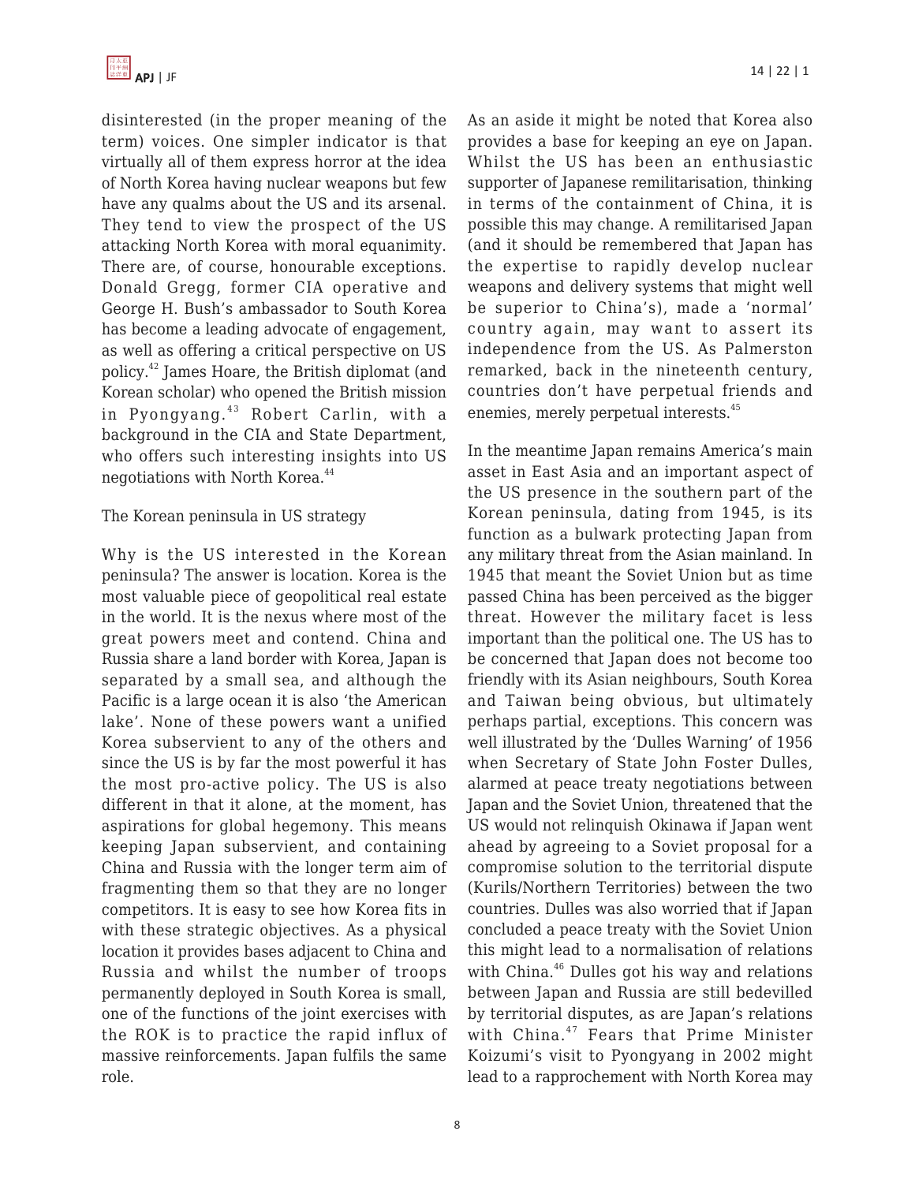disinterested (in the proper meaning of the term) voices. One simpler indicator is that virtually all of them express horror at the idea of North Korea having nuclear weapons but few have any qualms about the US and its arsenal. They tend to view the prospect of the US attacking North Korea with moral equanimity. There are, of course, honourable exceptions. Donald Gregg, former CIA operative and George H. Bush's ambassador to South Korea has become a leading advocate of engagement, as well as offering a critical perspective on US policy.[42] James Hoare, the British diplomat (and Korean scholar) who opened the British mission in Pyongyang.[43] Robert Carlin, with a background in the CIA and State Department, who offers such interesting insights into US negotiations with North Korea.[44]

## The Korean peninsula in US strategy

Why is the US interested in the Korean peninsula? The answer is location. Korea is the most valuable piece of geopolitical real estate in the world. It is the nexus where most of the great powers meet and contend. China and Russia share a land border with Korea, Japan is separated by a small sea, and although the Pacific is a large ocean it is also 'the American lake'. None of these powers want a unified Korea subservient to any of the others and since the US is by far the most powerful it has the most pro-active policy. The US is also different in that it alone, at the moment, has aspirations for global hegemony. This means keeping Japan subservient, and containing China and Russia with the longer term aim of fragmenting them so that they are no longer competitors. It is easy to see how Korea fits in with these strategic objectives. As a physical location it provides bases adjacent to China and Russia and whilst the number of troops permanently deployed in South Korea is small, one of the functions of the joint exercises with the ROK is to practice the rapid influx of massive reinforcements. Japan fulfils the same role.

As an aside it might be noted that Korea also provides a base for keeping an eye on Japan. Whilst the US has been an enthusiastic supporter of Japanese remilitarisation, thinking in terms of the containment of China, it is possible this may change. A remilitarised Japan (and it should be remembered that Japan has the expertise to rapidly develop nuclear weapons and delivery systems that might well be superior to China's), made a 'normal' country again, may want to assert its independence from the US. As Palmerston remarked, back in the nineteenth century, countries don't have perpetual friends and enemies, merely perpetual interests.[45]

In the meantime Japan remains America's main asset in East Asia and an important aspect of the US presence in the southern part of the Korean peninsula, dating from 1945, is its function as a bulwark protecting Japan from any military threat from the Asian mainland. In 1945 that meant the Soviet Union but as time passed China has been perceived as the bigger threat. However the military facet is less important than the political one. The US has to be concerned that Japan does not become too friendly with its Asian neighbours, South Korea and Taiwan being obvious, but ultimately perhaps partial, exceptions. This concern was well illustrated by the 'Dulles Warning' of 1956 when Secretary of State John Foster Dulles, alarmed at peace treaty negotiations between Japan and the Soviet Union, threatened that the US would not relinquish Okinawa if Japan went ahead by agreeing to a Soviet proposal for a compromise solution to the territorial dispute (Kurils/Northern Territories) between the two countries. Dulles was also worried that if Japan concluded a peace treaty with the Soviet Union this might lead to a normalisation of relations with China.[46] Dulles got his way and relations between Japan and Russia are still bedevilled by territorial disputes, as are Japan's relations with China.[47] Fears that Prime Minister Koizumi's visit to Pyongyang in 2002 might lead to a rapprochement with North Korea may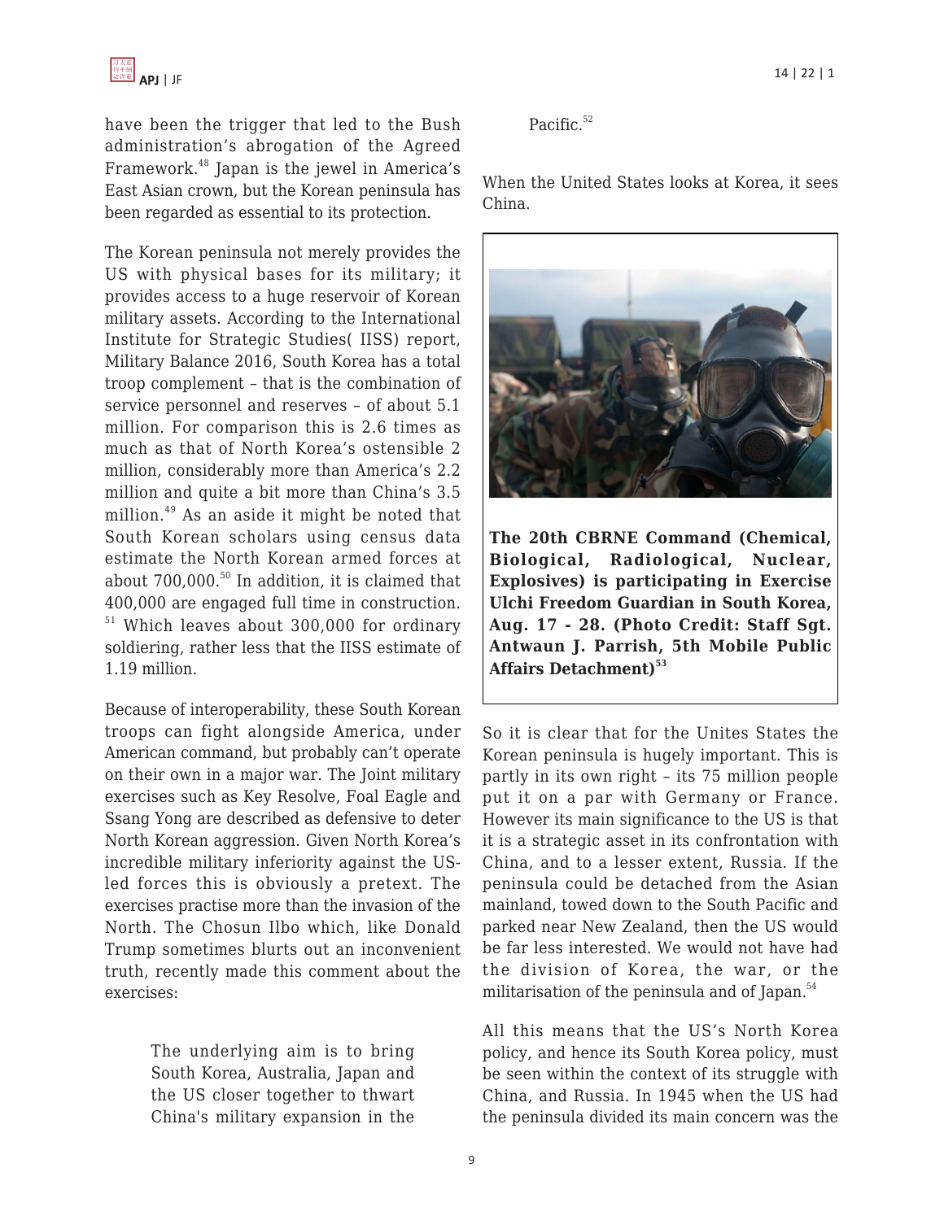have been the trigger that led to the Bush administration's abrogation of the Agreed Framework.[48] Japan is the jewel in America's East Asian crown, but the Korean peninsula has been regarded as essential to its protection.

The Korean peninsula not merely provides the US with physical bases for its military; it provides access to a huge reservoir of Korean military assets. According to the International Institute for Strategic Studies( IISS) report, Military Balance 2016, South Korea has a total troop complement – that is the combination of service personnel and reserves – of about 5.1 million. For comparison this is 2.6 times as much as that of North Korea's ostensible 2 million, considerably more than America's 2.2 million and quite a bit more than China's 3.5 million.[49] As an aside it might be noted that South Korean scholars using census data estimate the North Korean armed forces at about 700,000.[50] In addition, it is claimed that 400,000 are engaged full time in construction.[51] Which leaves about 300,000 for ordinary soldiering, rather less that the IISS estimate of 1.19 million.

Because of interoperability, these South Korean troops can fight alongside America, under American command, but probably can't operate on their own in a major war. The Joint military exercises such as Key Resolve, Foal Eagle and Ssang Yong are described as defensive to deter North Korean aggression. Given North Korea's incredible military inferiority against the US-led forces this is obviously a pretext. The exercises practise more than the invasion of the North. The Chosun Ilbo which, like Donald Trump sometimes blurts out an inconvenient truth, recently made this comment about the exercises:

> The underlying aim is to bring South Korea, Australia, Japan and the US closer together to thwart China's military expansion in the Pacific.[52]

When the United States looks at Korea, it sees China.

**The 20th CBRNE Command (Chemical, Biological, Radiological, Nuclear, Explosives) is participating in Exercise Ulchi Freedom Guardian in South Korea, Aug. 17 - 28. (Photo Credit: Staff Sgt. Antwaun J. Parrish, 5th Mobile Public Affairs Detachment)[53]**

So it is clear that for the Unites States the Korean peninsula is hugely important. This is partly in its own right – its 75 million people put it on a par with Germany or France. However its main significance to the US is that it is a strategic asset in its confrontation with China, and to a lesser extent, Russia. If the peninsula could be detached from the Asian mainland, towed down to the South Pacific and parked near New Zealand, then the US would be far less interested. We would not have had the division of Korea, the war, or the militarisation of the peninsula and of Japan.[54]

All this means that the US's North Korea policy, and hence its South Korea policy, must be seen within the context of its struggle with China, and Russia. In 1945 when the US had the peninsula divided its main concern was the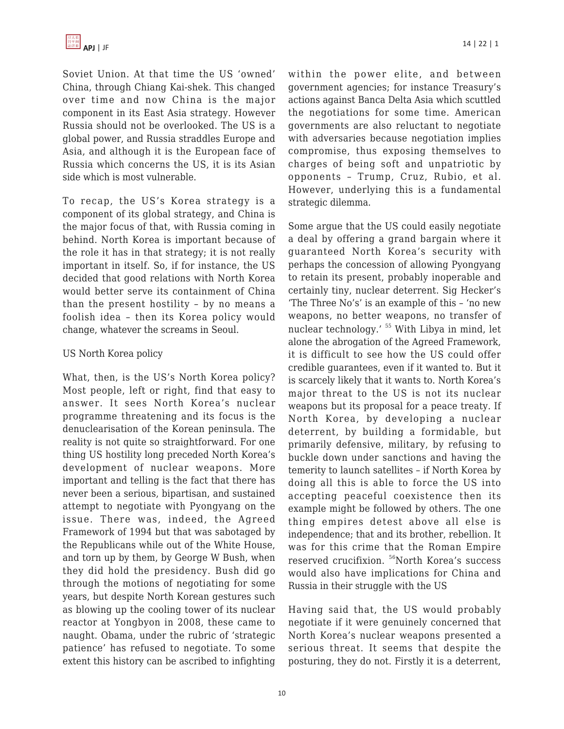Soviet Union. At that time the US 'owned' China, through Chiang Kai-shek. This changed over time and now China is the major component in its East Asia strategy. However Russia should not be overlooked. The US is a global power, and Russia straddles Europe and Asia, and although it is the European face of Russia which concerns the US, it is its Asian side which is most vulnerable.

To recap, the US's Korea strategy is a component of its global strategy, and China is the major focus of that, with Russia coming in behind. North Korea is important because of the role it has in that strategy; it is not really important in itself. So, if for instance, the US decided that good relations with North Korea would better serve its containment of China than the present hostility – by no means a foolish idea – then its Korea policy would change, whatever the screams in Seoul.

## US North Korea policy

What, then, is the US's North Korea policy? Most people, left or right, find that easy to answer. It sees North Korea's nuclear programme threatening and its focus is the denuclearisation of the Korean peninsula. The reality is not quite so straightforward. For one thing US hostility long preceded North Korea's development of nuclear weapons. More important and telling is the fact that there has never been a serious, bipartisan, and sustained attempt to negotiate with Pyongyang on the issue. There was, indeed, the Agreed Framework of 1994 but that was sabotaged by the Republicans while out of the White House, and torn up by them, by George W Bush, when they did hold the presidency. Bush did go through the motions of negotiating for some years, but despite North Korean gestures such as blowing up the cooling tower of its nuclear reactor at Yongbyon in 2008, these came to naught. Obama, under the rubric of 'strategic patience' has refused to negotiate. To some extent this history can be ascribed to infighting within the power elite, and between government agencies; for instance Treasury's actions against Banca Delta Asia which scuttled the negotiations for some time. American governments are also reluctant to negotiate with adversaries because negotiation implies compromise, thus exposing themselves to charges of being soft and unpatriotic by opponents – Trump, Cruz, Rubio, et al. However, underlying this is a fundamental strategic dilemma.

Some argue that the US could easily negotiate a deal by offering a grand bargain where it guaranteed North Korea's security with perhaps the concession of allowing Pyongyang to retain its present, probably inoperable and certainly tiny, nuclear deterrent. Sig Hecker's 'The Three No's' is an example of this – 'no new weapons, no better weapons, no transfer of nuclear technology.' [55] With Libya in mind, let alone the abrogation of the Agreed Framework, it is difficult to see how the US could offer credible guarantees, even if it wanted to. But it is scarcely likely that it wants to. North Korea's major threat to the US is not its nuclear weapons but its proposal for a peace treaty. If North Korea, by developing a nuclear deterrent, by building a formidable, but primarily defensive, military, by refusing to buckle down under sanctions and having the temerity to launch satellites – if North Korea by doing all this is able to force the US into accepting peaceful coexistence then its example might be followed by others. The one thing empires detest above all else is independence; that and its brother, rebellion. It was for this crime that the Roman Empire reserved crucifixion. [56]North Korea's success would also have implications for China and Russia in their struggle with the US

Having said that, the US would probably negotiate if it were genuinely concerned that North Korea's nuclear weapons presented a serious threat. It seems that despite the posturing, they do not. Firstly it is a deterrent,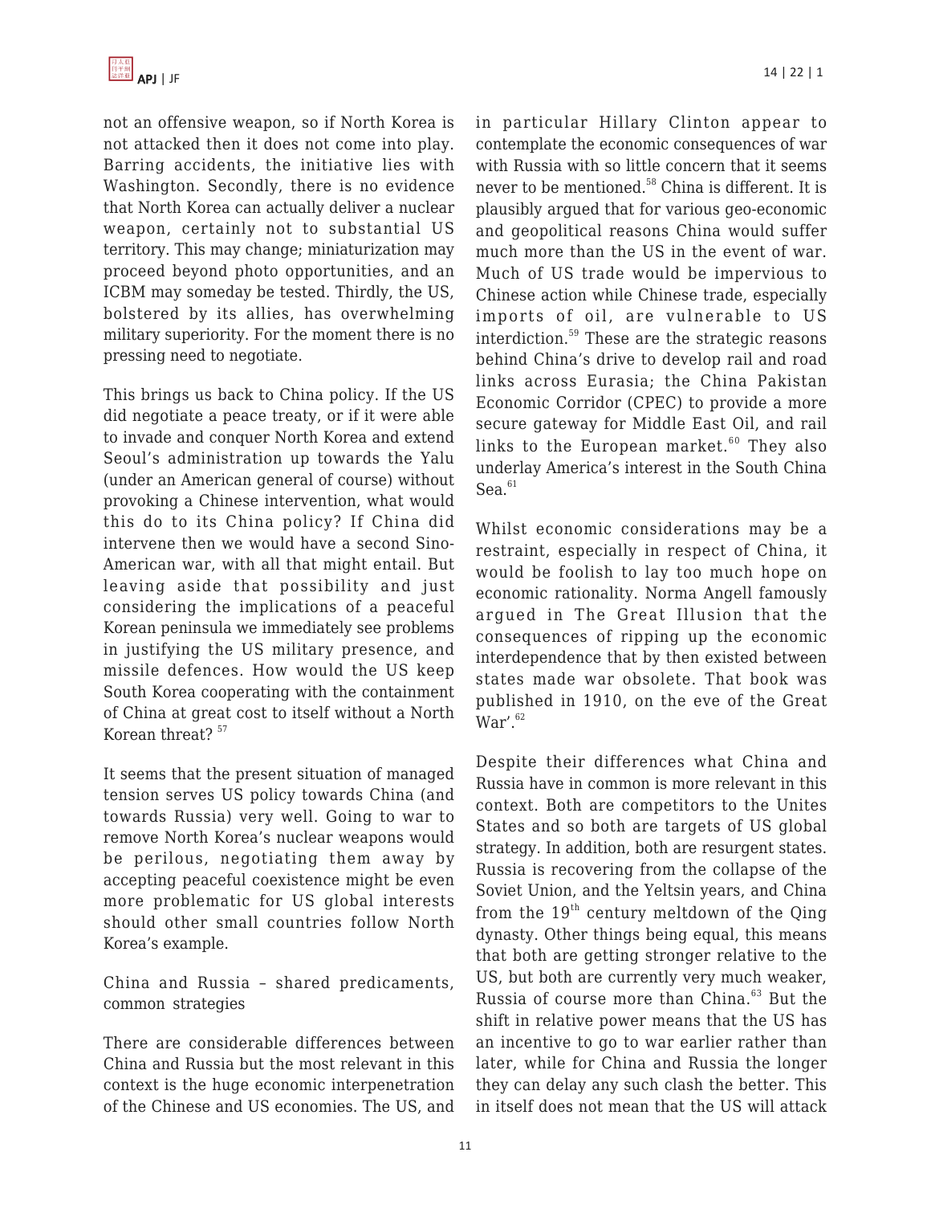not an offensive weapon, so if North Korea is not attacked then it does not come into play. Barring accidents, the initiative lies with Washington. Secondly, there is no evidence that North Korea can actually deliver a nuclear weapon, certainly not to substantial US territory. This may change; miniaturization may proceed beyond photo opportunities, and an ICBM may someday be tested. Thirdly, the US, bolstered by its allies, has overwhelming military superiority. For the moment there is no pressing need to negotiate.

This brings us back to China policy. If the US did negotiate a peace treaty, or if it were able to invade and conquer North Korea and extend Seoul's administration up towards the Yalu (under an American general of course) without provoking a Chinese intervention, what would this do to its China policy? If China did intervene then we would have a second Sino-American war, with all that might entail. But leaving aside that possibility and just considering the implications of a peaceful Korean peninsula we immediately see problems in justifying the US military presence, and missile defences. How would the US keep South Korea cooperating with the containment of China at great cost to itself without a North Korean threat? [57]

It seems that the present situation of managed tension serves US policy towards China (and towards Russia) very well. Going to war to remove North Korea's nuclear weapons would be perilous, negotiating them away by accepting peaceful coexistence might be even more problematic for US global interests should other small countries follow North Korea's example.

## China and Russia – shared predicaments, common strategies

There are considerable differences between China and Russia but the most relevant in this context is the huge economic interpenetration of the Chinese and US economies. The US, and in particular Hillary Clinton appear to contemplate the economic consequences of war with Russia with so little concern that it seems never to be mentioned.[58] China is different. It is plausibly argued that for various geo-economic and geopolitical reasons China would suffer much more than the US in the event of war. Much of US trade would be impervious to Chinese action while Chinese trade, especially imports of oil, are vulnerable to US interdiction.[59] These are the strategic reasons behind China's drive to develop rail and road links across Eurasia; the China Pakistan Economic Corridor (CPEC) to provide a more secure gateway for Middle East Oil, and rail links to the European market.[60] They also underlay America's interest in the South China Sea.[61]

Whilst economic considerations may be a restraint, especially in respect of China, it would be foolish to lay too much hope on economic rationality. Norma Angell famously argued in The Great Illusion that the consequences of ripping up the economic interdependence that by then existed between states made war obsolete. That book was published in 1910, on the eve of the Great War'.[62]

Despite their differences what China and Russia have in common is more relevant in this context. Both are competitors to the Unites States and so both are targets of US global strategy. In addition, both are resurgent states. Russia is recovering from the collapse of the Soviet Union, and the Yeltsin years, and China from the 19th century meltdown of the Qing dynasty. Other things being equal, this means that both are getting stronger relative to the US, but both are currently very much weaker, Russia of course more than China.[63] But the shift in relative power means that the US has an incentive to go to war earlier rather than later, while for China and Russia the longer they can delay any such clash the better. This in itself does not mean that the US will attack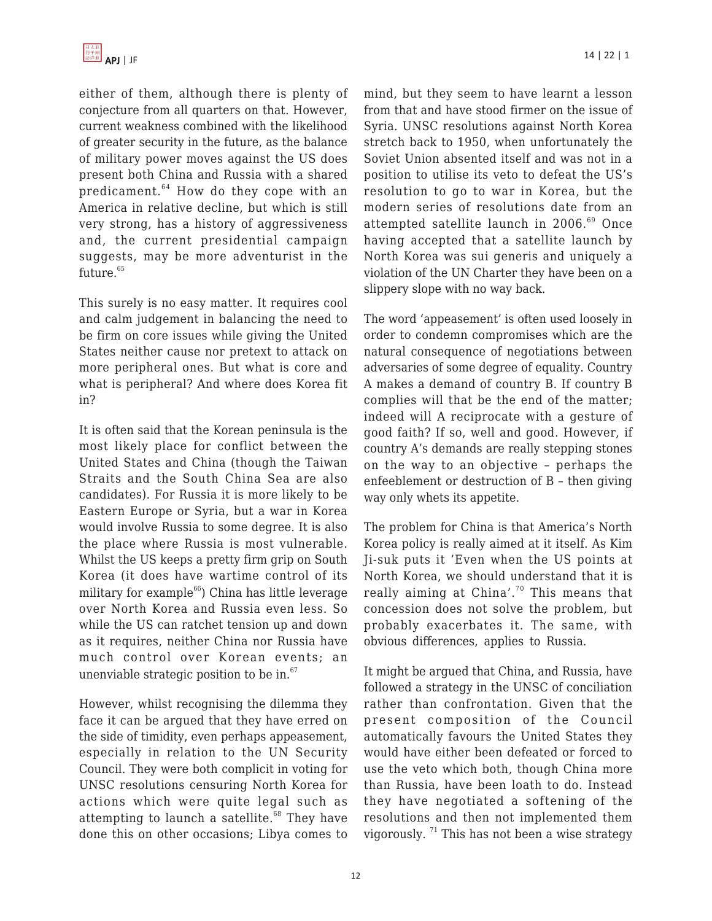either of them, although there is plenty of conjecture from all quarters on that. However, current weakness combined with the likelihood of greater security in the future, as the balance of military power moves against the US does present both China and Russia with a shared predicament.[64] How do they cope with an America in relative decline, but which is still very strong, has a history of aggressiveness and, the current presidential campaign suggests, may be more adventurist in the future.[65]

This surely is no easy matter. It requires cool and calm judgement in balancing the need to be firm on core issues while giving the United States neither cause nor pretext to attack on more peripheral ones. But what is core and what is peripheral? And where does Korea fit in?

It is often said that the Korean peninsula is the most likely place for conflict between the United States and China (though the Taiwan Straits and the South China Sea are also candidates). For Russia it is more likely to be Eastern Europe or Syria, but a war in Korea would involve Russia to some degree. It is also the place where Russia is most vulnerable. Whilst the US keeps a pretty firm grip on South Korea (it does have wartime control of its military for example[66]) China has little leverage over North Korea and Russia even less. So while the US can ratchet tension up and down as it requires, neither China nor Russia have much control over Korean events; an unenviable strategic position to be in.[67]

However, whilst recognising the dilemma they face it can be argued that they have erred on the side of timidity, even perhaps appeasement, especially in relation to the UN Security Council. They were both complicit in voting for UNSC resolutions censuring North Korea for actions which were quite legal such as attempting to launch a satellite.[68] They have done this on other occasions; Libya comes to mind, but they seem to have learnt a lesson from that and have stood firmer on the issue of Syria. UNSC resolutions against North Korea stretch back to 1950, when unfortunately the Soviet Union absented itself and was not in a position to utilise its veto to defeat the US's resolution to go to war in Korea, but the modern series of resolutions date from an attempted satellite launch in 2006.[69] Once having accepted that a satellite launch by North Korea was sui generis and uniquely a violation of the UN Charter they have been on a slippery slope with no way back.

The word 'appeasement' is often used loosely in order to condemn compromises which are the natural consequence of negotiations between adversaries of some degree of equality. Country A makes a demand of country B. If country B complies will that be the end of the matter; indeed will A reciprocate with a gesture of good faith? If so, well and good. However, if country A's demands are really stepping stones on the way to an objective – perhaps the enfeeblement or destruction of B – then giving way only whets its appetite.

The problem for China is that America's North Korea policy is really aimed at it itself. As Kim Ji-suk puts it 'Even when the US points at North Korea, we should understand that it is really aiming at China'.[70] This means that concession does not solve the problem, but probably exacerbates it. The same, with obvious differences, applies to Russia.

It might be argued that China, and Russia, have followed a strategy in the UNSC of conciliation rather than confrontation. Given that the present composition of the Council automatically favours the United States they would have either been defeated or forced to use the veto which both, though China more than Russia, have been loath to do. Instead they have negotiated a softening of the resolutions and then not implemented them vigorously. [71] This has not been a wise strategy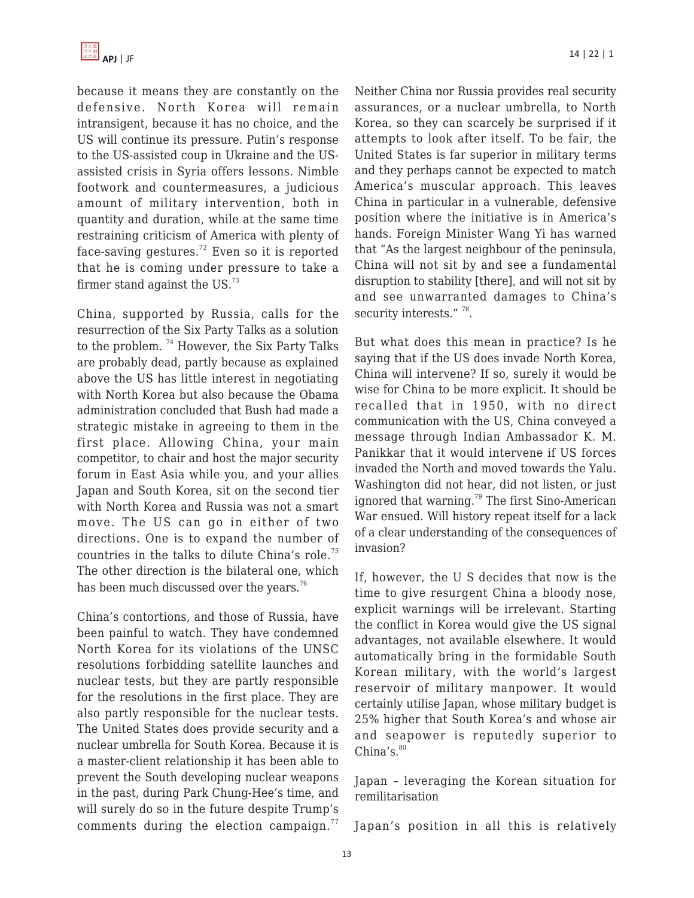because it means they are constantly on the defensive. North Korea will remain intransigent, because it has no choice, and the US will continue its pressure. Putin's response to the US-assisted coup in Ukraine and the US-assisted crisis in Syria offers lessons. Nimble footwork and countermeasures, a judicious amount of military intervention, both in quantity and duration, while at the same time restraining criticism of America with plenty of face-saving gestures.[72] Even so it is reported that he is coming under pressure to take a firmer stand against the US.[73]

China, supported by Russia, calls for the resurrection of the Six Party Talks as a solution to the problem. [74] However, the Six Party Talks are probably dead, partly because as explained above the US has little interest in negotiating with North Korea but also because the Obama administration concluded that Bush had made a strategic mistake in agreeing to them in the first place. Allowing China, your main competitor, to chair and host the major security forum in East Asia while you, and your allies Japan and South Korea, sit on the second tier with North Korea and Russia was not a smart move. The US can go in either of two directions. One is to expand the number of countries in the talks to dilute China's role.[75] The other direction is the bilateral one, which has been much discussed over the years.[76]

China's contortions, and those of Russia, have been painful to watch. They have condemned North Korea for its violations of the UNSC resolutions forbidding satellite launches and nuclear tests, but they are partly responsible for the resolutions in the first place. They are also partly responsible for the nuclear tests. The United States does provide security and a nuclear umbrella for South Korea. Because it is a master-client relationship it has been able to prevent the South developing nuclear weapons in the past, during Park Chung-Hee's time, and will surely do so in the future despite Trump's comments during the election campaign.[77] Neither China nor Russia provides real security assurances, or a nuclear umbrella, to North Korea, so they can scarcely be surprised if it attempts to look after itself. To be fair, the United States is far superior in military terms and they perhaps cannot be expected to match America's muscular approach. This leaves China in particular in a vulnerable, defensive position where the initiative is in America's hands. Foreign Minister Wang Yi has warned that "As the largest neighbour of the peninsula, China will not sit by and see a fundamental disruption to stability [there], and will not sit by and see unwarranted damages to China's security interests." [78].

But what does this mean in practice? Is he saying that if the US does invade North Korea, China will intervene? If so, surely it would be wise for China to be more explicit. It should be recalled that in 1950, with no direct communication with the US, China conveyed a message through Indian Ambassador K. M. Panikkar that it would intervene if US forces invaded the North and moved towards the Yalu. Washington did not hear, did not listen, or just ignored that warning.[79] The first Sino-American War ensued. Will history repeat itself for a lack of a clear understanding of the consequences of invasion?

If, however, the U S decides that now is the time to give resurgent China a bloody nose, explicit warnings will be irrelevant. Starting the conflict in Korea would give the US signal advantages, not available elsewhere. It would automatically bring in the formidable South Korean military, with the world's largest reservoir of military manpower. It would certainly utilise Japan, whose military budget is 25% higher that South Korea's and whose air and seapower is reputedly superior to China's.[80]

## Japan – leveraging the Korean situation for remilitarisation

Japan's position in all this is relatively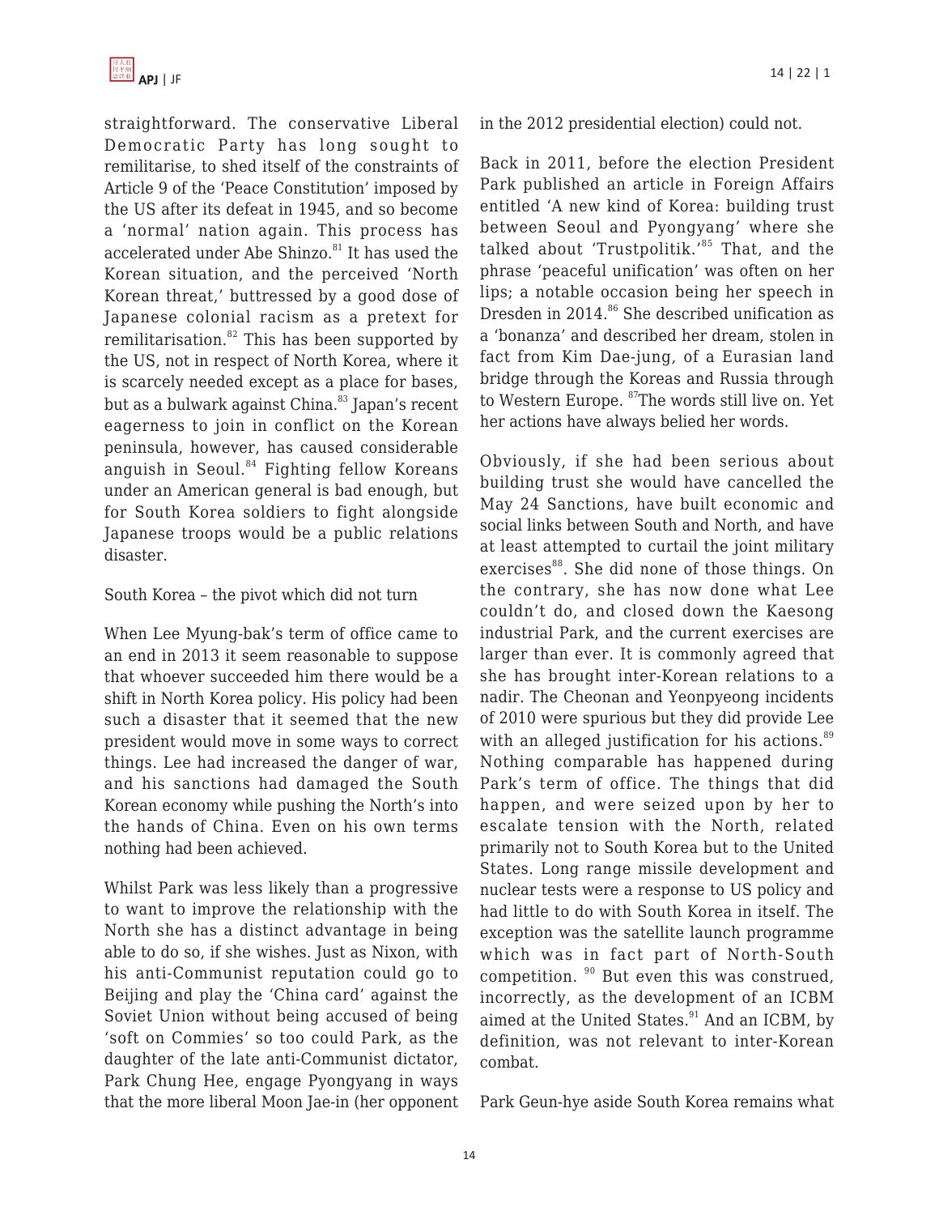straightforward. The conservative Liberal Democratic Party has long sought to remilitarise, to shed itself of the constraints of Article 9 of the 'Peace Constitution' imposed by the US after its defeat in 1945, and so become a 'normal' nation again. This process has accelerated under Abe Shinzo.[81] It has used the Korean situation, and the perceived 'North Korean threat,' buttressed by a good dose of Japanese colonial racism as a pretext for remilitarisation.[82] This has been supported by the US, not in respect of North Korea, where it is scarcely needed except as a place for bases, but as a bulwark against China.[83] Japan's recent eagerness to join in conflict on the Korean peninsula, however, has caused considerable anguish in Seoul.[84] Fighting fellow Koreans under an American general is bad enough, but for South Korea soldiers to fight alongside Japanese troops would be a public relations disaster.

South Korea – the pivot which did not turn

When Lee Myung-bak's term of office came to an end in 2013 it seem reasonable to suppose that whoever succeeded him there would be a shift in North Korea policy. His policy had been such a disaster that it seemed that the new president would move in some ways to correct things. Lee had increased the danger of war, and his sanctions had damaged the South Korean economy while pushing the North's into the hands of China. Even on his own terms nothing had been achieved.

Whilst Park was less likely than a progressive to want to improve the relationship with the North she has a distinct advantage in being able to do so, if she wishes. Just as Nixon, with his anti-Communist reputation could go to Beijing and play the 'China card' against the Soviet Union without being accused of being 'soft on Commies' so too could Park, as the daughter of the late anti-Communist dictator, Park Chung Hee, engage Pyongyang in ways that the more liberal Moon Jae-in (her opponent in the 2012 presidential election) could not.

Back in 2011, before the election President Park published an article in Foreign Affairs entitled 'A new kind of Korea: building trust between Seoul and Pyongyang' where she talked about 'Trustpolitik.'[85] That, and the phrase 'peaceful unification' was often on her lips; a notable occasion being her speech in Dresden in 2014.[86] She described unification as a 'bonanza' and described her dream, stolen in fact from Kim Dae-jung, of a Eurasian land bridge through the Koreas and Russia through to Western Europe. [87]The words still live on. Yet her actions have always belied her words.

Obviously, if she had been serious about building trust she would have cancelled the May 24 Sanctions, have built economic and social links between South and North, and have at least attempted to curtail the joint military exercises[88]. She did none of those things. On the contrary, she has now done what Lee couldn't do, and closed down the Kaesong industrial Park, and the current exercises are larger than ever. It is commonly agreed that she has brought inter-Korean relations to a nadir. The Cheonan and Yeonpyeong incidents of 2010 were spurious but they did provide Lee with an alleged justification for his actions.[89] Nothing comparable has happened during Park's term of office. The things that did happen, and were seized upon by her to escalate tension with the North, related primarily not to South Korea but to the United States. Long range missile development and nuclear tests were a response to US policy and had little to do with South Korea in itself. The exception was the satellite launch programme which was in fact part of North-South competition. [90] But even this was construed, incorrectly, as the development of an ICBM aimed at the United States.[91] And an ICBM, by definition, was not relevant to inter-Korean combat.

Park Geun-hye aside South Korea remains what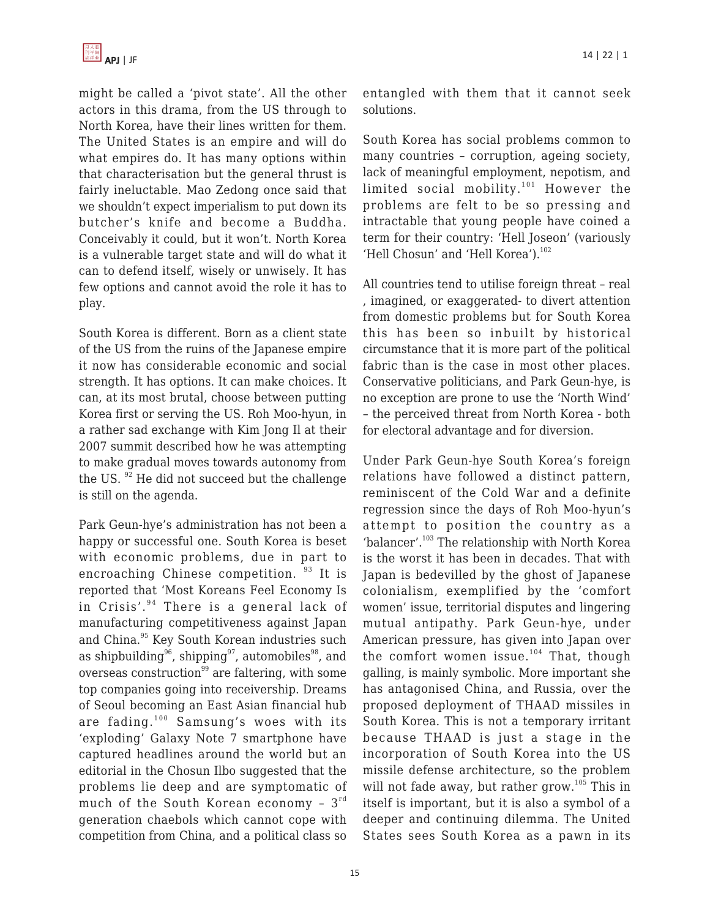might be called a 'pivot state'. All the other actors in this drama, from the US through to North Korea, have their lines written for them. The United States is an empire and will do what empires do. It has many options within that characterisation but the general thrust is fairly ineluctable. Mao Zedong once said that we shouldn't expect imperialism to put down its butcher's knife and become a Buddha. Conceivably it could, but it won't. North Korea is a vulnerable target state and will do what it can to defend itself, wisely or unwisely. It has few options and cannot avoid the role it has to play.

South Korea is different. Born as a client state of the US from the ruins of the Japanese empire it now has considerable economic and social strength. It has options. It can make choices. It can, at its most brutal, choose between putting Korea first or serving the US. Roh Moo-hyun, in a rather sad exchange with Kim Jong Il at their 2007 summit described how he was attempting to make gradual moves towards autonomy from the US. [92] He did not succeed but the challenge is still on the agenda.

Park Geun-hye's administration has not been a happy or successful one. South Korea is beset with economic problems, due in part to encroaching Chinese competition. [93] It is reported that 'Most Koreans Feel Economy Is in Crisis'.[94] There is a general lack of manufacturing competitiveness against Japan and China.[95] Key South Korean industries such as shipbuilding[96], shipping[97], automobiles[98], and overseas construction[99] are faltering, with some top companies going into receivership. Dreams of Seoul becoming an East Asian financial hub are fading.[100] Samsung's woes with its 'exploding' Galaxy Note 7 smartphone have captured headlines around the world but an editorial in the Chosun Ilbo suggested that the problems lie deep and are symptomatic of much of the South Korean economy – 3rd generation chaebols which cannot cope with competition from China, and a political class so entangled with them that it cannot seek solutions.

South Korea has social problems common to many countries – corruption, ageing society, lack of meaningful employment, nepotism, and limited social mobility.[101] However the problems are felt to be so pressing and intractable that young people have coined a term for their country: 'Hell Joseon' (variously 'Hell Chosun' and 'Hell Korea').[102]

All countries tend to utilise foreign threat – real , imagined, or exaggerated- to divert attention from domestic problems but for South Korea this has been so inbuilt by historical circumstance that it is more part of the political fabric than is the case in most other places. Conservative politicians, and Park Geun-hye, is no exception are prone to use the 'North Wind' – the perceived threat from North Korea - both for electoral advantage and for diversion.

Under Park Geun-hye South Korea's foreign relations have followed a distinct pattern, reminiscent of the Cold War and a definite regression since the days of Roh Moo-hyun's attempt to position the country as a 'balancer'.[103] The relationship with North Korea is the worst it has been in decades. That with Japan is bedevilled by the ghost of Japanese colonialism, exemplified by the 'comfort women' issue, territorial disputes and lingering mutual antipathy. Park Geun-hye, under American pressure, has given into Japan over the comfort women issue.[104] That, though galling, is mainly symbolic. More important she has antagonised China, and Russia, over the proposed deployment of THAAD missiles in South Korea. This is not a temporary irritant because THAAD is just a stage in the incorporation of South Korea into the US missile defense architecture, so the problem will not fade away, but rather grow.[105] This in itself is important, but it is also a symbol of a deeper and continuing dilemma. The United States sees South Korea as a pawn in its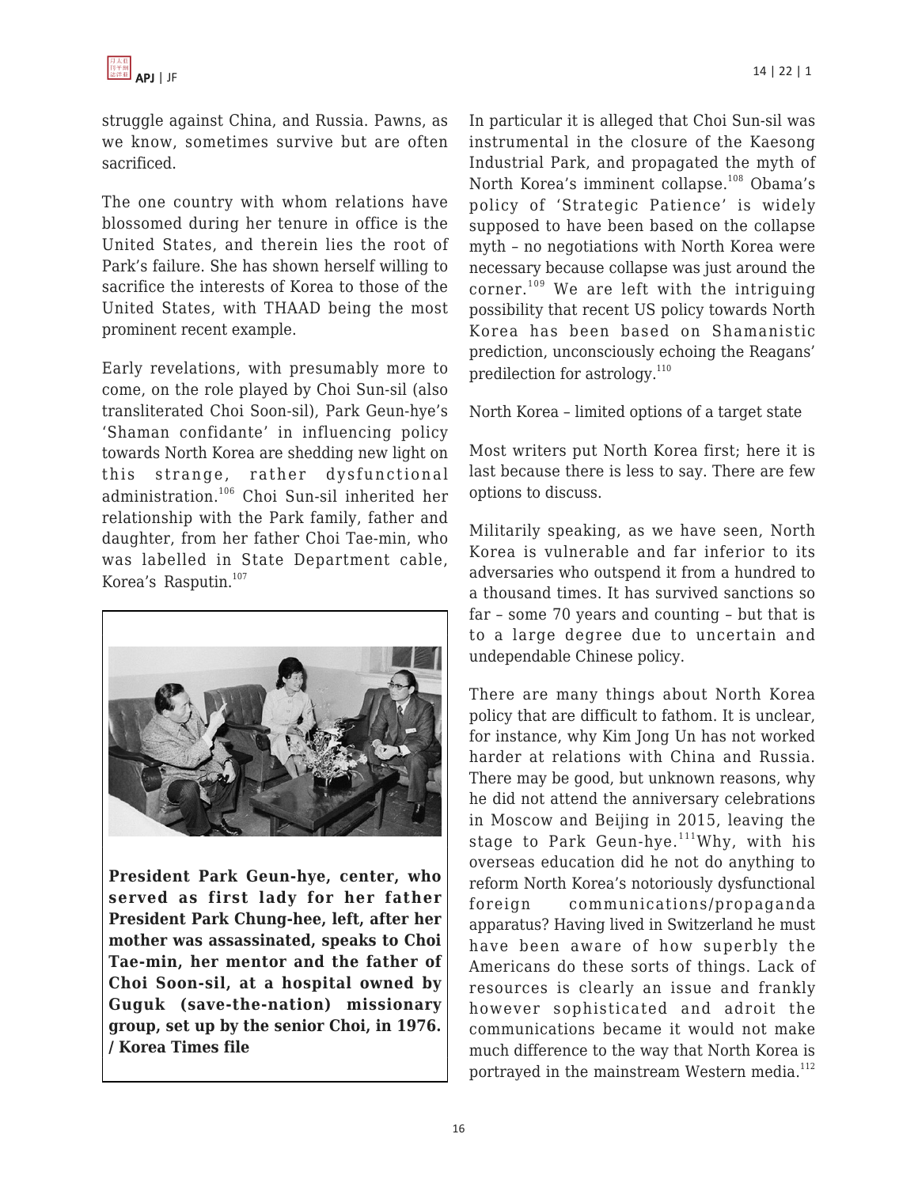struggle against China, and Russia. Pawns, as we know, sometimes survive but are often sacrificed.

The one country with whom relations have blossomed during her tenure in office is the United States, and therein lies the root of Park's failure. She has shown herself willing to sacrifice the interests of Korea to those of the United States, with THAAD being the most prominent recent example.

Early revelations, with presumably more to come, on the role played by Choi Sun-sil (also transliterated Choi Soon-sil), Park Geun-hye's 'Shaman confidante' in influencing policy towards North Korea are shedding new light on this strange, rather dysfunctional administration.[106] Choi Sun-sil inherited her relationship with the Park family, father and daughter, from her father Choi Tae-min, who was labelled in State Department cable, Korea's Rasputin.[107]

**President Park Geun-hye, center, who served as first lady for her father President Park Chung-hee, left, after her mother was assassinated, speaks to Choi Tae-min, her mentor and the father of Choi Soon-sil, at a hospital owned by Guguk (save-the-nation) missionary group, set up by the senior Choi, in 1976. / Korea Times file**

In particular it is alleged that Choi Sun-sil was instrumental in the closure of the Kaesong Industrial Park, and propagated the myth of North Korea's imminent collapse.[108] Obama's policy of 'Strategic Patience' is widely supposed to have been based on the collapse myth – no negotiations with North Korea were necessary because collapse was just around the corner.[109] We are left with the intriguing possibility that recent US policy towards North Korea has been based on Shamanistic prediction, unconsciously echoing the Reagans' predilection for astrology.[110]

North Korea – limited options of a target state

Most writers put North Korea first; here it is last because there is less to say. There are few options to discuss.

Militarily speaking, as we have seen, North Korea is vulnerable and far inferior to its adversaries who outspend it from a hundred to a thousand times. It has survived sanctions so far – some 70 years and counting – but that is to a large degree due to uncertain and undependable Chinese policy.

There are many things about North Korea policy that are difficult to fathom. It is unclear, for instance, why Kim Jong Un has not worked harder at relations with China and Russia. There may be good, but unknown reasons, why he did not attend the anniversary celebrations in Moscow and Beijing in 2015, leaving the stage to Park Geun-hye.[111]Why, with his overseas education did he not do anything to reform North Korea's notoriously dysfunctional foreign communications/propaganda apparatus? Having lived in Switzerland he must have been aware of how superbly the Americans do these sorts of things. Lack of resources is clearly an issue and frankly however sophisticated and adroit the communications became it would not make much difference to the way that North Korea is portrayed in the mainstream Western media.[112]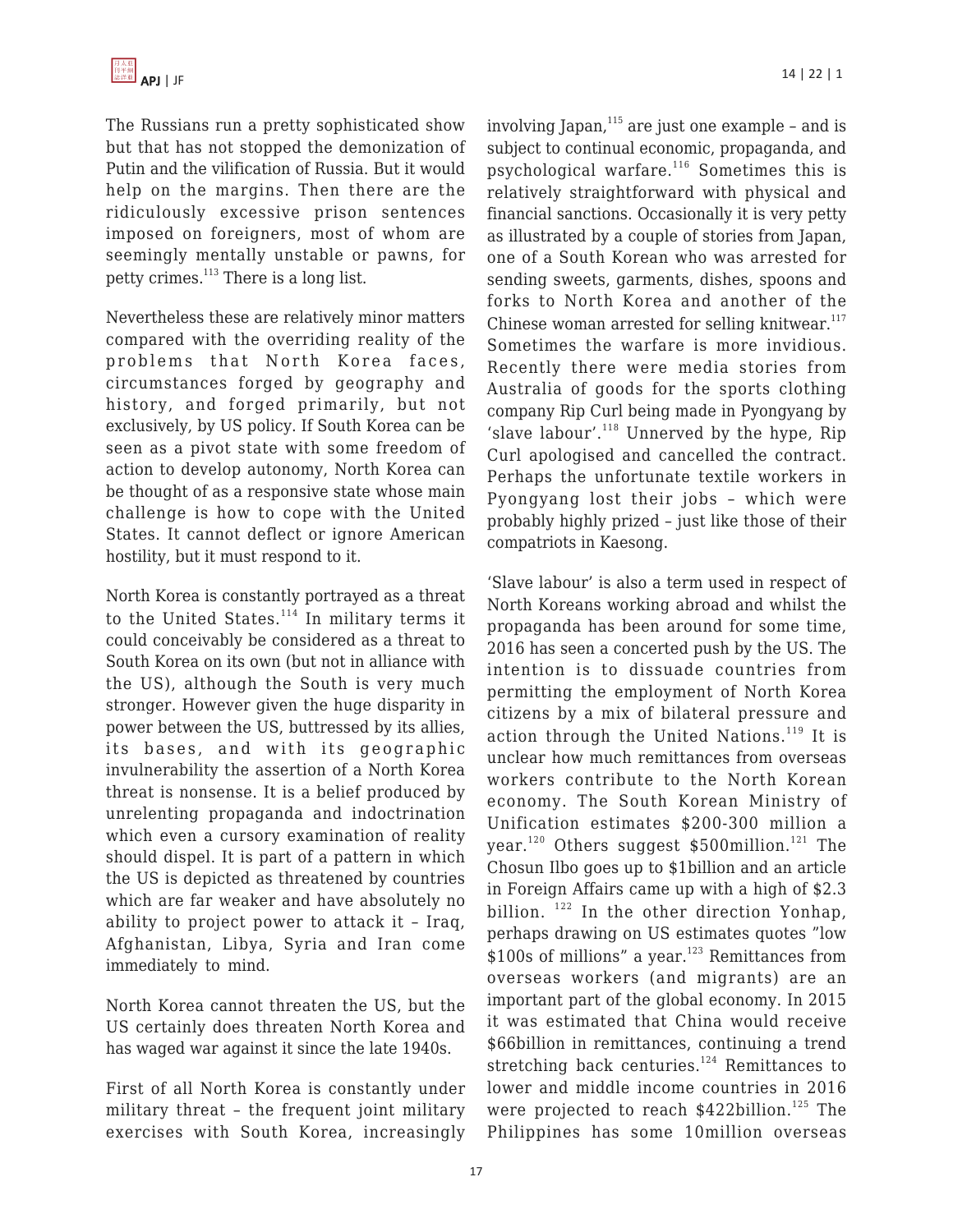The Russians run a pretty sophisticated show but that has not stopped the demonization of Putin and the vilification of Russia. But it would help on the margins. Then there are the ridiculously excessive prison sentences imposed on foreigners, most of whom are seemingly mentally unstable or pawns, for petty crimes.[113] There is a long list.

Nevertheless these are relatively minor matters compared with the overriding reality of the problems that North Korea faces, circumstances forged by geography and history, and forged primarily, but not exclusively, by US policy. If South Korea can be seen as a pivot state with some freedom of action to develop autonomy, North Korea can be thought of as a responsive state whose main challenge is how to cope with the United States. It cannot deflect or ignore American hostility, but it must respond to it.

North Korea is constantly portrayed as a threat to the United States.[114] In military terms it could conceivably be considered as a threat to South Korea on its own (but not in alliance with the US), although the South is very much stronger. However given the huge disparity in power between the US, buttressed by its allies, its bases, and with its geographic invulnerability the assertion of a North Korea threat is nonsense. It is a belief produced by unrelenting propaganda and indoctrination which even a cursory examination of reality should dispel. It is part of a pattern in which the US is depicted as threatened by countries which are far weaker and have absolutely no ability to project power to attack it – Iraq, Afghanistan, Libya, Syria and Iran come immediately to mind.

North Korea cannot threaten the US, but the US certainly does threaten North Korea and has waged war against it since the late 1940s.

First of all North Korea is constantly under military threat – the frequent joint military exercises with South Korea, increasingly involving Japan,[115] are just one example – and is subject to continual economic, propaganda, and psychological warfare.[116] Sometimes this is relatively straightforward with physical and financial sanctions. Occasionally it is very petty as illustrated by a couple of stories from Japan, one of a South Korean who was arrested for sending sweets, garments, dishes, spoons and forks to North Korea and another of the Chinese woman arrested for selling knitwear.[117] Sometimes the warfare is more invidious. Recently there were media stories from Australia of goods for the sports clothing company Rip Curl being made in Pyongyang by 'slave labour'.[118] Unnerved by the hype, Rip Curl apologised and cancelled the contract. Perhaps the unfortunate textile workers in Pyongyang lost their jobs – which were probably highly prized – just like those of their compatriots in Kaesong.

'Slave labour' is also a term used in respect of North Koreans working abroad and whilst the propaganda has been around for some time, 2016 has seen a concerted push by the US. The intention is to dissuade countries from permitting the employment of North Korea citizens by a mix of bilateral pressure and action through the United Nations.[119] It is unclear how much remittances from overseas workers contribute to the North Korean economy. The South Korean Ministry of Unification estimates $200-300 million a year.[120] Others suggest $500million.[121] The Chosun Ilbo goes up to $1billion and an article in Foreign Affairs came up with a high of $2.3 billion. [122] In the other direction Yonhap, perhaps drawing on US estimates quotes "low $100s of millions" a year.[123] Remittances from overseas workers (and migrants) are an important part of the global economy. In 2015 it was estimated that China would receive $66billion in remittances, continuing a trend stretching back centuries.[124] Remittances to lower and middle income countries in 2016 were projected to reach $422billion.[125] The Philippines has some 10million overseas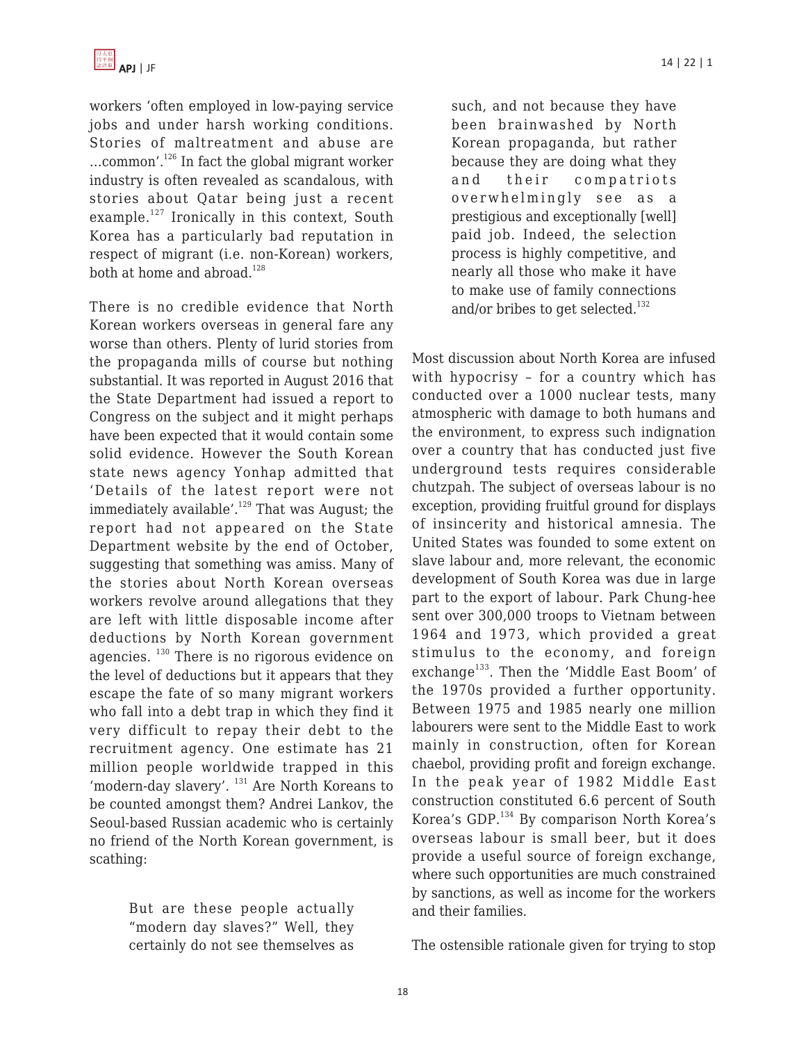workers 'often employed in low-paying service jobs and under harsh working conditions. Stories of maltreatment and abuse are ...common'.[126] In fact the global migrant worker industry is often revealed as scandalous, with stories about Qatar being just a recent example.[127] Ironically in this context, South Korea has a particularly bad reputation in respect of migrant (i.e. non-Korean) workers, both at home and abroad.[128]

There is no credible evidence that North Korean workers overseas in general fare any worse than others. Plenty of lurid stories from the propaganda mills of course but nothing substantial. It was reported in August 2016 that the State Department had issued a report to Congress on the subject and it might perhaps have been expected that it would contain some solid evidence. However the South Korean state news agency Yonhap admitted that 'Details of the latest report were not immediately available'.[129] That was August; the report had not appeared on the State Department website by the end of October, suggesting that something was amiss. Many of the stories about North Korean overseas workers revolve around allegations that they are left with little disposable income after deductions by North Korean government agencies. [130] There is no rigorous evidence on the level of deductions but it appears that they escape the fate of so many migrant workers who fall into a debt trap in which they find it very difficult to repay their debt to the recruitment agency. One estimate has 21 million people worldwide trapped in this 'modern-day slavery'. [131] Are North Koreans to be counted amongst them? Andrei Lankov, the Seoul-based Russian academic who is certainly no friend of the North Korean government, is scathing:

> But are these people actually "modern day slaves?" Well, they certainly do not see themselves as such, and not because they have been brainwashed by North Korean propaganda, but rather because they are doing what they and their compatriots overwhelmingly see as a prestigious and exceptionally [well] paid job. Indeed, the selection process is highly competitive, and nearly all those who make it have to make use of family connections and/or bribes to get selected.[132]

Most discussion about North Korea are infused with hypocrisy – for a country which has conducted over a 1000 nuclear tests, many atmospheric with damage to both humans and the environment, to express such indignation over a country that has conducted just five underground tests requires considerable chutzpah. The subject of overseas labour is no exception, providing fruitful ground for displays of insincerity and historical amnesia. The United States was founded to some extent on slave labour and, more relevant, the economic development of South Korea was due in large part to the export of labour. Park Chung-hee sent over 300,000 troops to Vietnam between 1964 and 1973, which provided a great stimulus to the economy, and foreign exchange[133]. Then the 'Middle East Boom' of the 1970s provided a further opportunity. Between 1975 and 1985 nearly one million labourers were sent to the Middle East to work mainly in construction, often for Korean chaebol, providing profit and foreign exchange. In the peak year of 1982 Middle East construction constituted 6.6 percent of South Korea's GDP.[134] By comparison North Korea's overseas labour is small beer, but it does provide a useful source of foreign exchange, where such opportunities are much constrained by sanctions, as well as income for the workers and their families.

The ostensible rationale given for trying to stop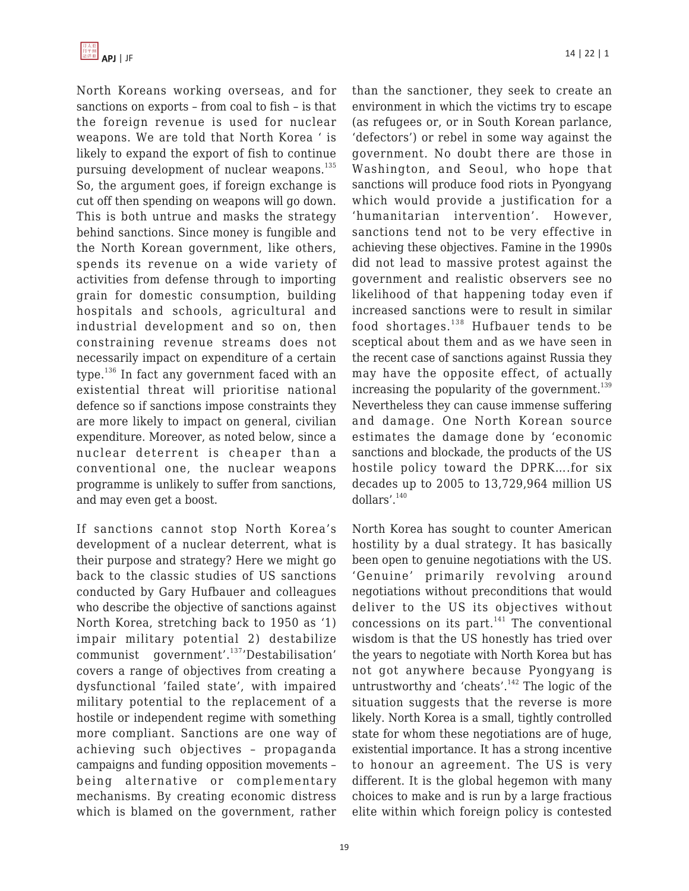North Koreans working overseas, and for sanctions on exports – from coal to fish – is that the foreign revenue is used for nuclear weapons. We are told that North Korea ' is likely to expand the export of fish to continue pursuing development of nuclear weapons.[135] So, the argument goes, if foreign exchange is cut off then spending on weapons will go down. This is both untrue and masks the strategy behind sanctions. Since money is fungible and the North Korean government, like others, spends its revenue on a wide variety of activities from defense through to importing grain for domestic consumption, building hospitals and schools, agricultural and industrial development and so on, then constraining revenue streams does not necessarily impact on expenditure of a certain type.[136] In fact any government faced with an existential threat will prioritise national defence so if sanctions impose constraints they are more likely to impact on general, civilian expenditure. Moreover, as noted below, since a nuclear deterrent is cheaper than a conventional one, the nuclear weapons programme is unlikely to suffer from sanctions, and may even get a boost.

If sanctions cannot stop North Korea's development of a nuclear deterrent, what is their purpose and strategy? Here we might go back to the classic studies of US sanctions conducted by Gary Hufbauer and colleagues who describe the objective of sanctions against North Korea, stretching back to 1950 as '1) impair military potential 2) destabilize communist government'.[137]'Destabilisation' covers a range of objectives from creating a dysfunctional 'failed state', with impaired military potential to the replacement of a hostile or independent regime with something more compliant. Sanctions are one way of achieving such objectives – propaganda campaigns and funding opposition movements – being alternative or complementary mechanisms. By creating economic distress which is blamed on the government, rather than the sanctioner, they seek to create an environment in which the victims try to escape (as refugees or, or in South Korean parlance, 'defectors') or rebel in some way against the government. No doubt there are those in Washington, and Seoul, who hope that sanctions will produce food riots in Pyongyang which would provide a justification for a 'humanitarian intervention'. However, sanctions tend not to be very effective in achieving these objectives. Famine in the 1990s did not lead to massive protest against the government and realistic observers see no likelihood of that happening today even if increased sanctions were to result in similar food shortages.[138] Hufbauer tends to be sceptical about them and as we have seen in the recent case of sanctions against Russia they may have the opposite effect, of actually increasing the popularity of the government.[139] Nevertheless they can cause immense suffering and damage. One North Korean source estimates the damage done by 'economic sanctions and blockade, the products of the US hostile policy toward the DPRK....for six decades up to 2005 to 13,729,964 million US dollars'.[140]

North Korea has sought to counter American hostility by a dual strategy. It has basically been open to genuine negotiations with the US. 'Genuine' primarily revolving around negotiations without preconditions that would deliver to the US its objectives without concessions on its part.[141] The conventional wisdom is that the US honestly has tried over the years to negotiate with North Korea but has not got anywhere because Pyongyang is untrustworthy and 'cheats'.[142] The logic of the situation suggests that the reverse is more likely. North Korea is a small, tightly controlled state for whom these negotiations are of huge, existential importance. It has a strong incentive to honour an agreement. The US is very different. It is the global hegemon with many choices to make and is run by a large fractious elite within which foreign policy is contested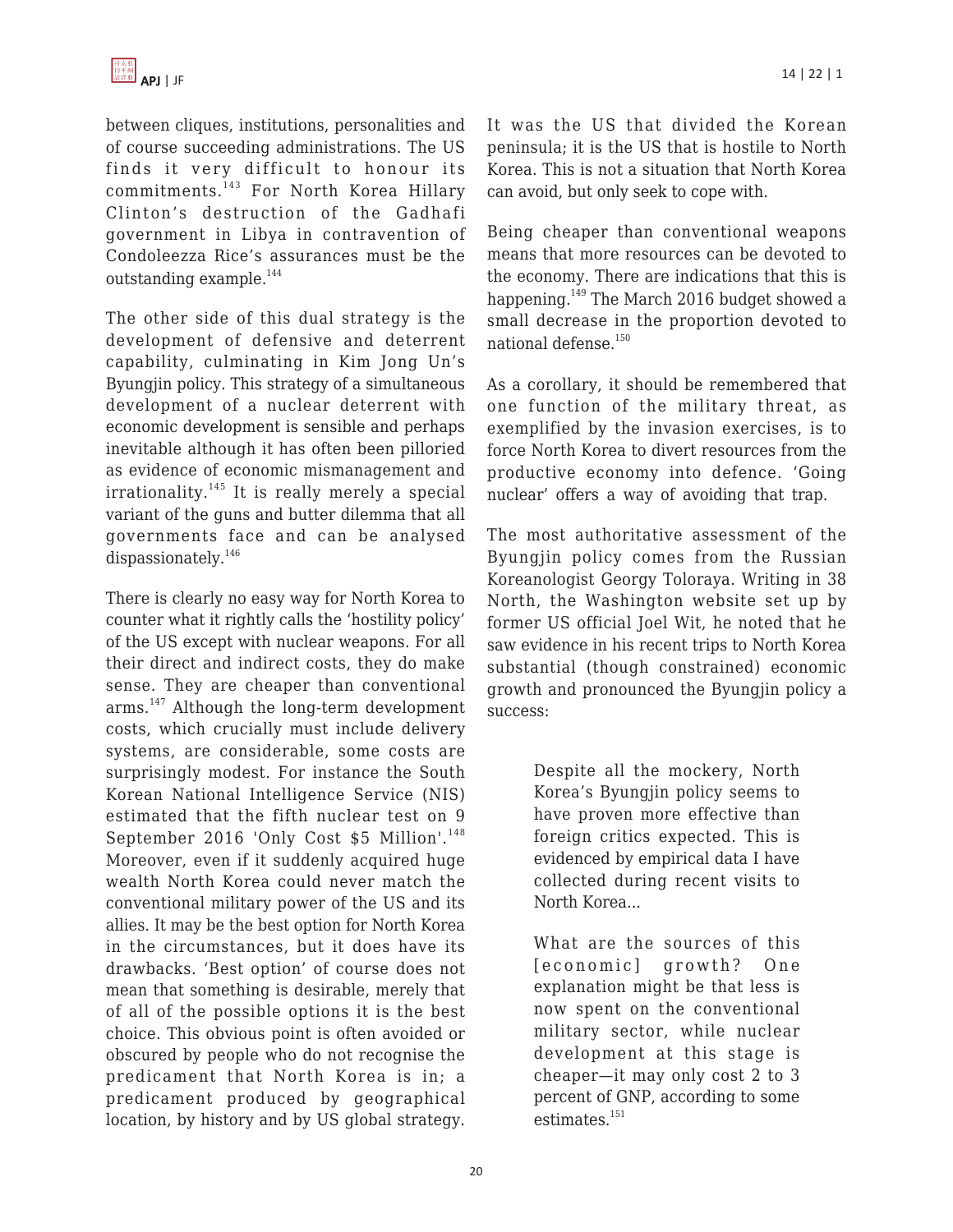between cliques, institutions, personalities and of course succeeding administrations. The US finds it very difficult to honour its commitments.[143] For North Korea Hillary Clinton's destruction of the Gadhafi government in Libya in contravention of Condoleezza Rice's assurances must be the outstanding example.[144]

The other side of this dual strategy is the development of defensive and deterrent capability, culminating in Kim Jong Un's Byungjin policy. This strategy of a simultaneous development of a nuclear deterrent with economic development is sensible and perhaps inevitable although it has often been pilloried as evidence of economic mismanagement and irrationality.[145] It is really merely a special variant of the guns and butter dilemma that all governments face and can be analysed dispassionately.[146]

There is clearly no easy way for North Korea to counter what it rightly calls the 'hostility policy' of the US except with nuclear weapons. For all their direct and indirect costs, they do make sense. They are cheaper than conventional arms.[147] Although the long-term development costs, which crucially must include delivery systems, are considerable, some costs are surprisingly modest. For instance the South Korean National Intelligence Service (NIS) estimated that the fifth nuclear test on 9 September 2016 'Only Cost $5 Million'.[148] Moreover, even if it suddenly acquired huge wealth North Korea could never match the conventional military power of the US and its allies. It may be the best option for North Korea in the circumstances, but it does have its drawbacks. 'Best option' of course does not mean that something is desirable, merely that of all of the possible options it is the best choice. This obvious point is often avoided or obscured by people who do not recognise the predicament that North Korea is in; a predicament produced by geographical location, by history and by US global strategy. It was the US that divided the Korean peninsula; it is the US that is hostile to North Korea. This is not a situation that North Korea can avoid, but only seek to cope with.

Being cheaper than conventional weapons means that more resources can be devoted to the economy. There are indications that this is happening.[149] The March 2016 budget showed a small decrease in the proportion devoted to national defense.[150]

As a corollary, it should be remembered that one function of the military threat, as exemplified by the invasion exercises, is to force North Korea to divert resources from the productive economy into defence. 'Going nuclear' offers a way of avoiding that trap.

The most authoritative assessment of the Byungjin policy comes from the Russian Koreanologist Georgy Toloraya. Writing in 38 North, the Washington website set up by former US official Joel Wit, he noted that he saw evidence in his recent trips to North Korea substantial (though constrained) economic growth and pronounced the Byungjin policy a success:

> Despite all the mockery, North Korea's Byungjin policy seems to have proven more effective than foreign critics expected. This is evidenced by empirical data I have collected during recent visits to North Korea...
>
> What are the sources of this [economic] growth? One explanation might be that less is now spent on the conventional military sector, while nuclear development at this stage is cheaper—it may only cost 2 to 3 percent of GNP, according to some estimates.[151]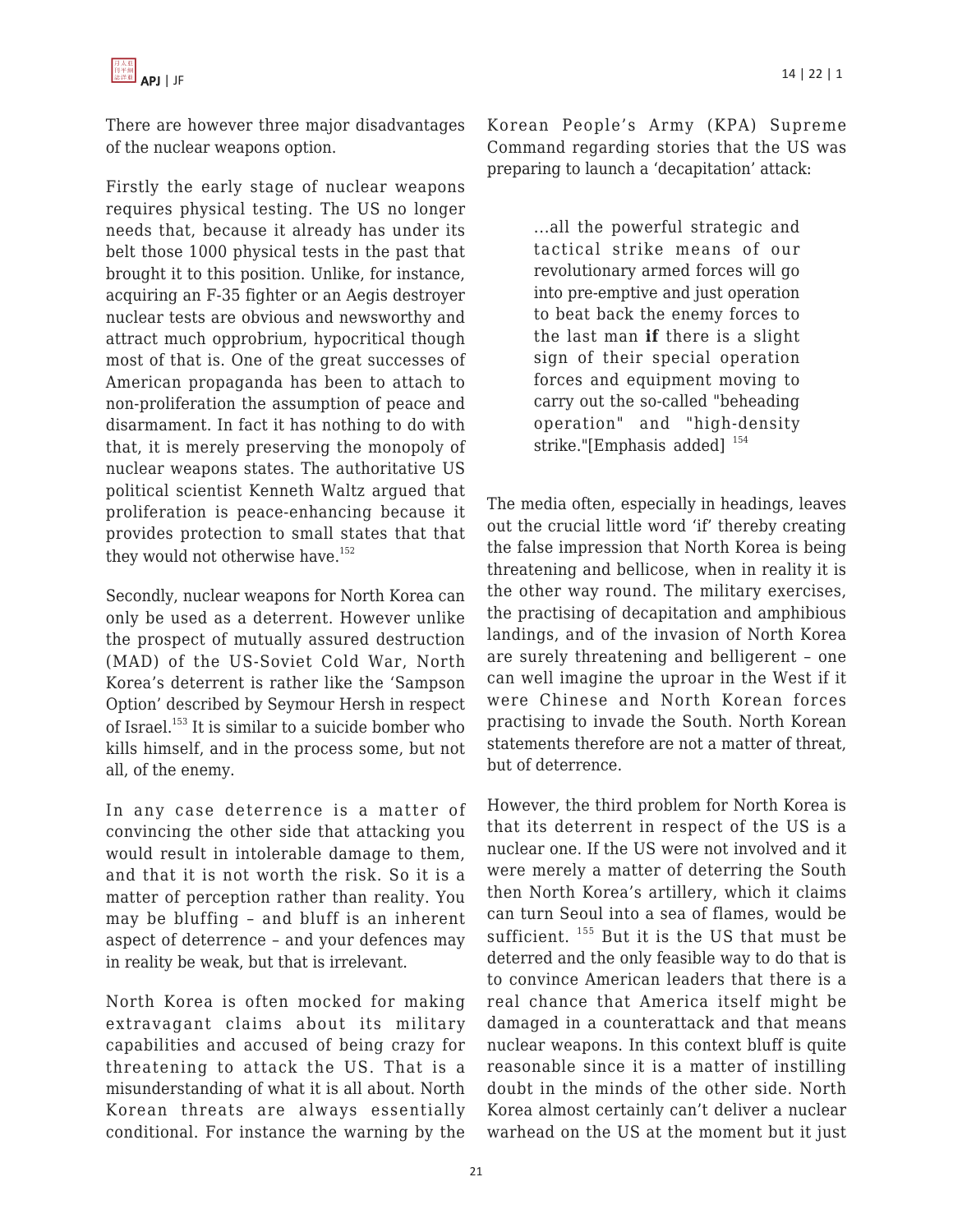There are however three major disadvantages of the nuclear weapons option.

Firstly the early stage of nuclear weapons requires physical testing. The US no longer needs that, because it already has under its belt those 1000 physical tests in the past that brought it to this position. Unlike, for instance, acquiring an F-35 fighter or an Aegis destroyer nuclear tests are obvious and newsworthy and attract much opprobrium, hypocritical though most of that is. One of the great successes of American propaganda has been to attach to non-proliferation the assumption of peace and disarmament. In fact it has nothing to do with that, it is merely preserving the monopoly of nuclear weapons states. The authoritative US political scientist Kenneth Waltz argued that proliferation is peace-enhancing because it provides protection to small states that that they would not otherwise have.[152]

Secondly, nuclear weapons for North Korea can only be used as a deterrent. However unlike the prospect of mutually assured destruction (MAD) of the US-Soviet Cold War, North Korea's deterrent is rather like the 'Sampson Option' described by Seymour Hersh in respect of Israel.[153] It is similar to a suicide bomber who kills himself, and in the process some, but not all, of the enemy.

In any case deterrence is a matter of convincing the other side that attacking you would result in intolerable damage to them, and that it is not worth the risk. So it is a matter of perception rather than reality. You may be bluffing – and bluff is an inherent aspect of deterrence – and your defences may in reality be weak, but that is irrelevant.

North Korea is often mocked for making extravagant claims about its military capabilities and accused of being crazy for threatening to attack the US. That is a misunderstanding of what it is all about. North Korean threats are always essentially conditional. For instance the warning by the Korean People's Army (KPA) Supreme Command regarding stories that the US was preparing to launch a 'decapitation' attack:

> …all the powerful strategic and tactical strike means of our revolutionary armed forces will go into pre-emptive and just operation to beat back the enemy forces to the last man **if** there is a slight sign of their special operation forces and equipment moving to carry out the so-called "beheading operation" and "high-density strike."[Emphasis added] [154]

The media often, especially in headings, leaves out the crucial little word 'if' thereby creating the false impression that North Korea is being threatening and bellicose, when in reality it is the other way round. The military exercises, the practising of decapitation and amphibious landings, and of the invasion of North Korea are surely threatening and belligerent – one can well imagine the uproar in the West if it were Chinese and North Korean forces practising to invade the South. North Korean statements therefore are not a matter of threat, but of deterrence.

However, the third problem for North Korea is that its deterrent in respect of the US is a nuclear one. If the US were not involved and it were merely a matter of deterring the South then North Korea's artillery, which it claims can turn Seoul into a sea of flames, would be sufficient. [155] But it is the US that must be deterred and the only feasible way to do that is to convince American leaders that there is a real chance that America itself might be damaged in a counterattack and that means nuclear weapons. In this context bluff is quite reasonable since it is a matter of instilling doubt in the minds of the other side. North Korea almost certainly can't deliver a nuclear warhead on the US at the moment but it just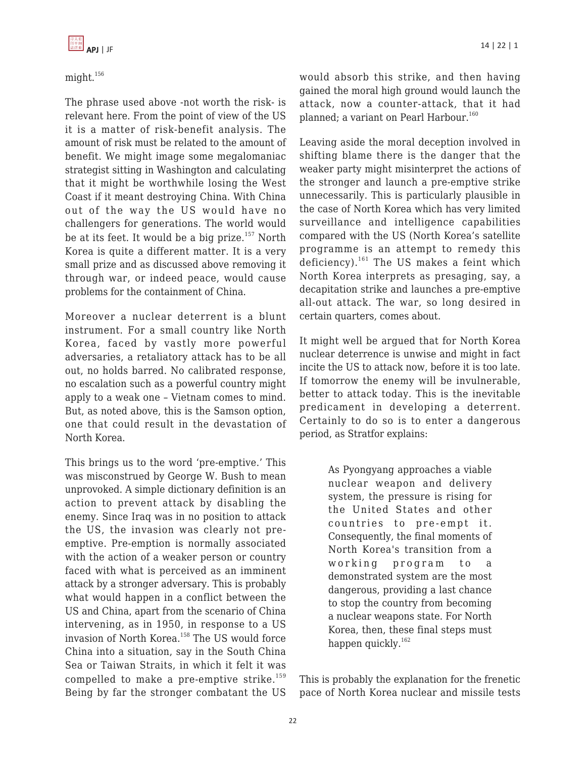might.[156]

The phrase used above -not worth the risk- is relevant here. From the point of view of the US it is a matter of risk-benefit analysis. The amount of risk must be related to the amount of benefit. We might image some megalomaniac strategist sitting in Washington and calculating that it might be worthwhile losing the West Coast if it meant destroying China. With China out of the way the US would have no challengers for generations. The world would be at its feet. It would be a big prize.[157] North Korea is quite a different matter. It is a very small prize and as discussed above removing it through war, or indeed peace, would cause problems for the containment of China.

Moreover a nuclear deterrent is a blunt instrument. For a small country like North Korea, faced by vastly more powerful adversaries, a retaliatory attack has to be all out, no holds barred. No calibrated response, no escalation such as a powerful country might apply to a weak one – Vietnam comes to mind. But, as noted above, this is the Samson option, one that could result in the devastation of North Korea.

This brings us to the word 'pre-emptive.' This was misconstrued by George W. Bush to mean unprovoked. A simple dictionary definition is an action to prevent attack by disabling the enemy. Since Iraq was in no position to attack the US, the invasion was clearly not pre-emptive. Pre-emption is normally associated with the action of a weaker person or country faced with what is perceived as an imminent attack by a stronger adversary. This is probably what would happen in a conflict between the US and China, apart from the scenario of China intervening, as in 1950, in response to a US invasion of North Korea.[158] The US would force China into a situation, say in the South China Sea or Taiwan Straits, in which it felt it was compelled to make a pre-emptive strike.[159] Being by far the stronger combatant the US would absorb this strike, and then having gained the moral high ground would launch the attack, now a counter-attack, that it had planned; a variant on Pearl Harbour.[160]

Leaving aside the moral deception involved in shifting blame there is the danger that the weaker party might misinterpret the actions of the stronger and launch a pre-emptive strike unnecessarily. This is particularly plausible in the case of North Korea which has very limited surveillance and intelligence capabilities compared with the US (North Korea's satellite programme is an attempt to remedy this deficiency).[161] The US makes a feint which North Korea interprets as presaging, say, a decapitation strike and launches a pre-emptive all-out attack. The war, so long desired in certain quarters, comes about.

It might well be argued that for North Korea nuclear deterrence is unwise and might in fact incite the US to attack now, before it is too late. If tomorrow the enemy will be invulnerable, better to attack today. This is the inevitable predicament in developing a deterrent. Certainly to do so is to enter a dangerous period, as Stratfor explains:

> As Pyongyang approaches a viable nuclear weapon and delivery system, the pressure is rising for the United States and other countries to pre-empt it. Consequently, the final moments of North Korea's transition from a working program to a demonstrated system are the most dangerous, providing a last chance to stop the country from becoming a nuclear weapons state. For North Korea, then, these final steps must happen quickly.[162]

This is probably the explanation for the frenetic pace of North Korea nuclear and missile tests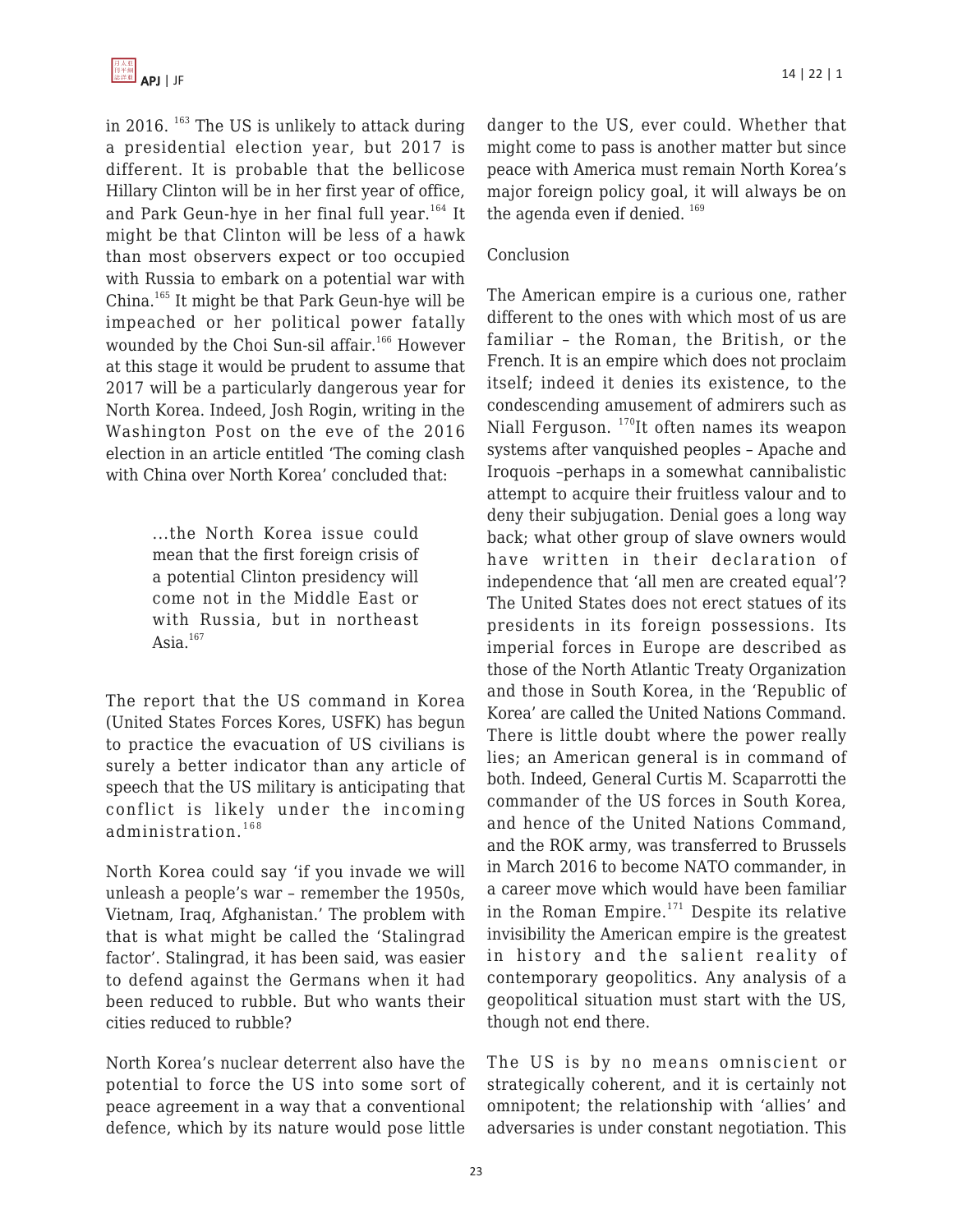in 2016.[163] The US is unlikely to attack during a presidential election year, but 2017 is different. It is probable that the bellicose Hillary Clinton will be in her first year of office, and Park Geun-hye in her final full year.[164] It might be that Clinton will be less of a hawk than most observers expect or too occupied with Russia to embark on a potential war with China.[165] It might be that Park Geun-hye will be impeached or her political power fatally wounded by the Choi Sun-sil affair.[166] However at this stage it would be prudent to assume that 2017 will be a particularly dangerous year for North Korea. Indeed, Josh Rogin, writing in the Washington Post on the eve of the 2016 election in an article entitled 'The coming clash with China over North Korea' concluded that:

> …the North Korea issue could mean that the first foreign crisis of a potential Clinton presidency will come not in the Middle East or with Russia, but in northeast Asia.[167]

The report that the US command in Korea (United States Forces Kores, USFK) has begun to practice the evacuation of US civilians is surely a better indicator than any article of speech that the US military is anticipating that conflict is likely under the incoming administration.[168]

North Korea could say 'if you invade we will unleash a people's war – remember the 1950s, Vietnam, Iraq, Afghanistan.' The problem with that is what might be called the 'Stalingrad factor'. Stalingrad, it has been said, was easier to defend against the Germans when it had been reduced to rubble. But who wants their cities reduced to rubble?

North Korea's nuclear deterrent also have the potential to force the US into some sort of peace agreement in a way that a conventional defence, which by its nature would pose little danger to the US, ever could. Whether that might come to pass is another matter but since peace with America must remain North Korea's major foreign policy goal, it will always be on the agenda even if denied.[169]

## Conclusion

The American empire is a curious one, rather different to the ones with which most of us are familiar – the Roman, the British, or the French. It is an empire which does not proclaim itself; indeed it denies its existence, to the condescending amusement of admirers such as Niall Ferguson.[170]It often names its weapon systems after vanquished peoples – Apache and Iroquois –perhaps in a somewhat cannibalistic attempt to acquire their fruitless valour and to deny their subjugation. Denial goes a long way back; what other group of slave owners would have written in their declaration of independence that 'all men are created equal'? The United States does not erect statues of its presidents in its foreign possessions. Its imperial forces in Europe are described as those of the North Atlantic Treaty Organization and those in South Korea, in the 'Republic of Korea' are called the United Nations Command. There is little doubt where the power really lies; an American general is in command of both. Indeed, General Curtis M. Scaparrotti the commander of the US forces in South Korea, and hence of the United Nations Command, and the ROK army, was transferred to Brussels in March 2016 to become NATO commander, in a career move which would have been familiar in the Roman Empire.[171] Despite its relative invisibility the American empire is the greatest in history and the salient reality of contemporary geopolitics. Any analysis of a geopolitical situation must start with the US, though not end there.

The US is by no means omniscient or strategically coherent, and it is certainly not omnipotent; the relationship with 'allies' and adversaries is under constant negotiation. This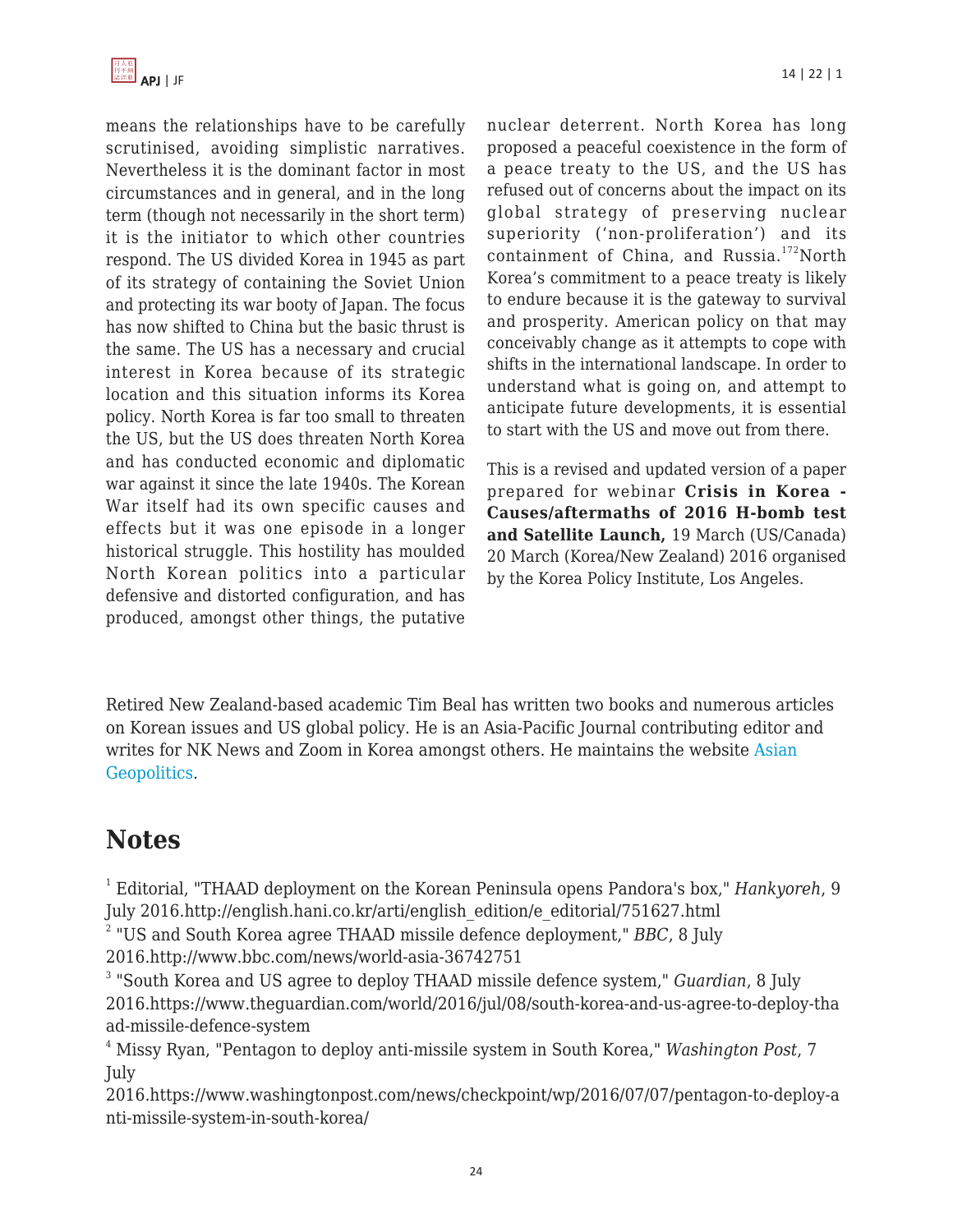means the relationships have to be carefully scrutinised, avoiding simplistic narratives. Nevertheless it is the dominant factor in most circumstances and in general, and in the long term (though not necessarily in the short term) it is the initiator to which other countries respond. The US divided Korea in 1945 as part of its strategy of containing the Soviet Union and protecting its war booty of Japan. The focus has now shifted to China but the basic thrust is the same. The US has a necessary and crucial interest in Korea because of its strategic location and this situation informs its Korea policy. North Korea is far too small to threaten the US, but the US does threaten North Korea and has conducted economic and diplomatic war against it since the late 1940s. The Korean War itself had its own specific causes and effects but it was one episode in a longer historical struggle. This hostility has moulded North Korean politics into a particular defensive and distorted configuration, and has produced, amongst other things, the putative nuclear deterrent. North Korea has long proposed a peaceful coexistence in the form of a peace treaty to the US, and the US has refused out of concerns about the impact on its global strategy of preserving nuclear superiority ('non-proliferation') and its containment of China, and Russia.[172] North Korea's commitment to a peace treaty is likely to endure because it is the gateway to survival and prosperity. American policy on that may conceivably change as it attempts to cope with shifts in the international landscape. In order to understand what is going on, and attempt to anticipate future developments, it is essential to start with the US and move out from there.

This is a revised and updated version of a paper prepared for webinar **Crisis in Korea - Causes/aftermaths of 2016 H-bomb test and Satellite Launch,** 19 March (US/Canada) 20 March (Korea/New Zealand) 2016 organised by the Korea Policy Institute, Los Angeles.

Retired New Zealand-based academic Tim Beal has written two books and numerous articles on Korean issues and US global policy. He is an Asia-Pacific Journal contributing editor and writes for NK News and Zoom in Korea amongst others. He maintains the website Asian Geopolitics.

## Notes

[1] Editorial, "THAAD deployment on the Korean Peninsula opens Pandora's box," *Hankyoreh*, 9 July 2016.http://english.hani.co.kr/arti/english_edition/e_editorial/751627.html

[2] "US and South Korea agree THAAD missile defence deployment," *BBC*, 8 July 2016.http://www.bbc.com/news/world-asia-36742751

[3] "South Korea and US agree to deploy THAAD missile defence system," *Guardian*, 8 July 2016.https://www.theguardian.com/world/2016/jul/08/south-korea-and-us-agree-to-deploy-thaad-missile-defence-system

[4] Missy Ryan, "Pentagon to deploy anti-missile system in South Korea," *Washington Post*, 7 July 2016.https://www.washingtonpost.com/news/checkpoint/wp/2016/07/07/pentagon-to-deploy-anti-missile-system-in-south-korea/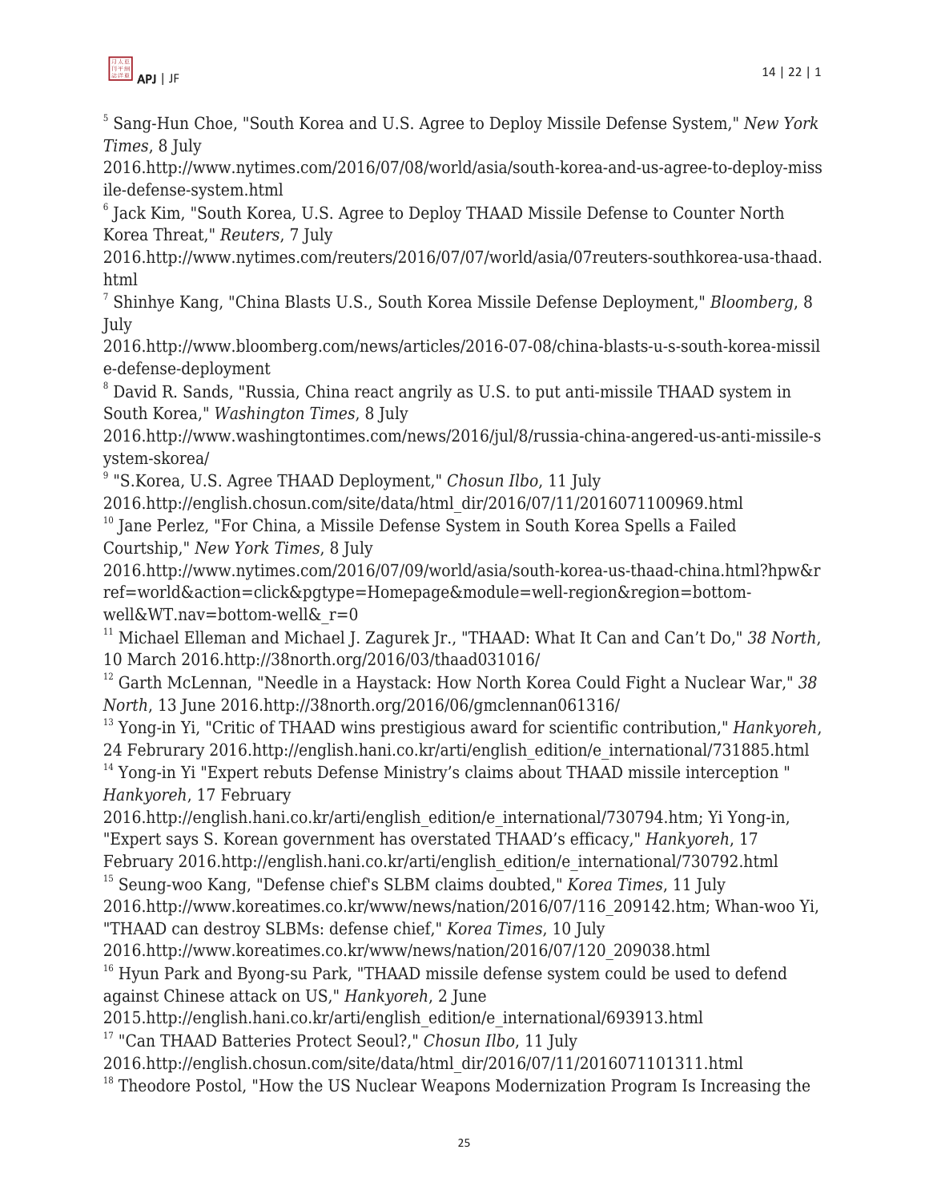[5] Sang-Hun Choe, "South Korea and U.S. Agree to Deploy Missile Defense System," *New York Times*, 8 July 2016.http://www.nytimes.com/2016/07/08/world/asia/south-korea-and-us-agree-to-deploy-missile-defense-system.html

[6] Jack Kim, "South Korea, U.S. Agree to Deploy THAAD Missile Defense to Counter North Korea Threat," *Reuters*, 7 July 2016.http://www.nytimes.com/reuters/2016/07/07/world/asia/07reuters-southkorea-usa-thaad.html

[7] Shinhye Kang, "China Blasts U.S., South Korea Missile Defense Deployment," *Bloomberg*, 8 July 2016.http://www.bloomberg.com/news/articles/2016-07-08/china-blasts-u-s-south-korea-missile-defense-deployment

[8] David R. Sands, "Russia, China react angrily as U.S. to put anti-missile THAAD system in South Korea," *Washington Times*, 8 July 2016.http://www.washingtontimes.com/news/2016/jul/8/russia-china-angered-us-anti-missile-system-skorea/

[9] "S.Korea, U.S. Agree THAAD Deployment," *Chosun Ilbo*, 11 July 2016.http://english.chosun.com/site/data/html_dir/2016/07/11/2016071100969.html

[10] Jane Perlez, "For China, a Missile Defense System in South Korea Spells a Failed Courtship," *New York Times*, 8 July 2016.http://www.nytimes.com/2016/07/09/world/asia/south-korea-us-thaad-china.html?hpw&ref=world&action=click&pgtype=Homepage&module=well-region&region=bottom-well&WT.nav=bottom-well&_r=0

[11] Michael Elleman and Michael J. Zagurek Jr., "THAAD: What It Can and Can't Do," *38 North*, 10 March 2016.http://38north.org/2016/03/thaad031016/

[12] Garth McLennan, "Needle in a Haystack: How North Korea Could Fight a Nuclear War," *38 North*, 13 June 2016.http://38north.org/2016/06/gmclennan061316/

[13] Yong-in Yi, "Critic of THAAD wins prestigious award for scientific contribution," *Hankyoreh*, 24 Februrary 2016.http://english.hani.co.kr/arti/english_edition/e_international/731885.html

[14] Yong-in Yi "Expert rebuts Defense Ministry's claims about THAAD missile interception " *Hankyoreh*, 17 February 2016.http://english.hani.co.kr/arti/english_edition/e_international/730794.htm; Yi Yong-in, "Expert says S. Korean government has overstated THAAD's efficacy," *Hankyoreh*, 17 February 2016.http://english.hani.co.kr/arti/english_edition/e_international/730792.html

[15] Seung-woo Kang, "Defense chief's SLBM claims doubted," *Korea Times*, 11 July 2016.http://www.koreatimes.co.kr/www/news/nation/2016/07/116_209142.htm; Whan-woo Yi, "THAAD can destroy SLBMs: defense chief," *Korea Times*, 10 July 2016.http://www.koreatimes.co.kr/www/news/nation/2016/07/120_209038.html

[16] Hyun Park and Byong-su Park, "THAAD missile defense system could be used to defend against Chinese attack on US," *Hankyoreh*, 2 June 2015.http://english.hani.co.kr/arti/english_edition/e_international/693913.html

[17] "Can THAAD Batteries Protect Seoul?," *Chosun Ilbo*, 11 July 2016.http://english.chosun.com/site/data/html_dir/2016/07/11/2016071101311.html

[18] Theodore Postol, "How the US Nuclear Weapons Modernization Program Is Increasing the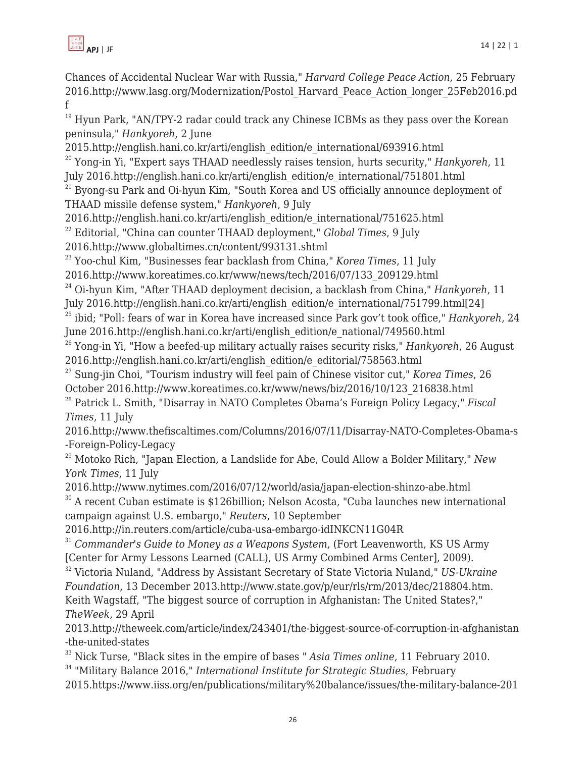Chances of Accidental Nuclear War with Russia," *Harvard College Peace Action*, 25 February 2016.http://www.lasg.org/Modernization/Postol_Harvard_Peace_Action_longer_25Feb2016.pdf

[19] Hyun Park, "AN/TPY-2 radar could track any Chinese ICBMs as they pass over the Korean peninsula," *Hankyoreh*, 2 June 2015.http://english.hani.co.kr/arti/english_edition/e_international/693916.html

[20] Yong-in Yi, "Expert says THAAD needlessly raises tension, hurts security," *Hankyoreh*, 11 July 2016.http://english.hani.co.kr/arti/english_edition/e_international/751801.html

[21] Byong-su Park and Oi-hyun Kim, "South Korea and US officially announce deployment of THAAD missile defense system," *Hankyoreh*, 9 July 2016.http://english.hani.co.kr/arti/english_edition/e_international/751625.html

[22] Editorial, "China can counter THAAD deployment," *Global Times*, 9 July 2016.http://www.globaltimes.cn/content/993131.shtml

[23] Yoo-chul Kim, "Businesses fear backlash from China," *Korea Times*, 11 July 2016.http://www.koreatimes.co.kr/www/news/tech/2016/07/133_209129.html

[24] Oi-hyun Kim, "After THAAD deployment decision, a backlash from China," *Hankyoreh*, 11 July 2016.http://english.hani.co.kr/arti/english_edition/e_international/751799.html[24]

[25] ibid; "Poll: fears of war in Korea have increased since Park gov't took office," *Hankyoreh*, 24 June 2016.http://english.hani.co.kr/arti/english_edition/e_national/749560.html

[26] Yong-in Yi, "How a beefed-up military actually raises security risks," *Hankyoreh*, 26 August 2016.http://english.hani.co.kr/arti/english_edition/e_editorial/758563.html

[27] Sung-jin Choi, "Tourism industry will feel pain of Chinese visitor cut," *Korea Times*, 26 October 2016.http://www.koreatimes.co.kr/www/news/biz/2016/10/123_216838.html

[28] Patrick L. Smith, "Disarray in NATO Completes Obama's Foreign Policy Legacy," *Fiscal Times*, 11 July 2016.http://www.thefiscaltimes.com/Columns/2016/07/11/Disarray-NATO-Completes-Obama-s-Foreign-Policy-Legacy

[29] Motoko Rich, "Japan Election, a Landslide for Abe, Could Allow a Bolder Military," *New York Times*, 11 July 2016.http://www.nytimes.com/2016/07/12/world/asia/japan-election-shinzo-abe.html

[30] A recent Cuban estimate is $126billion; Nelson Acosta, "Cuba launches new international campaign against U.S. embargo," *Reuters*, 10 September 2016.http://in.reuters.com/article/cuba-usa-embargo-idINKCN11G04R

[31] *Commander's Guide to Money as a Weapons System*, (Fort Leavenworth, KS US Army [Center for Army Lessons Learned (CALL), US Army Combined Arms Center], 2009).

[32] Victoria Nuland, "Address by Assistant Secretary of State Victoria Nuland," *US-Ukraine Foundation*, 13 December 2013.http://www.state.gov/p/eur/rls/rm/2013/dec/218804.htm. Keith Wagstaff, "The biggest source of corruption in Afghanistan: The United States?," *TheWeek*, 29 April 2013.http://theweek.com/article/index/243401/the-biggest-source-of-corruption-in-afghanistan-the-united-states

[33] Nick Turse, "Black sites in the empire of bases " *Asia Times online*, 11 February 2010.

[34] "Military Balance 2016," *International Institute for Strategic Studies*, February 2015.https://www.iiss.org/en/publications/military%20balance/issues/the-military-balance-201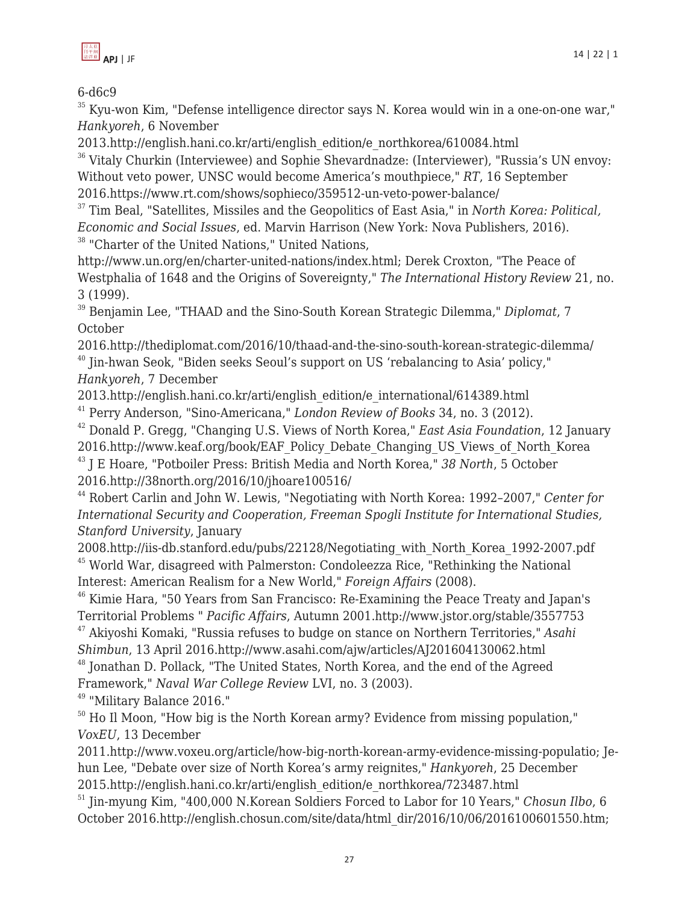6-d6c9

[35] Kyu-won Kim, "Defense intelligence director says N. Korea would win in a one-on-one war," *Hankyoreh*, 6 November 2013.http://english.hani.co.kr/arti/english_edition/e_northkorea/610084.html

[36] Vitaly Churkin (Interviewee) and Sophie Shevardnadze: (Interviewer), "Russia's UN envoy: Without veto power, UNSC would become America's mouthpiece," *RT*, 16 September 2016.https://www.rt.com/shows/sophieco/359512-un-veto-power-balance/

[37] Tim Beal, "Satellites, Missiles and the Geopolitics of East Asia," in *North Korea: Political, Economic and Social Issues*, ed. Marvin Harrison (New York: Nova Publishers, 2016).

[38] "Charter of the United Nations," United Nations, http://www.un.org/en/charter-united-nations/index.html; Derek Croxton, "The Peace of Westphalia of 1648 and the Origins of Sovereignty," *The International History Review* 21, no. 3 (1999).

[39] Benjamin Lee, "THAAD and the Sino-South Korean Strategic Dilemma," *Diplomat*, 7 October 2016.http://thediplomat.com/2016/10/thaad-and-the-sino-south-korean-strategic-dilemma/

[40] Jin-hwan Seok, "Biden seeks Seoul's support on US 'rebalancing to Asia' policy," *Hankyoreh*, 7 December 2013.http://english.hani.co.kr/arti/english_edition/e_international/614389.html

[41] Perry Anderson, "Sino-Americana," *London Review of Books* 34, no. 3 (2012).

[42] Donald P. Gregg, "Changing U.S. Views of North Korea," *East Asia Foundation*, 12 January 2016.http://www.keaf.org/book/EAF_Policy_Debate_Changing_US_Views_of_North_Korea

[43] J E Hoare, "Potboiler Press: British Media and North Korea," *38 North*, 5 October 2016.http://38north.org/2016/10/jhoare100516/

[44] Robert Carlin and John W. Lewis, "Negotiating with North Korea: 1992–2007," *Center for International Security and Cooperation, Freeman Spogli Institute for International Studies, Stanford University*, January 2008.http://iis-db.stanford.edu/pubs/22128/Negotiating_with_North_Korea_1992-2007.pdf

[45] World War, disagreed with Palmerston: Condoleezza Rice, "Rethinking the National Interest: American Realism for a New World," *Foreign Affairs* (2008).

[46] Kimie Hara, "50 Years from San Francisco: Re-Examining the Peace Treaty and Japan's Territorial Problems " *Pacific Affairs*, Autumn 2001.http://www.jstor.org/stable/3557753

[47] Akiyoshi Komaki, "Russia refuses to budge on stance on Northern Territories," *Asahi Shimbun*, 13 April 2016.http://www.asahi.com/ajw/articles/AJ201604130062.html

[48] Jonathan D. Pollack, "The United States, North Korea, and the end of the Agreed Framework," *Naval War College Review* LVI, no. 3 (2003).

[49] "Military Balance 2016."

[50] Ho Il Moon, "How big is the North Korean army? Evidence from missing population," *VoxEU*, 13 December 2011.http://www.voxeu.org/article/how-big-north-korean-army-evidence-missing-populatio; Je-hun Lee, "Debate over size of North Korea's army reignites," *Hankyoreh*, 25 December 2015.http://english.hani.co.kr/arti/english_edition/e_northkorea/723487.html

[51] Jin-myung Kim, "400,000 N.Korean Soldiers Forced to Labor for 10 Years," *Chosun Ilbo*, 6 October 2016.http://english.chosun.com/site/data/html_dir/2016/10/06/2016100601550.htm;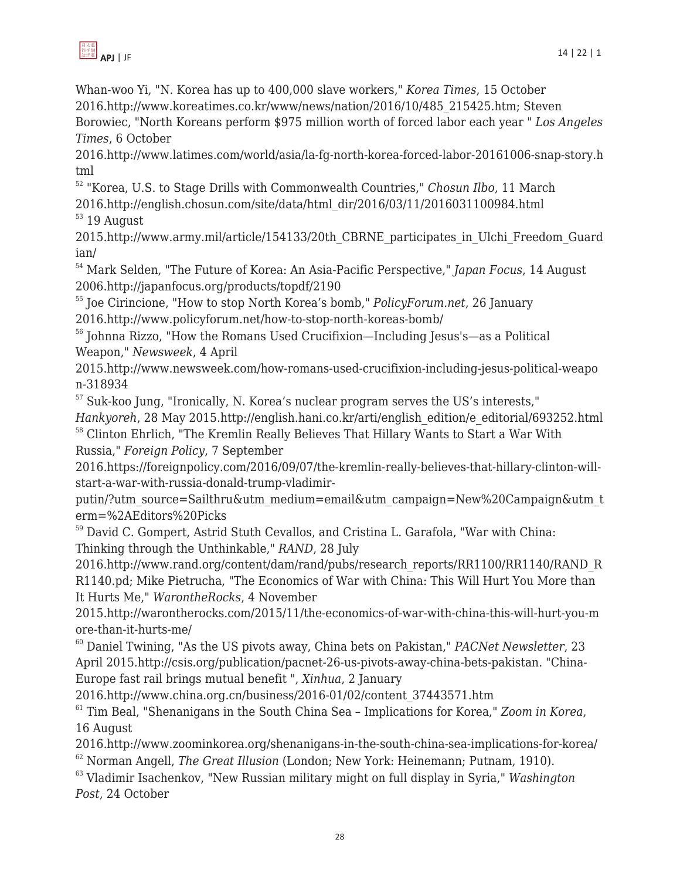Whan-woo Yi, "N. Korea has up to 400,000 slave workers," *Korea Times*, 15 October 2016.http://www.koreatimes.co.kr/www/news/nation/2016/10/485_215425.htm; Steven Borowiec, "North Koreans perform $975 million worth of forced labor each year " *Los Angeles Times*, 6 October 2016.http://www.latimes.com/world/asia/la-fg-north-korea-forced-labor-20161006-snap-story.html

[52] "Korea, U.S. to Stage Drills with Commonwealth Countries," *Chosun Ilbo*, 11 March 2016.http://english.chosun.com/site/data/html_dir/2016/03/11/2016031100984.html

[53] 19 August 2015.http://www.army.mil/article/154133/20th_CBRNE_participates_in_Ulchi_Freedom_Guardian/

[54] Mark Selden, "The Future of Korea: An Asia-Pacific Perspective," *Japan Focus*, 14 August 2006.http://japanfocus.org/products/topdf/2190

[55] Joe Cirincione, "How to stop North Korea's bomb," *PolicyForum.net*, 26 January 2016.http://www.policyforum.net/how-to-stop-north-koreas-bomb/

[56] Johnna Rizzo, "How the Romans Used Crucifixion—Including Jesus's—as a Political Weapon," *Newsweek*, 4 April 2015.http://www.newsweek.com/how-romans-used-crucifixion-including-jesus-political-weapon-318934

[57] Suk-koo Jung, "Ironically, N. Korea's nuclear program serves the US's interests," *Hankyoreh*, 28 May 2015.http://english.hani.co.kr/arti/english_edition/e_editorial/693252.html

[58] Clinton Ehrlich, "The Kremlin Really Believes That Hillary Wants to Start a War With Russia," *Foreign Policy*, 7 September 2016.https://foreignpolicy.com/2016/09/07/the-kremlin-really-believes-that-hillary-clinton-will-start-a-war-with-russia-donald-trump-vladimir-putin/?utm_source=Sailthru&utm_medium=email&utm_campaign=New%20Campaign&utm_term=%2AEditors%20Picks

[59] David C. Gompert, Astrid Stuth Cevallos, and Cristina L. Garafola, "War with China: Thinking through the Unthinkable," *RAND*, 28 July 2016.http://www.rand.org/content/dam/rand/pubs/research_reports/RR1100/RR1140/RAND_RR1140.pd; Mike Pietrucha, "The Economics of War with China: This Will Hurt You More than It Hurts Me," *WarontheRocks*, 4 November 2015.http://warontherocks.com/2015/11/the-economics-of-war-with-china-this-will-hurt-you-more-than-it-hurts-me/

[60] Daniel Twining, "As the US pivots away, China bets on Pakistan," *PACNet Newsletter*, 23 April 2015.http://csis.org/publication/pacnet-26-us-pivots-away-china-bets-pakistan. "China-Europe fast rail brings mutual benefit ", *Xinhua*, 2 January 2016.http://www.china.org.cn/business/2016-01/02/content_37443571.htm

[61] Tim Beal, "Shenanigans in the South China Sea – Implications for Korea," *Zoom in Korea*, 16 August 2016.http://www.zoominkorea.org/shenanigans-in-the-south-china-sea-implications-for-korea/

[62] Norman Angell, *The Great Illusion* (London; New York: Heinemann; Putnam, 1910).

[63] Vladimir Isachenkov, "New Russian military might on full display in Syria," *Washington Post*, 24 October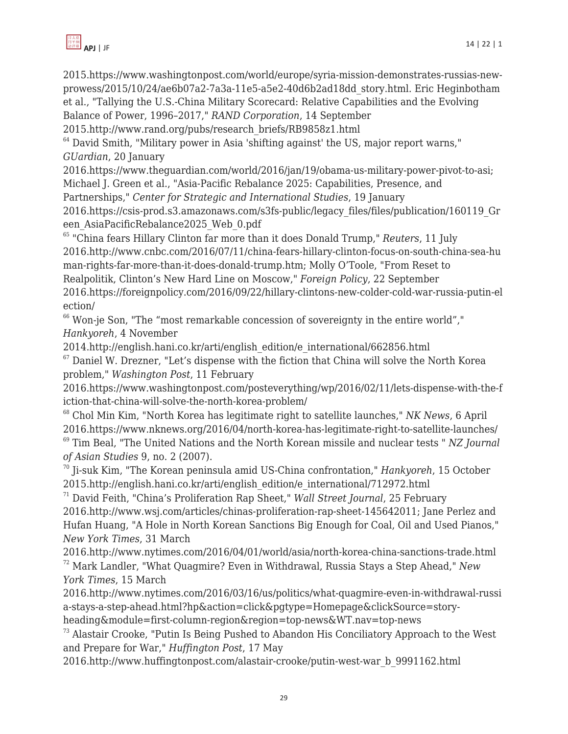2015.https://www.washingtonpost.com/world/europe/syria-mission-demonstrates-russias-new-prowess/2015/10/24/ae6b07a2-7a3a-11e5-a5e2-40d6b2ad18dd_story.html. Eric Heginbotham et al., "Tallying the U.S.-China Military Scorecard: Relative Capabilities and the Evolving Balance of Power, 1996–2017," *RAND Corporation*, 14 September 2015.http://www.rand.org/pubs/research_briefs/RB9858z1.html

[64] David Smith, "Military power in Asia 'shifting against' the US, major report warns," *GUardian*, 20 January 2016.https://www.theguardian.com/world/2016/jan/19/obama-us-military-power-pivot-to-asi; Michael J. Green et al., "Asia-Pacific Rebalance 2025: Capabilities, Presence, and Partnerships," *Center for Strategic and International Studies*, 19 January 2016.https://csis-prod.s3.amazonaws.com/s3fs-public/legacy_files/files/publication/160119_Green_AsiaPacificRebalance2025_Web_0.pdf

[65] "China fears Hillary Clinton far more than it does Donald Trump," *Reuters*, 11 July 2016.http://www.cnbc.com/2016/07/11/china-fears-hillary-clinton-focus-on-south-china-sea-human-rights-far-more-than-it-does-donald-trump.htm; Molly O'Toole, "From Reset to Realpolitik, Clinton's New Hard Line on Moscow," *Foreign Policy*, 22 September 2016.https://foreignpolicy.com/2016/09/22/hillary-clintons-new-colder-cold-war-russia-putin-election/

[66] Won-je Son, "The "most remarkable concession of sovereignty in the entire world"," *Hankyoreh*, 4 November 2014.http://english.hani.co.kr/arti/english_edition/e_international/662856.html

[67] Daniel W. Drezner, "Let's dispense with the fiction that China will solve the North Korea problem," *Washington Post*, 11 February 2016.https://www.washingtonpost.com/posteverything/wp/2016/02/11/lets-dispense-with-the-fiction-that-china-will-solve-the-north-korea-problem/

[68] Chol Min Kim, "North Korea has legitimate right to satellite launches," *NK News*, 6 April 2016.https://www.nknews.org/2016/04/north-korea-has-legitimate-right-to-satellite-launches/

[69] Tim Beal, "The United Nations and the North Korean missile and nuclear tests " *NZ Journal of Asian Studies* 9, no. 2 (2007).

[70] Ji-suk Kim, "The Korean peninsula amid US-China confrontation," *Hankyoreh*, 15 October 2015.http://english.hani.co.kr/arti/english_edition/e_international/712972.html

[71] David Feith, "China's Proliferation Rap Sheet," *Wall Street Journal*, 25 February 2016.http://www.wsj.com/articles/chinas-proliferation-rap-sheet-145642011; Jane Perlez and Hufan Huang, "A Hole in North Korean Sanctions Big Enough for Coal, Oil and Used Pianos," *New York Times*, 31 March 2016.http://www.nytimes.com/2016/04/01/world/asia/north-korea-china-sanctions-trade.html

[72] Mark Landler, "What Quagmire? Even in Withdrawal, Russia Stays a Step Ahead," *New York Times*, 15 March 2016.http://www.nytimes.com/2016/03/16/us/politics/what-quagmire-even-in-withdrawal-russia-stays-a-step-ahead.html?hp&action=click&pgtype=Homepage&clickSource=story-heading&module=first-column-region&region=top-news&WT.nav=top-news

[73] Alastair Crooke, "Putin Is Being Pushed to Abandon His Conciliatory Approach to the West and Prepare for War," *Huffington Post*, 17 May 2016.http://www.huffingtonpost.com/alastair-crooke/putin-west-war_b_9991162.html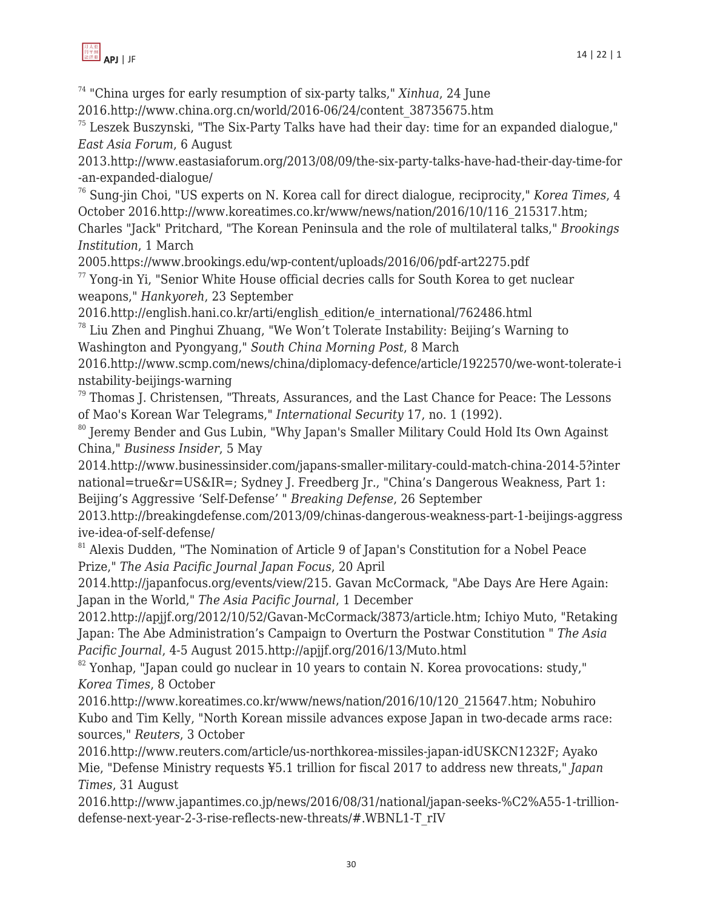[74] "China urges for early resumption of six-party talks," *Xinhua*, 24 June 2016.http://www.china.org.cn/world/2016-06/24/content_38735675.htm

[75] Leszek Buszynski, "The Six-Party Talks have had their day: time for an expanded dialogue," *East Asia Forum*, 6 August 2013.http://www.eastasiaforum.org/2013/08/09/the-six-party-talks-have-had-their-day-time-for-an-expanded-dialogue/

[76] Sung-jin Choi, "US experts on N. Korea call for direct dialogue, reciprocity," *Korea Times*, 4 October 2016.http://www.koreatimes.co.kr/www/news/nation/2016/10/116_215317.htm; Charles "Jack" Pritchard, "The Korean Peninsula and the role of multilateral talks," *Brookings Institution*, 1 March 2005.https://www.brookings.edu/wp-content/uploads/2016/06/pdf-art2275.pdf

[77] Yong-in Yi, "Senior White House official decries calls for South Korea to get nuclear weapons," *Hankyoreh*, 23 September 2016.http://english.hani.co.kr/arti/english_edition/e_international/762486.html

[78] Liu Zhen and Pinghui Zhuang, "We Won't Tolerate Instability: Beijing's Warning to Washington and Pyongyang," *South China Morning Post*, 8 March 2016.http://www.scmp.com/news/china/diplomacy-defence/article/1922570/we-wont-tolerate-instability-beijings-warning

[79] Thomas J. Christensen, "Threats, Assurances, and the Last Chance for Peace: The Lessons of Mao's Korean War Telegrams," *International Security* 17, no. 1 (1992).

[80] Jeremy Bender and Gus Lubin, "Why Japan's Smaller Military Could Hold Its Own Against China," *Business Insider*, 5 May 2014.http://www.businessinsider.com/japans-smaller-military-could-match-china-2014-5?international=true&r=US&IR=; Sydney J. Freedberg Jr., "China's Dangerous Weakness, Part 1: Beijing's Aggressive 'Self-Defense' " *Breaking Defense*, 26 September 2013.http://breakingdefense.com/2013/09/chinas-dangerous-weakness-part-1-beijings-aggressive-idea-of-self-defense/

[81] Alexis Dudden, "The Nomination of Article 9 of Japan's Constitution for a Nobel Peace Prize," *The Asia Pacific Journal Japan Focus*, 20 April 2014.http://japanfocus.org/events/view/215. Gavan McCormack, "Abe Days Are Here Again: Japan in the World," *The Asia Pacific Journal*, 1 December 2012.http://apjjf.org/2012/10/52/Gavan-McCormack/3873/article.htm; Ichiyo Muto, "Retaking Japan: The Abe Administration's Campaign to Overturn the Postwar Constitution " *The Asia Pacific Journal*, 4-5 August 2015.http://apjjf.org/2016/13/Muto.html

[82] Yonhap, "Japan could go nuclear in 10 years to contain N. Korea provocations: study," *Korea Times*, 8 October 2016.http://www.koreatimes.co.kr/www/news/nation/2016/10/120_215647.htm; Nobuhiro Kubo and Tim Kelly, "North Korean missile advances expose Japan in two-decade arms race: sources," *Reuters*, 3 October 2016.http://www.reuters.com/article/us-northkorea-missiles-japan-idUSKCN1232F; Ayako Mie, "Defense Ministry requests ¥5.1 trillion for fiscal 2017 to address new threats," *Japan Times*, 31 August 2016.http://www.japantimes.co.jp/news/2016/08/31/national/japan-seeks-%C2%A55-1-trillion-defense-next-year-2-3-rise-reflects-new-threats/#.WBNL1-T_rIV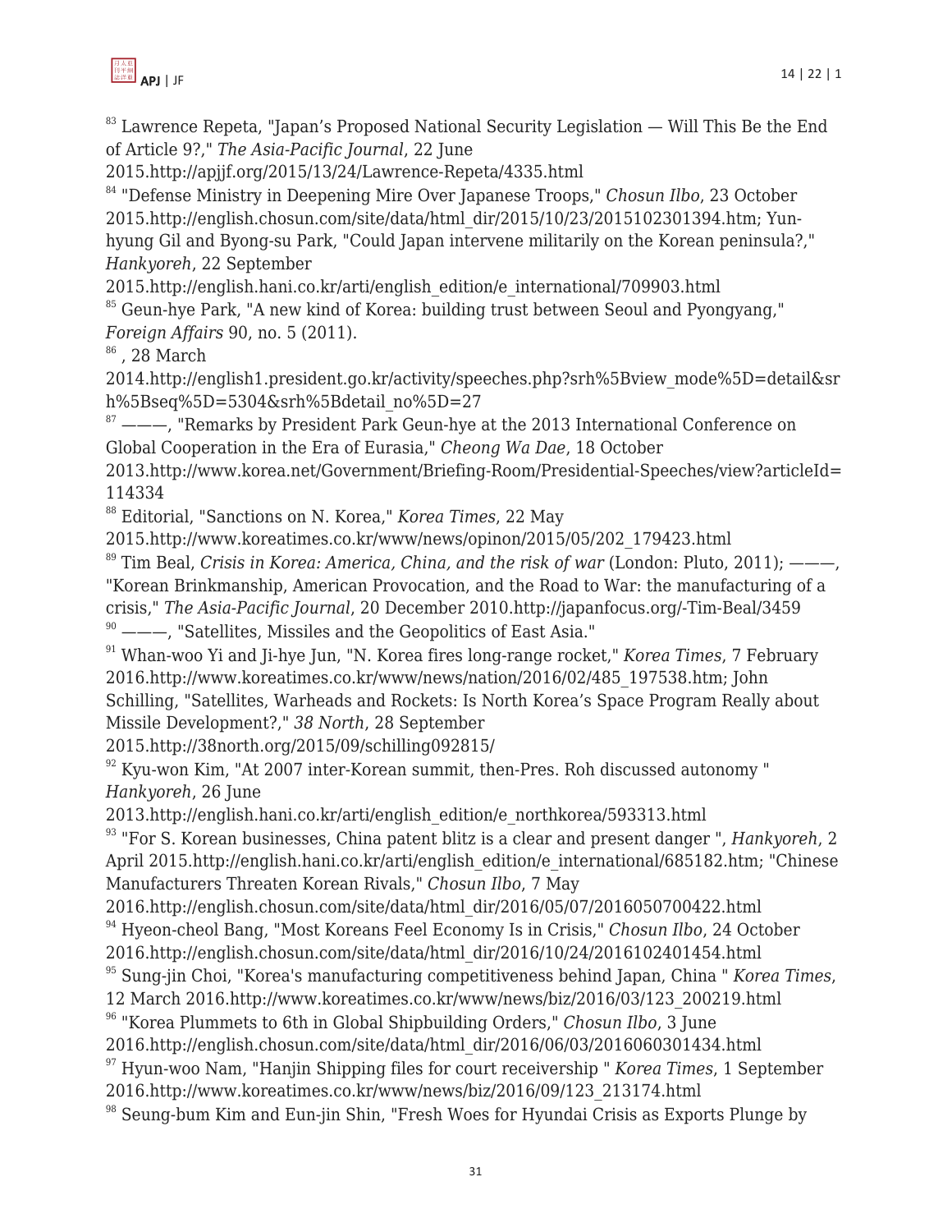[83] Lawrence Repeta, "Japan's Proposed National Security Legislation — Will This Be the End of Article 9?," *The Asia-Pacific Journal*, 22 June 2015.http://apjjf.org/2015/13/24/Lawrence-Repeta/4335.html

[84] "Defense Ministry in Deepening Mire Over Japanese Troops," *Chosun Ilbo*, 23 October 2015.http://english.chosun.com/site/data/html_dir/2015/10/23/2015102301394.htm; Yun-hyung Gil and Byong-su Park, "Could Japan intervene militarily on the Korean peninsula?," *Hankyoreh*, 22 September 2015.http://english.hani.co.kr/arti/english_edition/e_international/709903.html

[85] Geun-hye Park, "A new kind of Korea: building trust between Seoul and Pyongyang," *Foreign Affairs* 90, no. 5 (2011).

[86] , 28 March 2014.http://english1.president.go.kr/activity/speeches.php?srh%5Bview_mode%5D=detail&srh%5Bseq%5D=5304&srh%5Bdetail_no%5D=27

[87] ———, "Remarks by President Park Geun-hye at the 2013 International Conference on Global Cooperation in the Era of Eurasia," *Cheong Wa Dae*, 18 October 2013.http://www.korea.net/Government/Briefing-Room/Presidential-Speeches/view?articleId=114334

[88] Editorial, "Sanctions on N. Korea," *Korea Times*, 22 May 2015.http://www.koreatimes.co.kr/www/news/opinon/2015/05/202_179423.html

[89] Tim Beal, *Crisis in Korea: America, China, and the risk of war* (London: Pluto, 2011); ———, "Korean Brinkmanship, American Provocation, and the Road to War: the manufacturing of a crisis," *The Asia-Pacific Journal*, 20 December 2010.http://japanfocus.org/-Tim-Beal/3459

[90] ———, "Satellites, Missiles and the Geopolitics of East Asia."

[91] Whan-woo Yi and Ji-hye Jun, "N. Korea fires long-range rocket," *Korea Times*, 7 February 2016.http://www.koreatimes.co.kr/www/news/nation/2016/02/485_197538.htm; John Schilling, "Satellites, Warheads and Rockets: Is North Korea's Space Program Really about Missile Development?," *38 North*, 28 September 2015.http://38north.org/2015/09/schilling092815/

[92] Kyu-won Kim, "At 2007 inter-Korean summit, then-Pres. Roh discussed autonomy " *Hankyoreh*, 26 June 2013.http://english.hani.co.kr/arti/english_edition/e_northkorea/593313.html

[93] "For S. Korean businesses, China patent blitz is a clear and present danger ", *Hankyoreh*, 2 April 2015.http://english.hani.co.kr/arti/english_edition/e_international/685182.htm; "Chinese Manufacturers Threaten Korean Rivals," *Chosun Ilbo*, 7 May 2016.http://english.chosun.com/site/data/html_dir/2016/05/07/2016050700422.html

[94] Hyeon-cheol Bang, "Most Koreans Feel Economy Is in Crisis," *Chosun Ilbo*, 24 October 2016.http://english.chosun.com/site/data/html_dir/2016/10/24/2016102401454.html

[95] Sung-jin Choi, "Korea's manufacturing competitiveness behind Japan, China " *Korea Times*, 12 March 2016.http://www.koreatimes.co.kr/www/news/biz/2016/03/123_200219.html

[96] "Korea Plummets to 6th in Global Shipbuilding Orders," *Chosun Ilbo*, 3 June 2016.http://english.chosun.com/site/data/html_dir/2016/06/03/2016060301434.html

[97] Hyun-woo Nam, "Hanjin Shipping files for court receivership " *Korea Times*, 1 September 2016.http://www.koreatimes.co.kr/www/news/biz/2016/09/123_213174.html

[98] Seung-bum Kim and Eun-jin Shin, "Fresh Woes for Hyundai Crisis as Exports Plunge by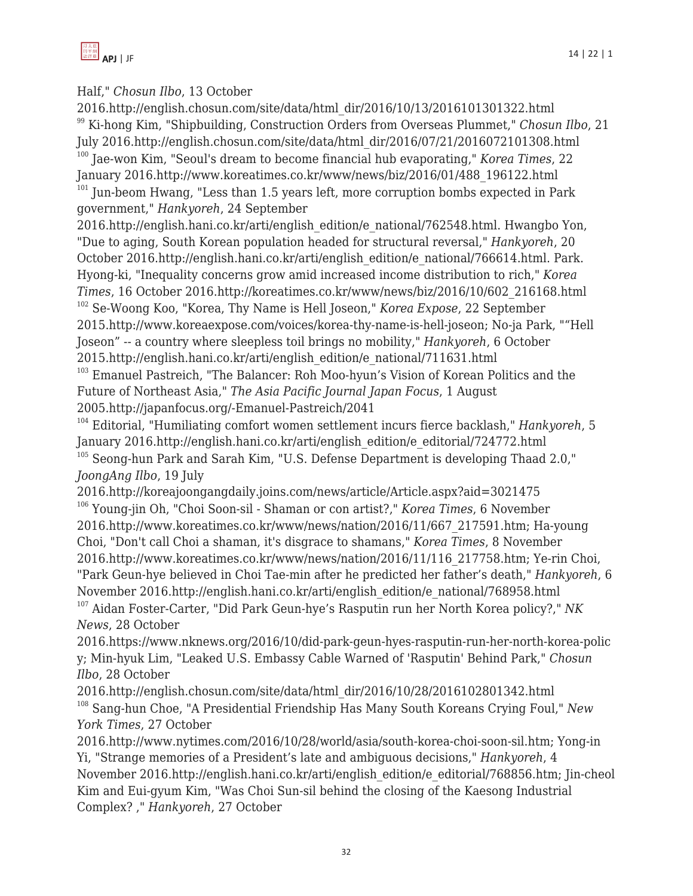Half," *Chosun Ilbo*, 13 October 2016.http://english.chosun.com/site/data/html_dir/2016/10/13/2016101301322.html

[99] Ki-hong Kim, "Shipbuilding, Construction Orders from Overseas Plummet," *Chosun Ilbo*, 21 July 2016.http://english.chosun.com/site/data/html_dir/2016/07/21/2016072101308.html

[100] Jae-won Kim, "Seoul's dream to become financial hub evaporating," *Korea Times*, 22 January 2016.http://www.koreatimes.co.kr/www/news/biz/2016/01/488_196122.html

[101] Jun-beom Hwang, "Less than 1.5 years left, more corruption bombs expected in Park government," *Hankyoreh*, 24 September 2016.http://english.hani.co.kr/arti/english_edition/e_national/762548.html. Hwangbo Yon, "Due to aging, South Korean population headed for structural reversal," *Hankyoreh*, 20 October 2016.http://english.hani.co.kr/arti/english_edition/e_national/766614.html. Park. Hyong-ki, "Inequality concerns grow amid increased income distribution to rich," *Korea Times*, 16 October 2016.http://koreatimes.co.kr/www/news/biz/2016/10/602_216168.html

[102] Se-Woong Koo, "Korea, Thy Name is Hell Joseon," *Korea Expose*, 22 September 2015.http://www.koreaexpose.com/voices/korea-thy-name-is-hell-joseon; No-ja Park, "“Hell Joseon” -- a country where sleepless toil brings no mobility," *Hankyoreh*, 6 October 2015.http://english.hani.co.kr/arti/english_edition/e_national/711631.html

[103] Emanuel Pastreich, "The Balancer: Roh Moo-hyun’s Vision of Korean Politics and the Future of Northeast Asia," *The Asia Pacific Journal Japan Focus*, 1 August 2005.http://japanfocus.org/-Emanuel-Pastreich/2041

[104] Editorial, "Humiliating comfort women settlement incurs fierce backlash," *Hankyoreh*, 5 January 2016.http://english.hani.co.kr/arti/english_edition/e_editorial/724772.html

[105] Seong-hun Park and Sarah Kim, "U.S. Defense Department is developing Thaad 2.0," *JoongAng Ilbo*, 19 July 2016.http://koreajoongangdaily.joins.com/news/article/Article.aspx?aid=3021475

[106] Young-jin Oh, "Choi Soon-sil - Shaman or con artist?," *Korea Times*, 6 November 2016.http://www.koreatimes.co.kr/www/news/nation/2016/11/667_217591.htm; Ha-young Choi, "Don't call Choi a shaman, it's disgrace to shamans," *Korea Times*, 8 November 2016.http://www.koreatimes.co.kr/www/news/nation/2016/11/116_217758.htm; Ye-rin Choi, "Park Geun-hye believed in Choi Tae-min after he predicted her father’s death," *Hankyoreh*, 6 November 2016.http://english.hani.co.kr/arti/english_edition/e_national/768958.html

[107] Aidan Foster-Carter, "Did Park Geun-hye’s Rasputin run her North Korea policy?," *NK News*, 28 October 2016.https://www.nknews.org/2016/10/did-park-geun-hyes-rasputin-run-her-north-korea-policy; Min-hyuk Lim, "Leaked U.S. Embassy Cable Warned of 'Rasputin' Behind Park," *Chosun Ilbo*, 28 October 2016.http://english.chosun.com/site/data/html_dir/2016/10/28/2016102801342.html

[108] Sang-hun Choe, "A Presidential Friendship Has Many South Koreans Crying Foul," *New York Times*, 27 October 2016.http://www.nytimes.com/2016/10/28/world/asia/south-korea-choi-soon-sil.htm; Yong-in Yi, "Strange memories of a President’s late and ambiguous decisions," *Hankyoreh*, 4 November 2016.http://english.hani.co.kr/arti/english_edition/e_editorial/768856.htm; Jin-cheol Kim and Eui-gyum Kim, "Was Choi Sun-sil behind the closing of the Kaesong Industrial Complex? ," *Hankyoreh*, 27 October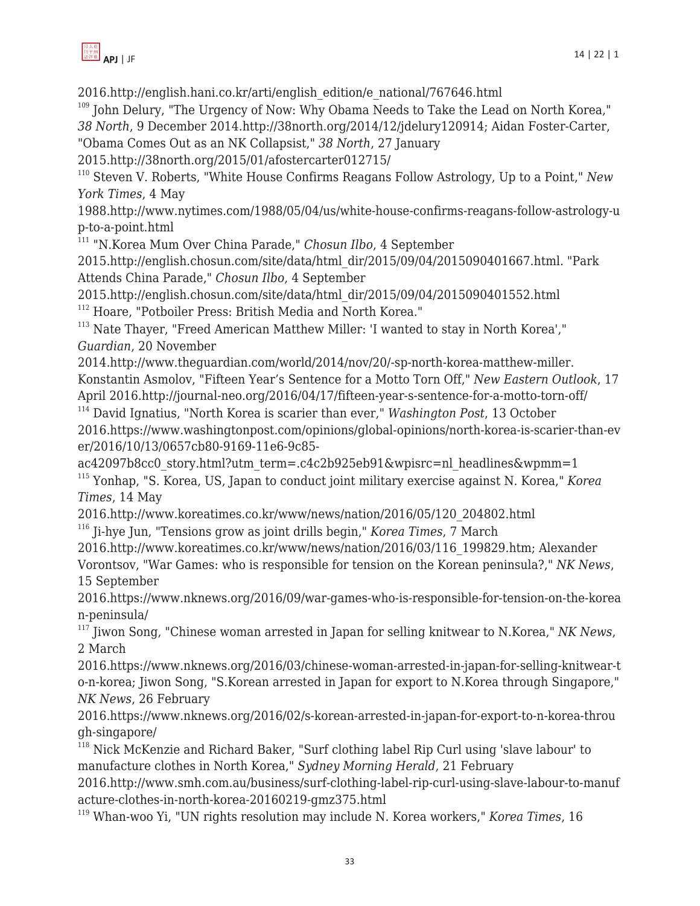2016.http://english.hani.co.kr/arti/english_edition/e_national/767646.html

[109] John Delury, "The Urgency of Now: Why Obama Needs to Take the Lead on North Korea," *38 North*, 9 December 2014.http://38north.org/2014/12/jdelury120914; Aidan Foster-Carter, "Obama Comes Out as an NK Collapsist," *38 North*, 27 January 2015.http://38north.org/2015/01/afostercarter012715/

[110] Steven V. Roberts, "White House Confirms Reagans Follow Astrology, Up to a Point," *New York Times*, 4 May 1988.http://www.nytimes.com/1988/05/04/us/white-house-confirms-reagans-follow-astrology-up-to-a-point.html

[111] "N.Korea Mum Over China Parade," *Chosun Ilbo*, 4 September 2015.http://english.chosun.com/site/data/html_dir/2015/09/04/2015090401667.html. "Park Attends China Parade," *Chosun Ilbo*, 4 September 2015.http://english.chosun.com/site/data/html_dir/2015/09/04/2015090401552.html

[112] Hoare, "Potboiler Press: British Media and North Korea."

[113] Nate Thayer, "Freed American Matthew Miller: 'I wanted to stay in North Korea'," *Guardian*, 20 November 2014.http://www.theguardian.com/world/2014/nov/20/-sp-north-korea-matthew-miller. Konstantin Asmolov, "Fifteen Year's Sentence for a Motto Torn Off," *New Eastern Outlook*, 17 April 2016.http://journal-neo.org/2016/04/17/fifteen-year-s-sentence-for-a-motto-torn-off/

[114] David Ignatius, "North Korea is scarier than ever," *Washington Post*, 13 October 2016.https://www.washingtonpost.com/opinions/global-opinions/north-korea-is-scarier-than-ever/2016/10/13/0657cb80-9169-11e6-9c85-ac42097b8cc0_story.html?utm_term=.c4c2b925eb91&wpisrc=nl_headlines&wpmm=1

[115] Yonhap, "S. Korea, US, Japan to conduct joint military exercise against N. Korea," *Korea Times*, 14 May 2016.http://www.koreatimes.co.kr/www/news/nation/2016/05/120_204802.html

[116] Ji-hye Jun, "Tensions grow as joint drills begin," *Korea Times*, 7 March 2016.http://www.koreatimes.co.kr/www/news/nation/2016/03/116_199829.htm; Alexander Vorontsov, "War Games: who is responsible for tension on the Korean peninsula?," *NK News*, 15 September 2016.https://www.nknews.org/2016/09/war-games-who-is-responsible-for-tension-on-the-korean-peninsula/

[117] Jiwon Song, "Chinese woman arrested in Japan for selling knitwear to N.Korea," *NK News*, 2 March 2016.https://www.nknews.org/2016/03/chinese-woman-arrested-in-japan-for-selling-knitwear-to-n-korea; Jiwon Song, "S.Korean arrested in Japan for export to N.Korea through Singapore," *NK News*, 26 February 2016.https://www.nknews.org/2016/02/s-korean-arrested-in-japan-for-export-to-n-korea-through-singapore/

[118] Nick McKenzie and Richard Baker, "Surf clothing label Rip Curl using 'slave labour' to manufacture clothes in North Korea," *Sydney Morning Herald*, 21 February 2016.http://www.smh.com.au/business/surf-clothing-label-rip-curl-using-slave-labour-to-manufacture-clothes-in-north-korea-20160219-gmz375.html

[119] Whan-woo Yi, "UN rights resolution may include N. Korea workers," *Korea Times*, 16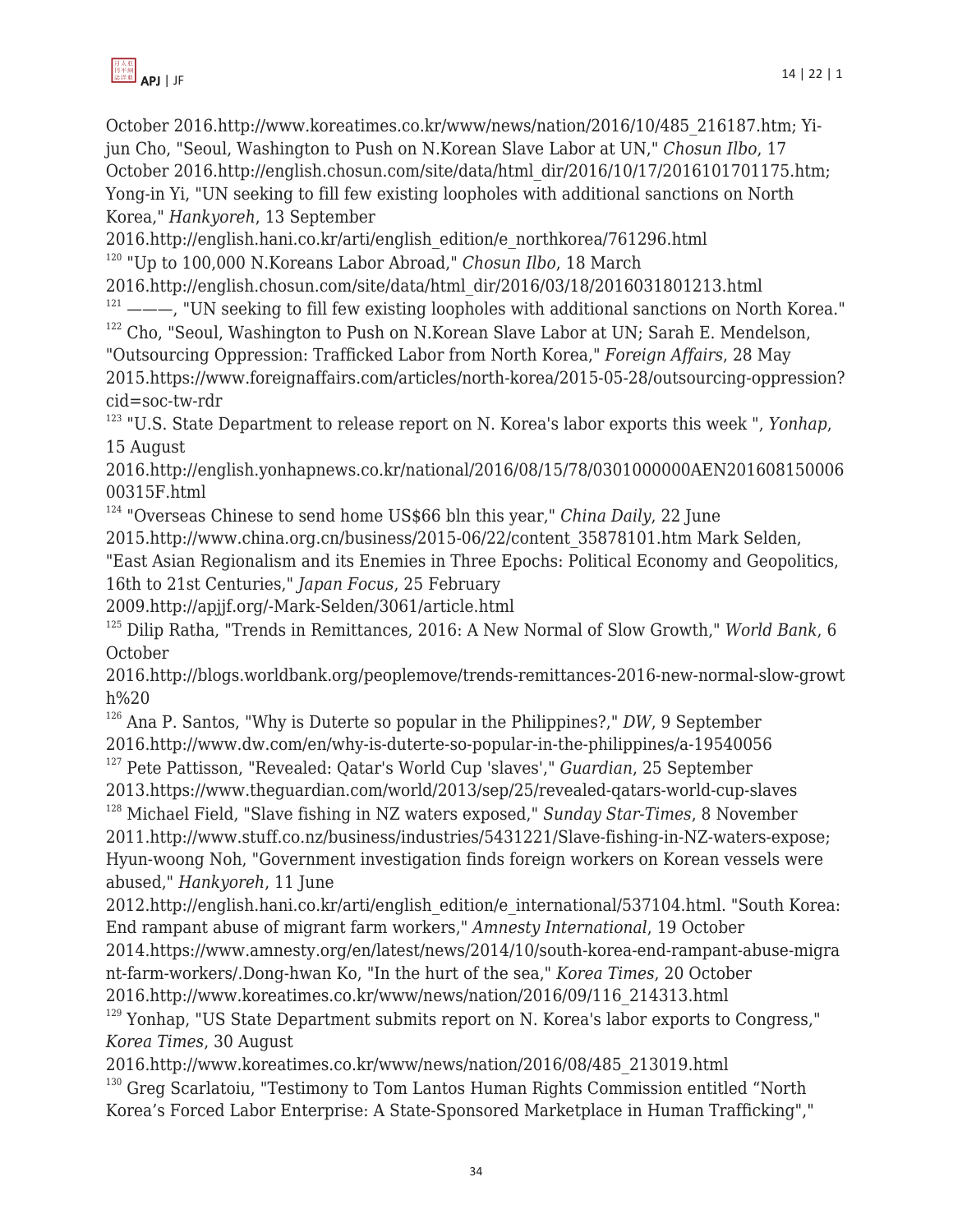October 2016.http://www.koreatimes.co.kr/www/news/nation/2016/10/485_216187.htm; Yi-jun Cho, "Seoul, Washington to Push on N.Korean Slave Labor at UN," *Chosun Ilbo*, 17 October 2016.http://english.chosun.com/site/data/html_dir/2016/10/17/2016101701175.htm; Yong-in Yi, "UN seeking to fill few existing loopholes with additional sanctions on North Korea," *Hankyoreh*, 13 September 2016.http://english.hani.co.kr/arti/english_edition/e_northkorea/761296.html

[120] "Up to 100,000 N.Koreans Labor Abroad," *Chosun Ilbo*, 18 March 2016.http://english.chosun.com/site/data/html_dir/2016/03/18/2016031801213.html

[121] ———, "UN seeking to fill few existing loopholes with additional sanctions on North Korea."

[122] Cho, "Seoul, Washington to Push on N.Korean Slave Labor at UN; Sarah E. Mendelson, "Outsourcing Oppression: Trafficked Labor from North Korea," *Foreign Affairs*, 28 May 2015.https://www.foreignaffairs.com/articles/north-korea/2015-05-28/outsourcing-oppression?cid=soc-tw-rdr

[123] "U.S. State Department to release report on N. Korea's labor exports this week ", *Yonhap*, 15 August 2016.http://english.yonhapnews.co.kr/national/2016/08/15/78/0301000000AEN20160815000600315F.html

[124] "Overseas Chinese to send home US$66 bln this year," *China Daily*, 22 June 2015.http://www.china.org.cn/business/2015-06/22/content_35878101.htm Mark Selden, "East Asian Regionalism and its Enemies in Three Epochs: Political Economy and Geopolitics, 16th to 21st Centuries," *Japan Focus*, 25 February 2009.http://apjjf.org/-Mark-Selden/3061/article.html

[125] Dilip Ratha, "Trends in Remittances, 2016: A New Normal of Slow Growth," *World Bank*, 6 October 2016.http://blogs.worldbank.org/peoplemove/trends-remittances-2016-new-normal-slow-growth%20

[126] Ana P. Santos, "Why is Duterte so popular in the Philippines?," *DW*, 9 September 2016.http://www.dw.com/en/why-is-duterte-so-popular-in-the-philippines/a-19540056

[127] Pete Pattisson, "Revealed: Qatar's World Cup 'slaves'," *Guardian*, 25 September 2013.https://www.theguardian.com/world/2013/sep/25/revealed-qatars-world-cup-slaves

[128] Michael Field, "Slave fishing in NZ waters exposed," *Sunday Star-Times*, 8 November 2011.http://www.stuff.co.nz/business/industries/5431221/Slave-fishing-in-NZ-waters-expose; Hyun-woong Noh, "Government investigation finds foreign workers on Korean vessels were abused," *Hankyoreh*, 11 June 2012.http://english.hani.co.kr/arti/english_edition/e_international/537104.html. "South Korea: End rampant abuse of migrant farm workers," *Amnesty International*, 19 October 2014.https://www.amnesty.org/en/latest/news/2014/10/south-korea-end-rampant-abuse-migrant-farm-workers/.Dong-hwan Ko, "In the hurt of the sea," *Korea Times*, 20 October 2016.http://www.koreatimes.co.kr/www/news/nation/2016/09/116_214313.html

[129] Yonhap, "US State Department submits report on N. Korea's labor exports to Congress," *Korea Times*, 30 August 2016.http://www.koreatimes.co.kr/www/news/nation/2016/08/485_213019.html

[130] Greg Scarlatoiu, "Testimony to Tom Lantos Human Rights Commission entitled “North Korea’s Forced Labor Enterprise: A State-Sponsored Marketplace in Human Trafficking","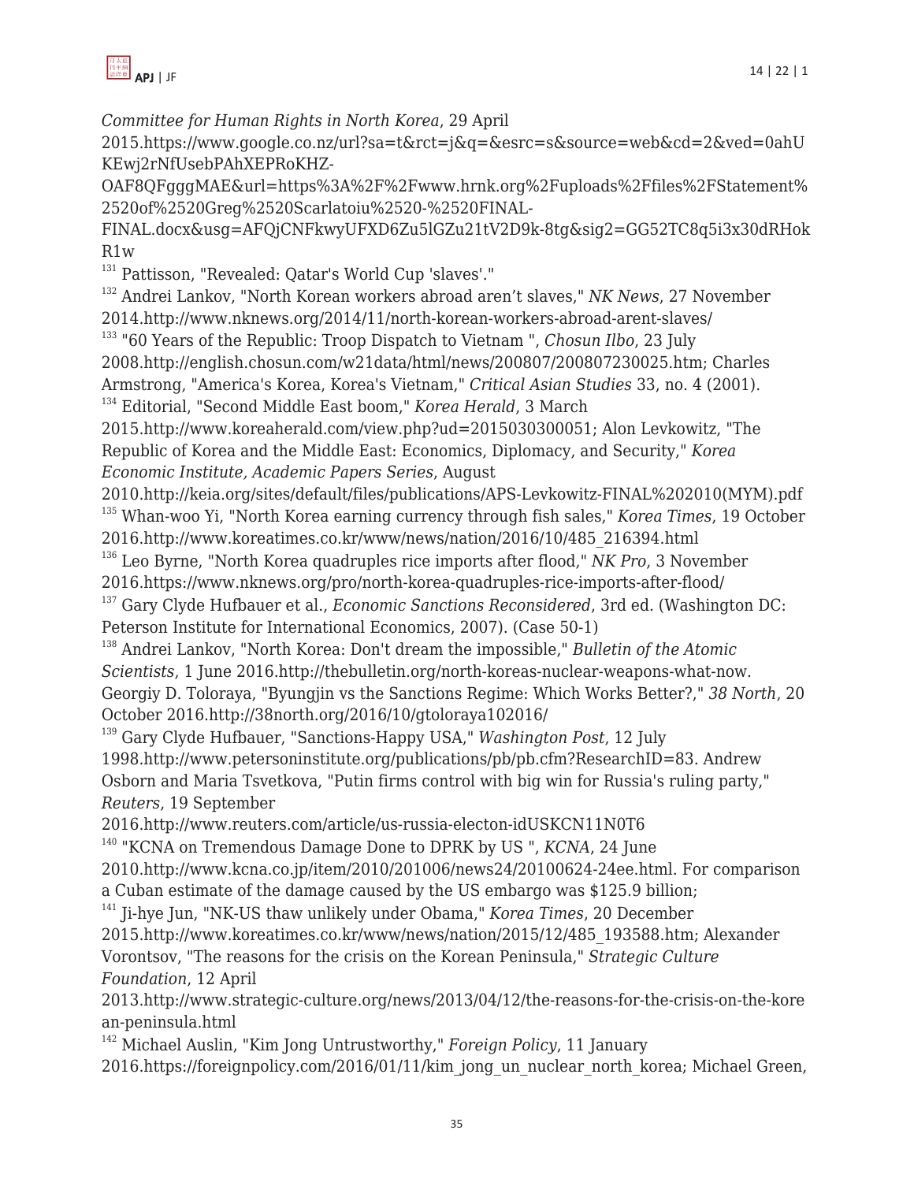*Committee for Human Rights in North Korea*, 29 April 2015.https://www.google.co.nz/url?sa=t&rct=j&q=&esrc=s&source=web&cd=2&ved=0ahUKEwj2rNfUsebPAhXEPRoKHZ-OAF8QFgggMAE&url=https%3A%2F%2Fwww.hrnk.org%2Fuploads%2Ffiles%2FStatement%2520of%2520Greg%2520Scarlatoiu%2520-%2520FINAL-FINAL.docx&usg=AFQjCNFkwyUFXD6Zu5lGZu21tV2D9k-8tg&sig2=GG52TC8q5i3x30dRHokR1w

[131] Pattisson, "Revealed: Qatar's World Cup 'slaves'."

[132] Andrei Lankov, "North Korean workers abroad aren't slaves," *NK News*, 27 November 2014.http://www.nknews.org/2014/11/north-korean-workers-abroad-arent-slaves/

[133] "60 Years of the Republic: Troop Dispatch to Vietnam ", *Chosun Ilbo*, 23 July 2008.http://english.chosun.com/w21data/html/news/200807/200807230025.htm; Charles Armstrong, "America's Korea, Korea's Vietnam," *Critical Asian Studies* 33, no. 4 (2001).

[134] Editorial, "Second Middle East boom," *Korea Herald*, 3 March 2015.http://www.koreaherald.com/view.php?ud=20150303000051; Alon Levkowitz, "The Republic of Korea and the Middle East: Economics, Diplomacy, and Security," *Korea Economic Institute, Academic Papers Series*, August 2010.http://keia.org/sites/default/files/publications/APS-Levkowitz-FINAL%202010(MYM).pdf

[135] Whan-woo Yi, "North Korea earning currency through fish sales," *Korea Times*, 19 October 2016.http://www.koreatimes.co.kr/www/news/nation/2016/10/485_216394.html

[136] Leo Byrne, "North Korea quadruples rice imports after flood," *NK Pro*, 3 November 2016.https://www.nknews.org/pro/north-korea-quadruples-rice-imports-after-flood/

[137] Gary Clyde Hufbauer et al., *Economic Sanctions Reconsidered*, 3rd ed. (Washington DC: Peterson Institute for International Economics, 2007). (Case 50-1)

[138] Andrei Lankov, "North Korea: Don't dream the impossible," *Bulletin of the Atomic Scientists*, 1 June 2016.http://thebulletin.org/north-koreas-nuclear-weapons-what-now. Georgiy D. Toloraya, "Byungjin vs the Sanctions Regime: Which Works Better?," *38 North*, 20 October 2016.http://38north.org/2016/10/gtoloraya102016/

[139] Gary Clyde Hufbauer, "Sanctions-Happy USA," *Washington Post*, 12 July 1998.http://www.petersoninstitute.org/publications/pb/pb.cfm?ResearchID=83. Andrew Osborn and Maria Tsvetkova, "Putin firms control with big win for Russia's ruling party," *Reuters*, 19 September 2016.http://www.reuters.com/article/us-russia-electon-idUSKCN11N0T6

[140] "KCNA on Tremendous Damage Done to DPRK by US ", *KCNA*, 24 June 2010.http://www.kcna.co.jp/item/2010/201006/news24/20100624-24ee.html. For comparison a Cuban estimate of the damage caused by the US embargo was $125.9 billion;

[141] Ji-hye Jun, "NK-US thaw unlikely under Obama," *Korea Times*, 20 December 2015.http://www.koreatimes.co.kr/www/news/nation/2015/12/485_193588.htm; Alexander Vorontsov, "The reasons for the crisis on the Korean Peninsula," *Strategic Culture Foundation*, 12 April 2013.http://www.strategic-culture.org/news/2013/04/12/the-reasons-for-the-crisis-on-the-korean-peninsula.html

[142] Michael Auslin, "Kim Jong Untrustworthy," *Foreign Policy*, 11 January 2016.https://foreignpolicy.com/2016/01/11/kim_jong_un_nuclear_north_korea; Michael Green,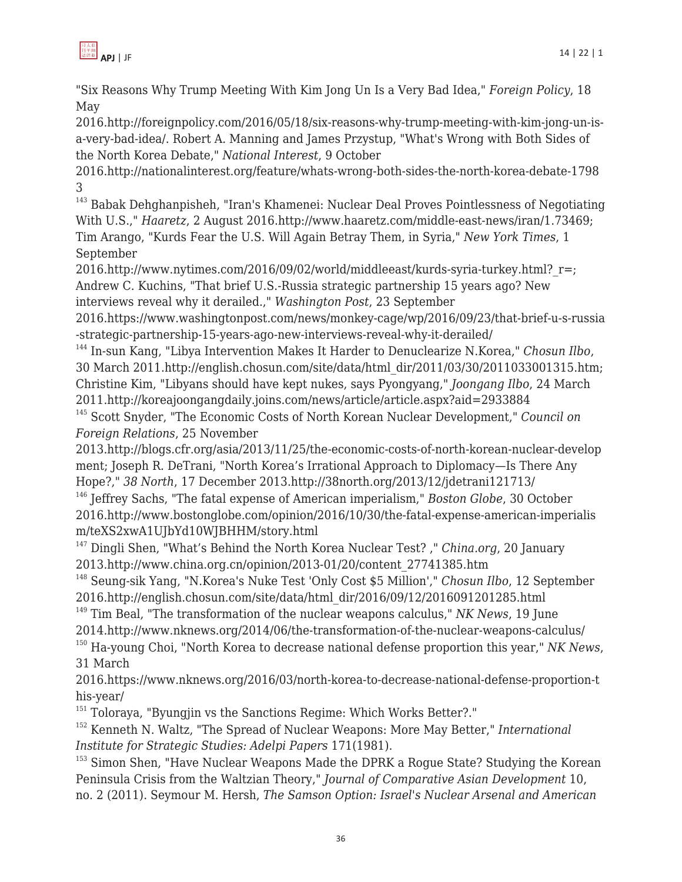"Six Reasons Why Trump Meeting With Kim Jong Un Is a Very Bad Idea," *Foreign Policy*, 18 May 2016.http://foreignpolicy.com/2016/05/18/six-reasons-why-trump-meeting-with-kim-jong-un-is-a-very-bad-idea/. Robert A. Manning and James Przystup, "What's Wrong with Both Sides of the North Korea Debate," *National Interest*, 9 October 2016.http://nationalinterest.org/feature/whats-wrong-both-sides-the-north-korea-debate-17983

[143] Babak Dehghanpisheh, "Iran's Khamenei: Nuclear Deal Proves Pointlessness of Negotiating With U.S.," *Haaretz*, 2 August 2016.http://www.haaretz.com/middle-east-news/iran/1.73469; Tim Arango, "Kurds Fear the U.S. Will Again Betray Them, in Syria," *New York Times*, 1 September 2016.http://www.nytimes.com/2016/09/02/world/middleeast/kurds-syria-turkey.html?_r=; Andrew C. Kuchins, "That brief U.S.-Russia strategic partnership 15 years ago? New interviews reveal why it derailed.," *Washington Post*, 23 September 2016.https://www.washingtonpost.com/news/monkey-cage/wp/2016/09/23/that-brief-u-s-russia-strategic-partnership-15-years-ago-new-interviews-reveal-why-it-derailed/

[144] In-sun Kang, "Libya Intervention Makes It Harder to Denuclearize N.Korea," *Chosun Ilbo*, 30 March 2011.http://english.chosun.com/site/data/html_dir/2011/03/30/2011033001315.htm; Christine Kim, "Libyans should have kept nukes, says Pyongyang," *Joongang Ilbo*, 24 March 2011.http://koreajoongangdaily.joins.com/news/article/article.aspx?aid=2933884

[145] Scott Snyder, "The Economic Costs of North Korean Nuclear Development," *Council on Foreign Relations*, 25 November 2013.http://blogs.cfr.org/asia/2013/11/25/the-economic-costs-of-north-korean-nuclear-development; Joseph R. DeTrani, "North Korea's Irrational Approach to Diplomacy—Is There Any Hope?," *38 North*, 17 December 2013.http://38north.org/2013/12/jdetrani121713/

[146] Jeffrey Sachs, "The fatal expense of American imperialism," *Boston Globe*, 30 October 2016.http://www.bostonglobe.com/opinion/2016/10/30/the-fatal-expense-american-imperialism/teXS2xwA1UJbYd10WJBHHM/story.html

[147] Dingli Shen, "What's Behind the North Korea Nuclear Test? ," *China.org*, 20 January 2013.http://www.china.org.cn/opinion/2013-01/20/content_27741385.htm

[148] Seung-sik Yang, "N.Korea's Nuke Test 'Only Cost $5 Million'," *Chosun Ilbo*, 12 September 2016.http://english.chosun.com/site/data/html_dir/2016/09/12/2016091201285.html

[149] Tim Beal, "The transformation of the nuclear weapons calculus," *NK News*, 19 June 2014.http://www.nknews.org/2014/06/the-transformation-of-the-nuclear-weapons-calculus/

[150] Ha-young Choi, "North Korea to decrease national defense proportion this year," *NK News*, 31 March 2016.https://www.nknews.org/2016/03/north-korea-to-decrease-national-defense-proportion-this-year/

[151] Toloraya, "Byungjin vs the Sanctions Regime: Which Works Better?."

[152] Kenneth N. Waltz, "The Spread of Nuclear Weapons: More May Better," *International Institute for Strategic Studies: Adelpi Papers* 171(1981).

[153] Simon Shen, "Have Nuclear Weapons Made the DPRK a Rogue State? Studying the Korean Peninsula Crisis from the Waltzian Theory," *Journal of Comparative Asian Development* 10, no. 2 (2011). Seymour M. Hersh, *The Samson Option: Israel's Nuclear Arsenal and American*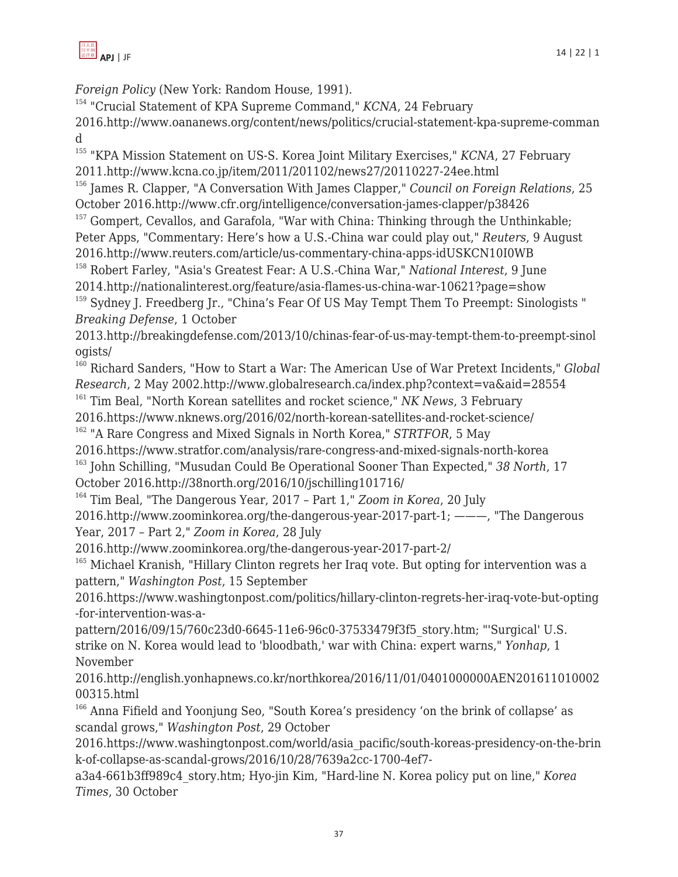*Foreign Policy* (New York: Random House, 1991).

[154] "Crucial Statement of KPA Supreme Command," *KCNA*, 24 February 2016.http://www.oananews.org/content/news/politics/crucial-statement-kpa-supreme-command

[155] "KPA Mission Statement on US-S. Korea Joint Military Exercises," *KCNA*, 27 February 2011.http://www.kcna.co.jp/item/2011/201102/news27/20110227-24ee.html

[156] James R. Clapper, "A Conversation With James Clapper," *Council on Foreign Relations*, 25 October 2016.http://www.cfr.org/intelligence/conversation-james-clapper/p38426

[157] Gompert, Cevallos, and Garafola, "War with China: Thinking through the Unthinkable; Peter Apps, "Commentary: Here's how a U.S.-China war could play out," *Reuters*, 9 August 2016.http://www.reuters.com/article/us-commentary-china-apps-idUSKCN10I0WB

[158] Robert Farley, "Asia's Greatest Fear: A U.S.-China War," *National Interest*, 9 June 2014.http://nationalinterest.org/feature/asia-flames-us-china-war-10621?page=show

[159] Sydney J. Freedberg Jr., "China's Fear Of US May Tempt Them To Preempt: Sinologists " *Breaking Defense*, 1 October 2013.http://breakingdefense.com/2013/10/chinas-fear-of-us-may-tempt-them-to-preempt-sinologists/

[160] Richard Sanders, "How to Start a War: The American Use of War Pretext Incidents," *Global Research*, 2 May 2002.http://www.globalresearch.ca/index.php?context=va&aid=28554

[161] Tim Beal, "North Korean satellites and rocket science," *NK News*, 3 February 2016.https://www.nknews.org/2016/02/north-korean-satellites-and-rocket-science/

[162] "A Rare Congress and Mixed Signals in North Korea," *STRTFOR*, 5 May 2016.https://www.stratfor.com/analysis/rare-congress-and-mixed-signals-north-korea

[163] John Schilling, "Musudan Could Be Operational Sooner Than Expected," *38 North*, 17 October 2016.http://38north.org/2016/10/jschilling101716/

[164] Tim Beal, "The Dangerous Year, 2017 – Part 1," *Zoom in Korea*, 20 July 2016.http://www.zoominkorea.org/the-dangerous-year-2017-part-1; ———, "The Dangerous Year, 2017 – Part 2," *Zoom in Korea*, 28 July 2016.http://www.zoominkorea.org/the-dangerous-year-2017-part-2/

[165] Michael Kranish, "Hillary Clinton regrets her Iraq vote. But opting for intervention was a pattern," *Washington Post*, 15 September 2016.https://www.washingtonpost.com/politics/hillary-clinton-regrets-her-iraq-vote-but-opting-for-intervention-was-a-pattern/2016/09/15/760c23d0-6645-11e6-96c0-37533479f3f5_story.htm; "'Surgical' U.S. strike on N. Korea would lead to 'bloodbath,' war with China: expert warns," *Yonhap*, 1 November 2016.http://english.yonhapnews.co.kr/northkorea/2016/11/01/0401000000AEN20161101000200315.html

[166] Anna Fifield and Yoonjung Seo, "South Korea's presidency 'on the brink of collapse' as scandal grows," *Washington Post*, 29 October 2016.https://www.washingtonpost.com/world/asia_pacific/south-koreas-presidency-on-the-brink-of-collapse-as-scandal-grows/2016/10/28/7639a2cc-1700-4ef7-a3a4-661b3ff989c4_story.htm; Hyo-jin Kim, "Hard-line N. Korea policy put on line," *Korea Times*, 30 October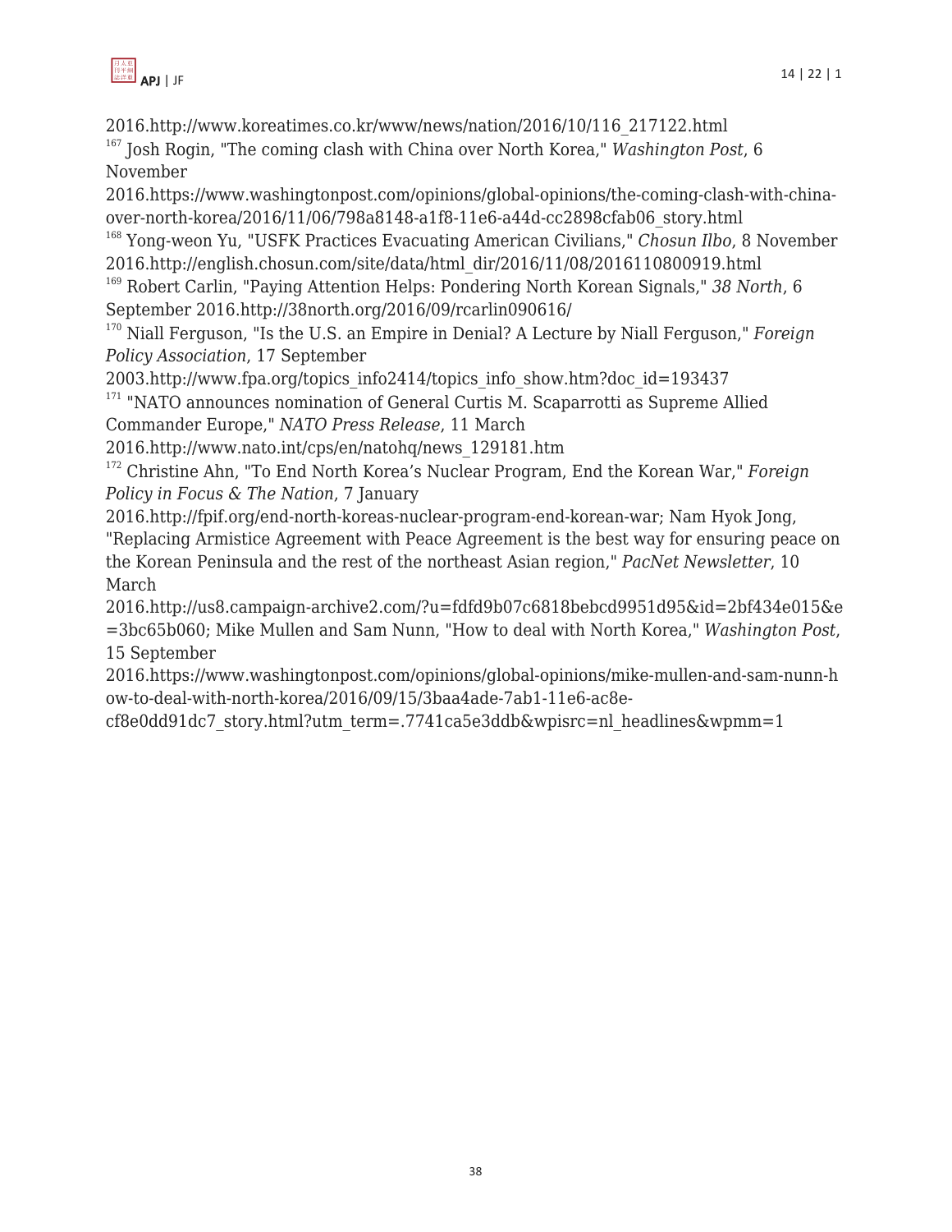2016.http://www.koreatimes.co.kr/www/news/nation/2016/10/116_217122.html

[167] Josh Rogin, "The coming clash with China over North Korea," *Washington Post*, 6 November 2016.https://www.washingtonpost.com/opinions/global-opinions/the-coming-clash-with-china-over-north-korea/2016/11/06/798a8148-a1f8-11e6-a44d-cc2898cfab06_story.html

[168] Yong-weon Yu, "USFK Practices Evacuating American Civilians," *Chosun Ilbo*, 8 November 2016.http://english.chosun.com/site/data/html_dir/2016/11/08/2016110800919.html

[169] Robert Carlin, "Paying Attention Helps: Pondering North Korean Signals," *38 North*, 6 September 2016.http://38north.org/2016/09/rcarlin090616/

[170] Niall Ferguson, "Is the U.S. an Empire in Denial? A Lecture by Niall Ferguson," *Foreign Policy Association*, 17 September 2003.http://www.fpa.org/topics_info2414/topics_info_show.htm?doc_id=193437

[171] "NATO announces nomination of General Curtis M. Scaparrotti as Supreme Allied Commander Europe," *NATO Press Release*, 11 March 2016.http://www.nato.int/cps/en/natohq/news_129181.htm

[172] Christine Ahn, "To End North Korea's Nuclear Program, End the Korean War," *Foreign Policy in Focus & The Nation*, 7 January 2016.http://fpif.org/end-north-koreas-nuclear-program-end-korean-war; Nam Hyok Jong, "Replacing Armistice Agreement with Peace Agreement is the best way for ensuring peace on the Korean Peninsula and the rest of the northeast Asian region," *PacNet Newsletter*, 10 March 2016.http://us8.campaign-archive2.com/?u=fdfd9b07c6818bebcd9951d95&id=2bf434e015&e=3bc65b060; Mike Mullen and Sam Nunn, "How to deal with North Korea," *Washington Post*, 15 September 2016.https://www.washingtonpost.com/opinions/global-opinions/mike-mullen-and-sam-nunn-how-to-deal-with-north-korea/2016/09/15/3baa4ade-7ab1-11e6-ac8e-cf8e0dd91dc7_story.html?utm_term=.7741ca5e3ddb&wpisrc=nl_headlines&wpmm=1